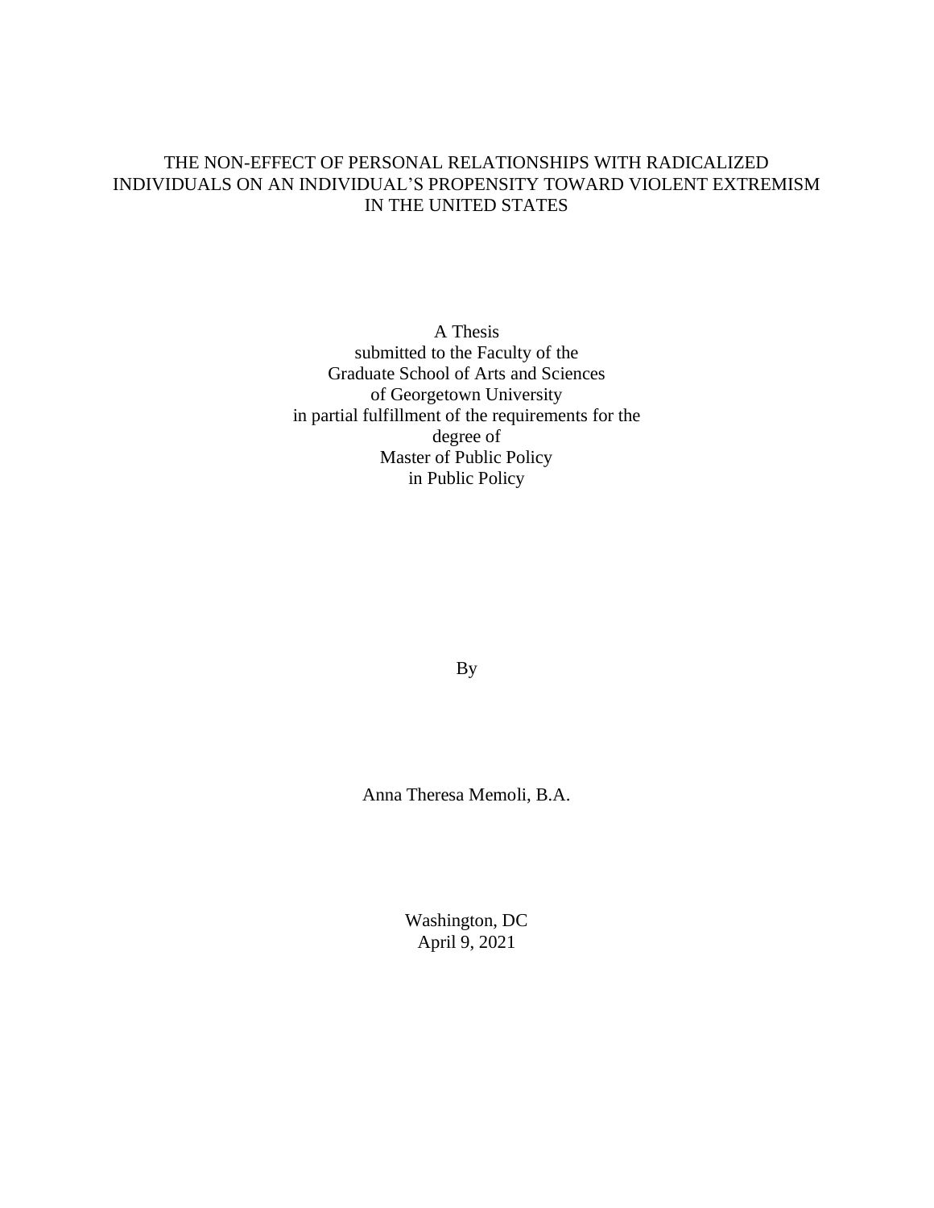# THE NON-EFFECT OF PERSONAL RELATIONSHIPS WITH RADICALIZED INDIVIDUALS ON AN INDIVIDUAL'S PROPENSITY TOWARD VIOLENT EXTREMISM IN THE UNITED STATES

A Thesis
submitted to the Faculty of the
Graduate School of Arts and Sciences
of Georgetown University
in partial fulfillment of the requirements for the
degree of
Master of Public Policy
in Public Policy

By

Anna Theresa Memoli, B.A.

Washington, DC
April 9, 2021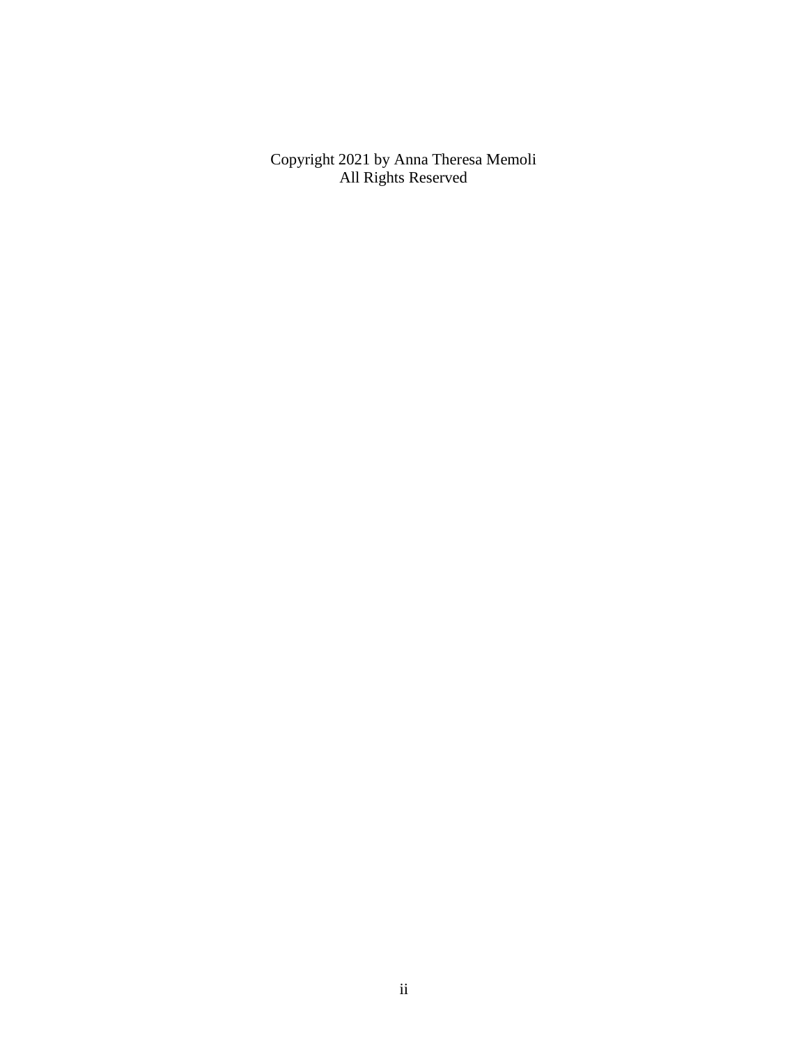Copyright 2021 by Anna Theresa Memoli
All Rights Reserved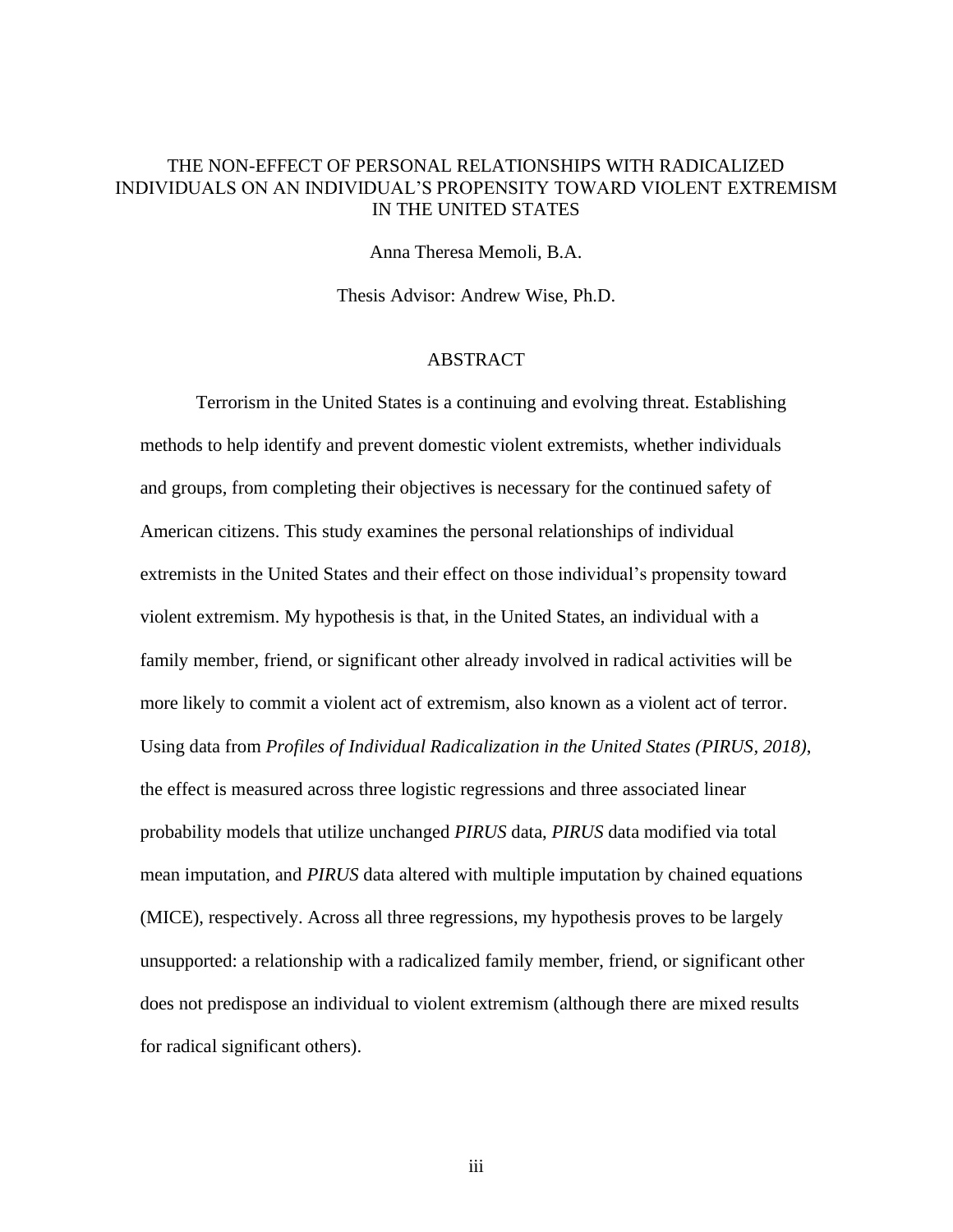# THE NON-EFFECT OF PERSONAL RELATIONSHIPS WITH RADICALIZED INDIVIDUALS ON AN INDIVIDUAL'S PROPENSITY TOWARD VIOLENT EXTREMISM IN THE UNITED STATES

Anna Theresa Memoli, B.A.

Thesis Advisor: Andrew Wise, Ph.D.

## ABSTRACT

Terrorism in the United States is a continuing and evolving threat. Establishing methods to help identify and prevent domestic violent extremists, whether individuals and groups, from completing their objectives is necessary for the continued safety of American citizens. This study examines the personal relationships of individual extremists in the United States and their effect on those individual's propensity toward violent extremism. My hypothesis is that, in the United States, an individual with a family member, friend, or significant other already involved in radical activities will be more likely to commit a violent act of extremism, also known as a violent act of terror. Using data from *Profiles of Individual Radicalization in the United States (PIRUS, 2018)*, the effect is measured across three logistic regressions and three associated linear probability models that utilize unchanged *PIRUS* data, *PIRUS* data modified via total mean imputation, and *PIRUS* data altered with multiple imputation by chained equations (MICE), respectively. Across all three regressions, my hypothesis proves to be largely unsupported: a relationship with a radicalized family member, friend, or significant other does not predispose an individual to violent extremism (although there are mixed results for radical significant others).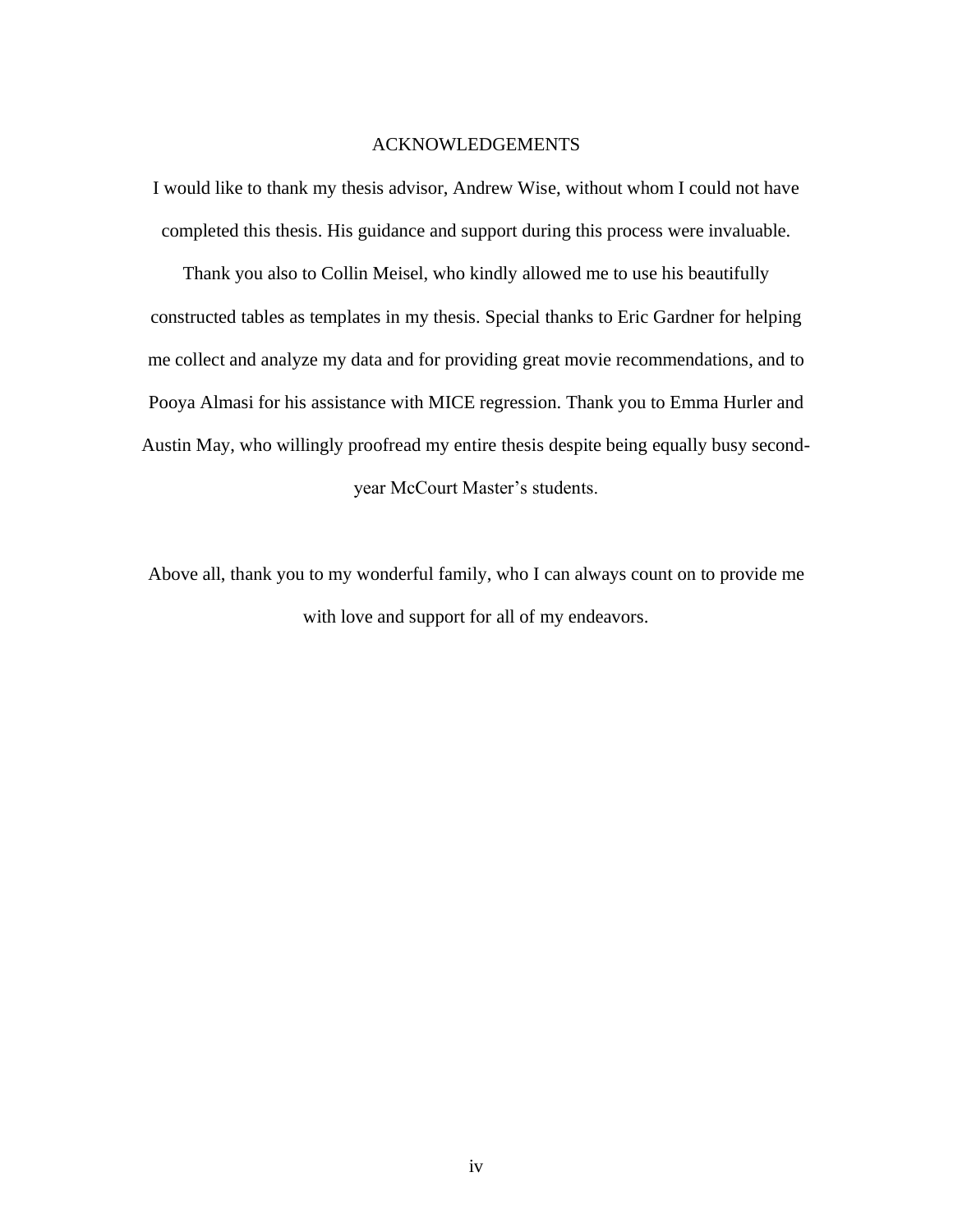# ACKNOWLEDGEMENTS

I would like to thank my thesis advisor, Andrew Wise, without whom I could not have completed this thesis. His guidance and support during this process were invaluable. Thank you also to Collin Meisel, who kindly allowed me to use his beautifully constructed tables as templates in my thesis. Special thanks to Eric Gardner for helping me collect and analyze my data and for providing great movie recommendations, and to Pooya Almasi for his assistance with MICE regression. Thank you to Emma Hurler and Austin May, who willingly proofread my entire thesis despite being equally busy second-year McCourt Master's students.

Above all, thank you to my wonderful family, who I can always count on to provide me with love and support for all of my endeavors.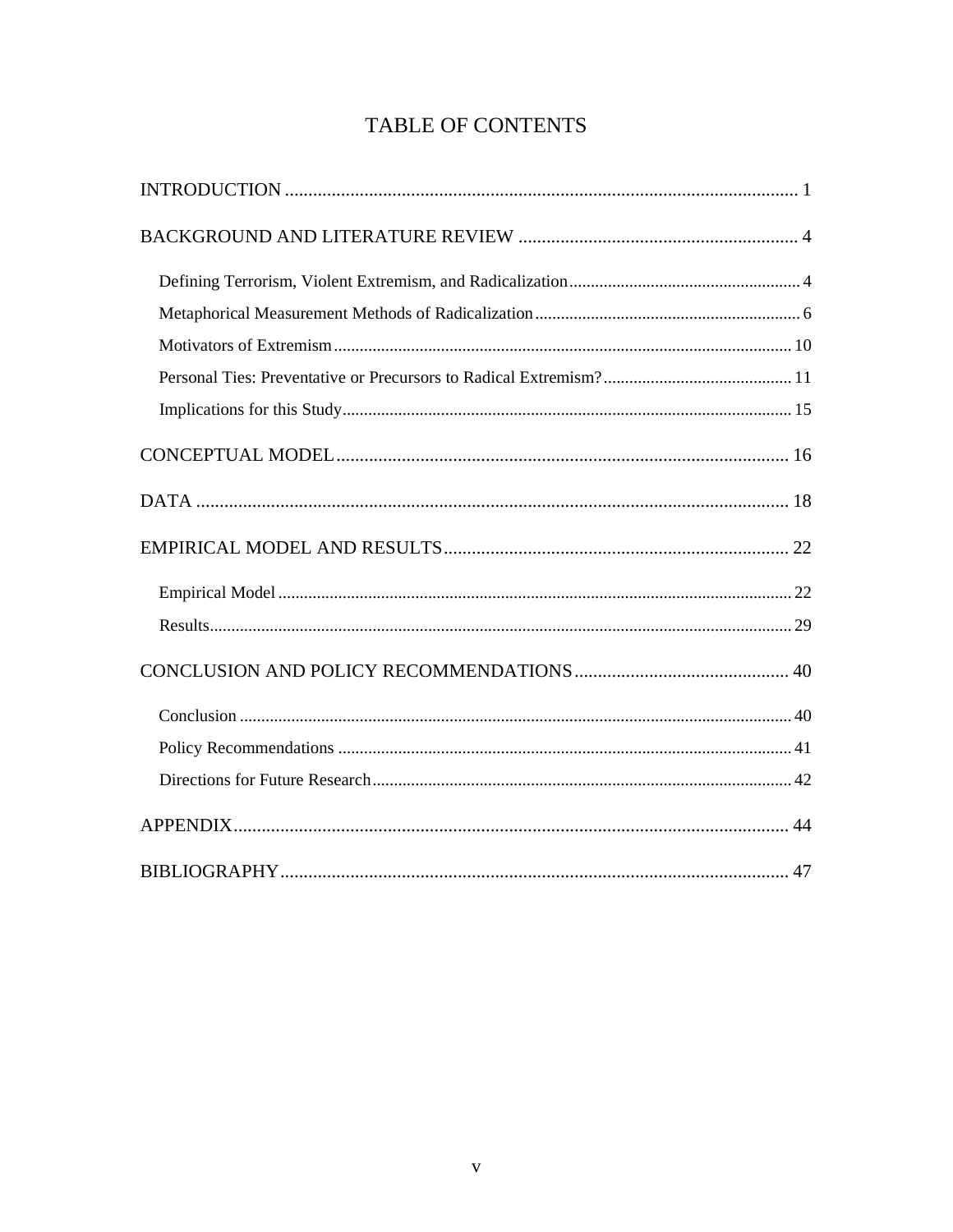# TABLE OF CONTENTS

INTRODUCTION ........................................................................................................... 1

BACKGROUND AND LITERATURE REVIEW ............................................................ 4

- Defining Terrorism, Violent Extremism, and Radicalization ...................................................... 4
- Metaphorical Measurement Methods of Radicalization ............................................................. 6
- Motivators of Extremism ........................................................................................................... 10
- Personal Ties: Preventative or Precursors to Radical Extremism? ............................................ 11
- Implications for this Study ......................................................................................................... 15

CONCEPTUAL MODEL ................................................................................................ 16

DATA ............................................................................................................................. 18

EMPIRICAL MODEL AND RESULTS .......................................................................... 22

- Empirical Model ........................................................................................................................ 22
- Results ........................................................................................................................................ 29

CONCLUSION AND POLICY RECOMMENDATIONS .............................................. 40

- Conclusion ................................................................................................................................. 40
- Policy Recommendations .......................................................................................................... 41
- Directions for Future Research .................................................................................................. 42

APPENDIX ...................................................................................................................... 44

BIBLIOGRAPHY ............................................................................................................ 47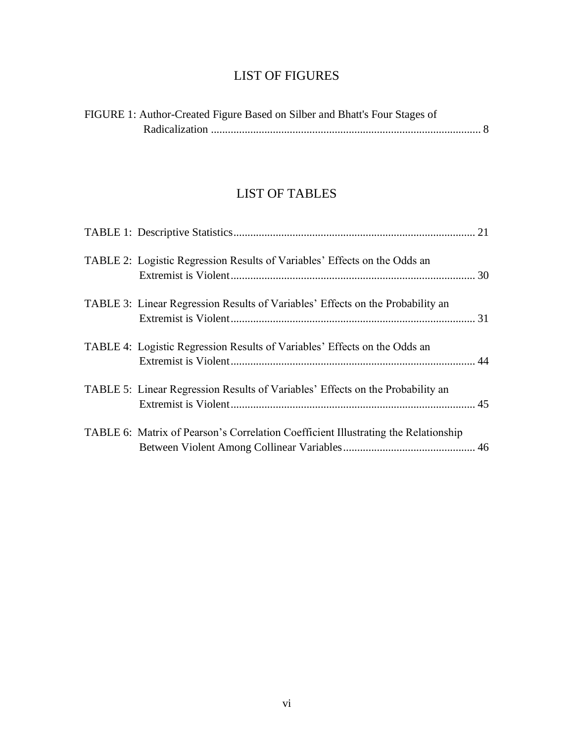# LIST OF FIGURES

FIGURE 1: Author-Created Figure Based on Silber and Bhatt's Four Stages of Radicalization ................................................................................................ 8

# LIST OF TABLES

TABLE 1: Descriptive Statistics..................................................................................... 21

TABLE 2: Logistic Regression Results of Variables' Effects on the Odds an Extremist is Violent...................................................................................... 30

TABLE 3: Linear Regression Results of Variables' Effects on the Probability an Extremist is Violent...................................................................................... 31

TABLE 4: Logistic Regression Results of Variables' Effects on the Odds an Extremist is Violent...................................................................................... 44

TABLE 5: Linear Regression Results of Variables' Effects on the Probability an Extremist is Violent...................................................................................... 45

TABLE 6: Matrix of Pearson's Correlation Coefficient Illustrating the Relationship Between Violent Among Collinear Variables.............................................. 46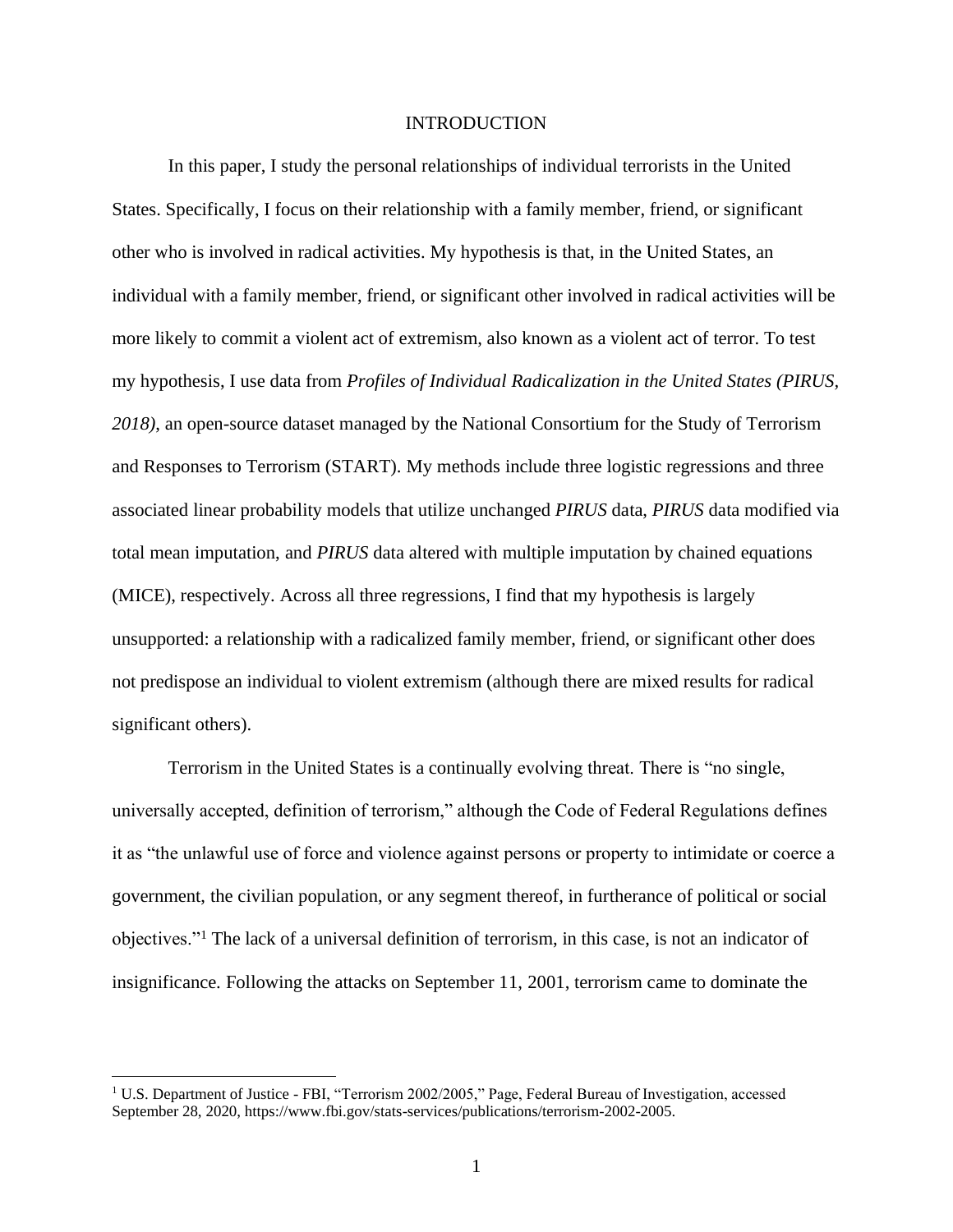# INTRODUCTION

In this paper, I study the personal relationships of individual terrorists in the United States. Specifically, I focus on their relationship with a family member, friend, or significant other who is involved in radical activities. My hypothesis is that, in the United States, an individual with a family member, friend, or significant other involved in radical activities will be more likely to commit a violent act of extremism, also known as a violent act of terror. To test my hypothesis, I use data from *Profiles of Individual Radicalization in the United States (PIRUS, 2018),* an open-source dataset managed by the National Consortium for the Study of Terrorism and Responses to Terrorism (START). My methods include three logistic regressions and three associated linear probability models that utilize unchanged *PIRUS* data, *PIRUS* data modified via total mean imputation, and *PIRUS* data altered with multiple imputation by chained equations (MICE), respectively. Across all three regressions, I find that my hypothesis is largely unsupported: a relationship with a radicalized family member, friend, or significant other does not predispose an individual to violent extremism (although there are mixed results for radical significant others).

Terrorism in the United States is a continually evolving threat. There is "no single, universally accepted, definition of terrorism," although the Code of Federal Regulations defines it as "the unlawful use of force and violence against persons or property to intimidate or coerce a government, the civilian population, or any segment thereof, in furtherance of political or social objectives."[1] The lack of a universal definition of terrorism, in this case, is not an indicator of insignificance. Following the attacks on September 11, 2001, terrorism came to dominate the

[1] U.S. Department of Justice - FBI, "Terrorism 2002/2005," Page, Federal Bureau of Investigation, accessed September 28, 2020, https://www.fbi.gov/stats-services/publications/terrorism-2002-2005.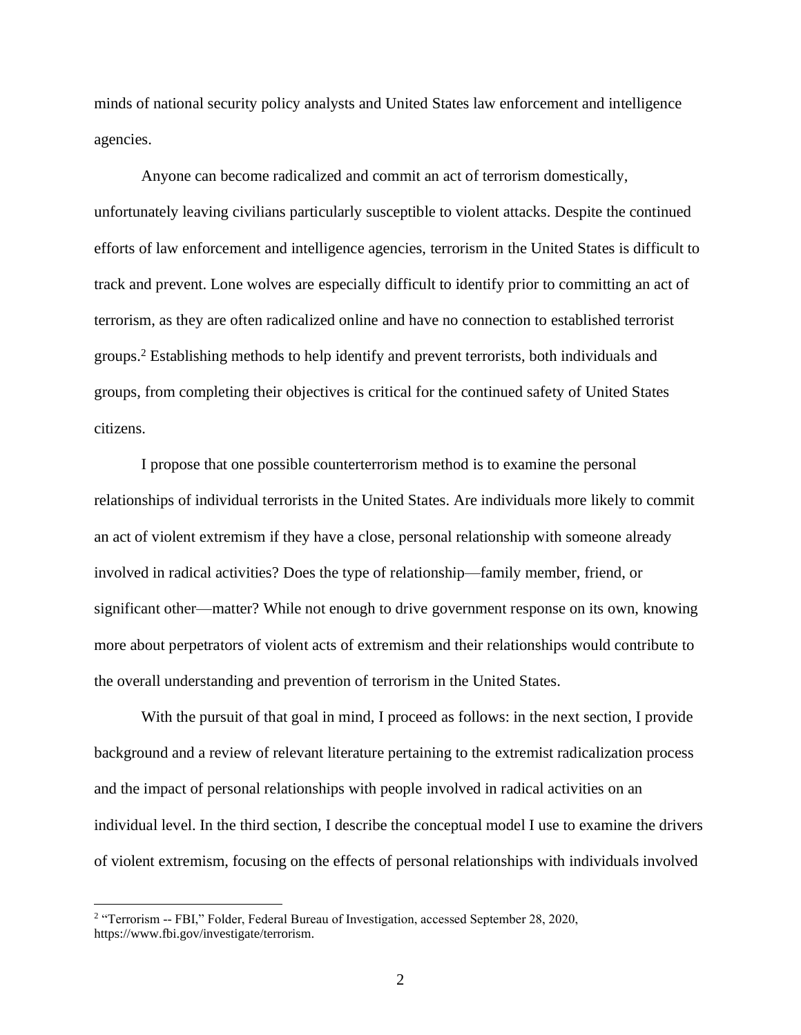minds of national security policy analysts and United States law enforcement and intelligence agencies.

Anyone can become radicalized and commit an act of terrorism domestically, unfortunately leaving civilians particularly susceptible to violent attacks. Despite the continued efforts of law enforcement and intelligence agencies, terrorism in the United States is difficult to track and prevent. Lone wolves are especially difficult to identify prior to committing an act of terrorism, as they are often radicalized online and have no connection to established terrorist groups.[2] Establishing methods to help identify and prevent terrorists, both individuals and groups, from completing their objectives is critical for the continued safety of United States citizens.

I propose that one possible counterterrorism method is to examine the personal relationships of individual terrorists in the United States. Are individuals more likely to commit an act of violent extremism if they have a close, personal relationship with someone already involved in radical activities? Does the type of relationship—family member, friend, or significant other—matter? While not enough to drive government response on its own, knowing more about perpetrators of violent acts of extremism and their relationships would contribute to the overall understanding and prevention of terrorism in the United States.

With the pursuit of that goal in mind, I proceed as follows: in the next section, I provide background and a review of relevant literature pertaining to the extremist radicalization process and the impact of personal relationships with people involved in radical activities on an individual level. In the third section, I describe the conceptual model I use to examine the drivers of violent extremism, focusing on the effects of personal relationships with individuals involved

[2] "Terrorism -- FBI," Folder, Federal Bureau of Investigation, accessed September 28, 2020, https://www.fbi.gov/investigate/terrorism.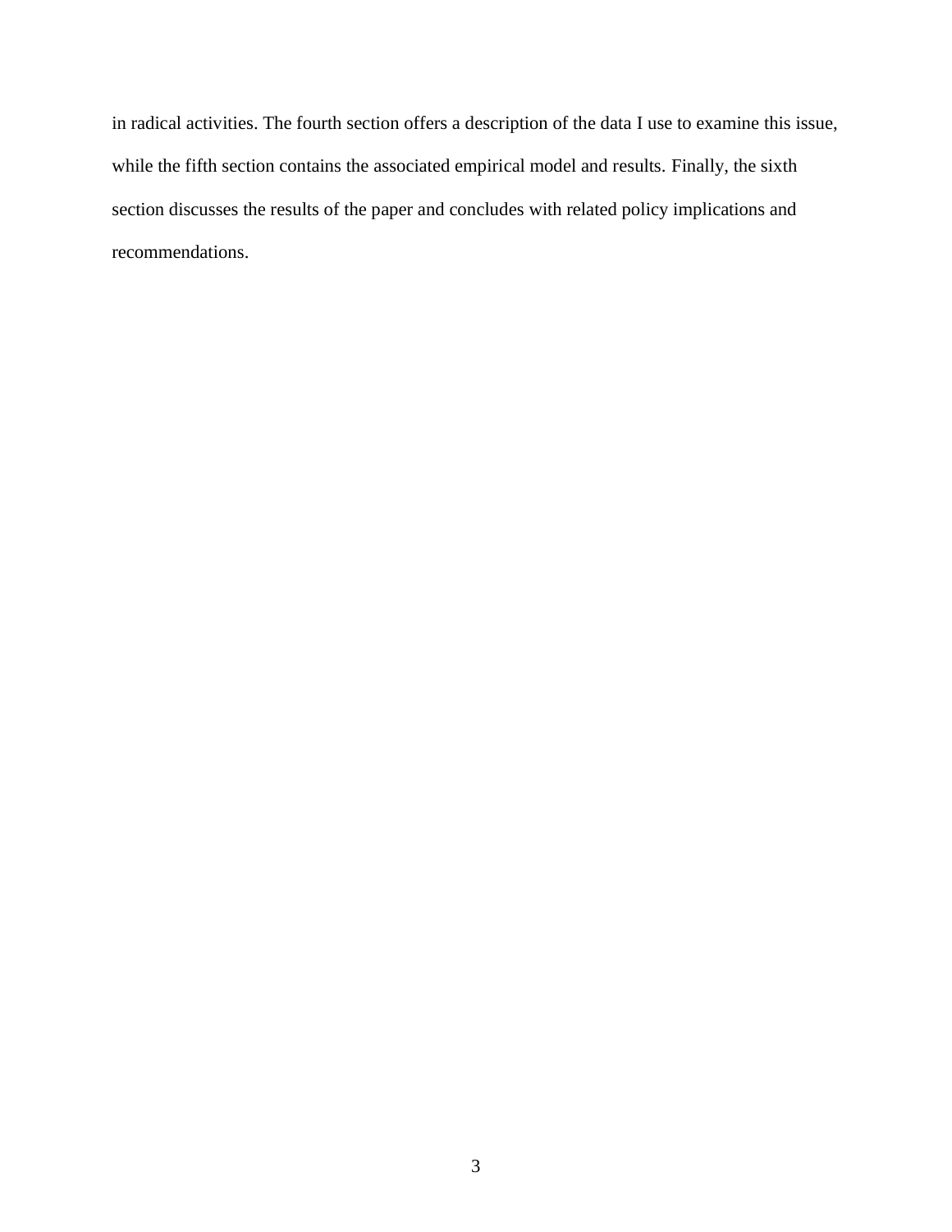in radical activities. The fourth section offers a description of the data I use to examine this issue, while the fifth section contains the associated empirical model and results. Finally, the sixth section discusses the results of the paper and concludes with related policy implications and recommendations.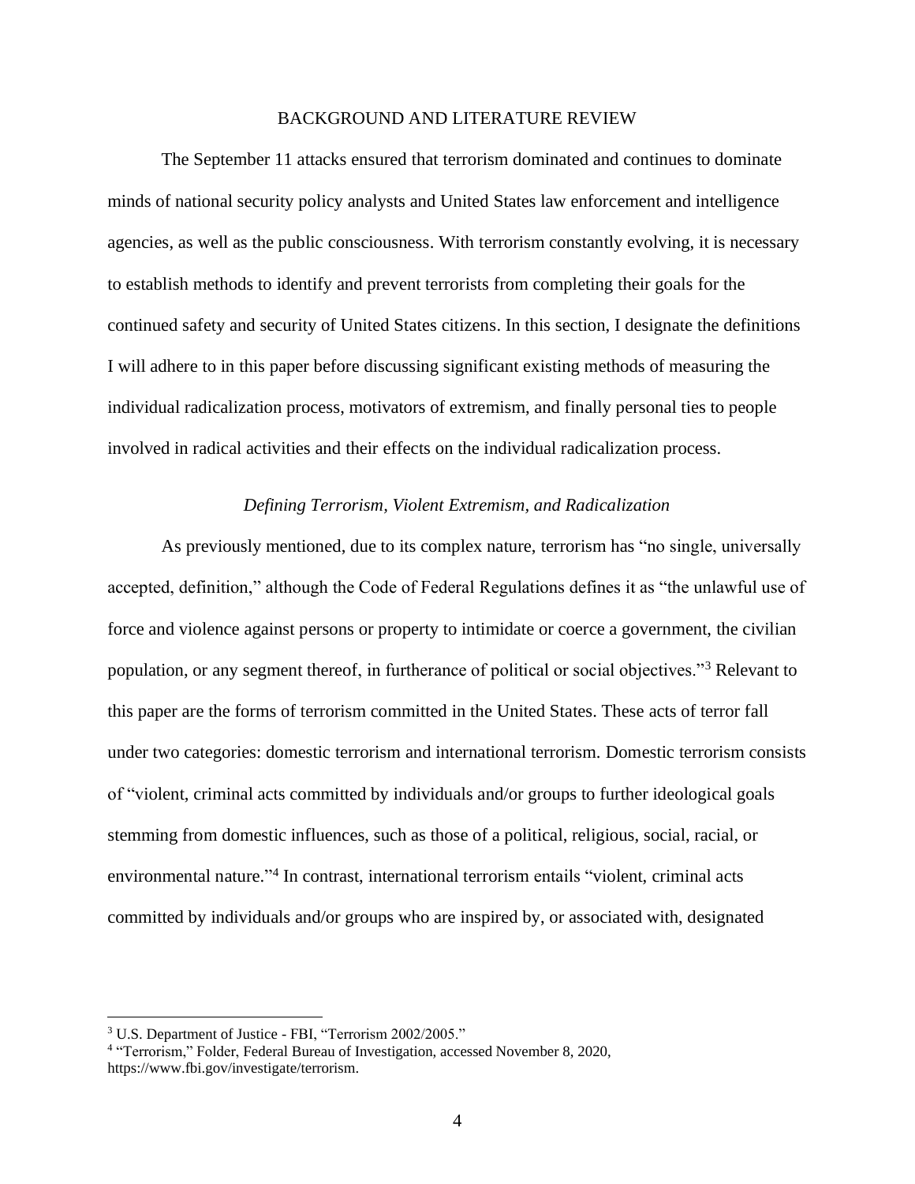## BACKGROUND AND LITERATURE REVIEW

The September 11 attacks ensured that terrorism dominated and continues to dominate minds of national security policy analysts and United States law enforcement and intelligence agencies, as well as the public consciousness. With terrorism constantly evolving, it is necessary to establish methods to identify and prevent terrorists from completing their goals for the continued safety and security of United States citizens. In this section, I designate the definitions I will adhere to in this paper before discussing significant existing methods of measuring the individual radicalization process, motivators of extremism, and finally personal ties to people involved in radical activities and their effects on the individual radicalization process.

### *Defining Terrorism, Violent Extremism, and Radicalization*

As previously mentioned, due to its complex nature, terrorism has "no single, universally accepted, definition," although the Code of Federal Regulations defines it as "the unlawful use of force and violence against persons or property to intimidate or coerce a government, the civilian population, or any segment thereof, in furtherance of political or social objectives."[3] Relevant to this paper are the forms of terrorism committed in the United States. These acts of terror fall under two categories: domestic terrorism and international terrorism. Domestic terrorism consists of "violent, criminal acts committed by individuals and/or groups to further ideological goals stemming from domestic influences, such as those of a political, religious, social, racial, or environmental nature."[4] In contrast, international terrorism entails "violent, criminal acts committed by individuals and/or groups who are inspired by, or associated with, designated

---

[3] U.S. Department of Justice - FBI, "Terrorism 2002/2005."

[4] "Terrorism," Folder, Federal Bureau of Investigation, accessed November 8, 2020, https://www.fbi.gov/investigate/terrorism.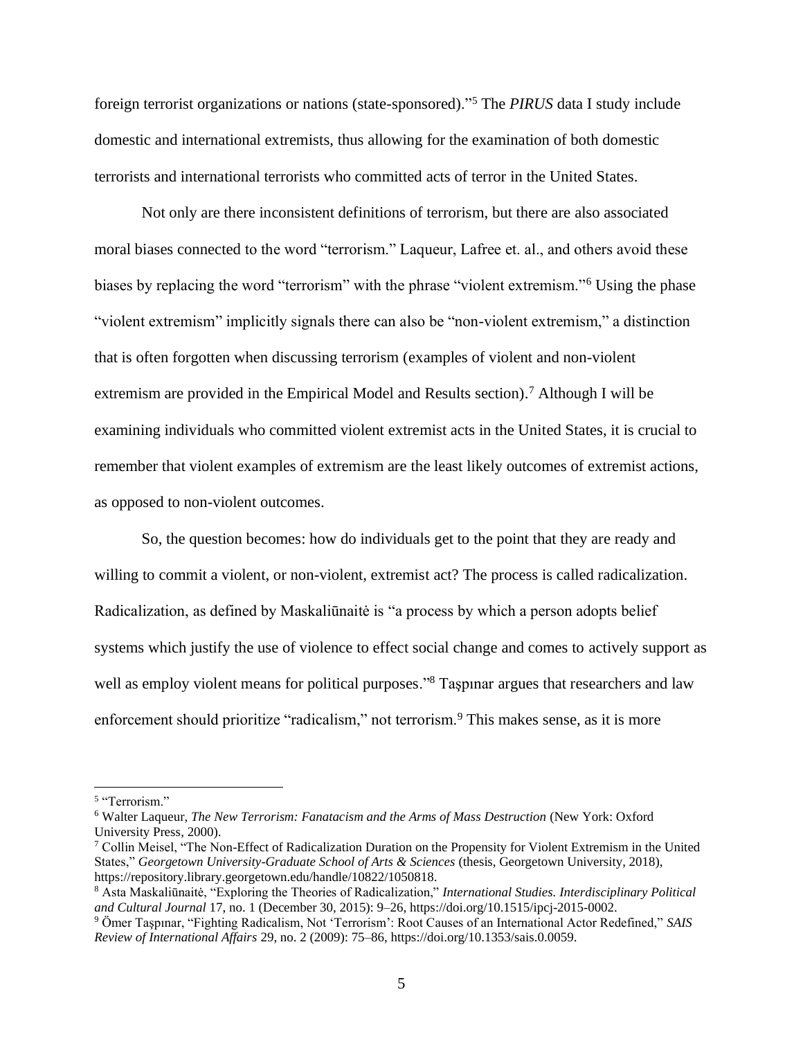foreign terrorist organizations or nations (state-sponsored)."[5] The *PIRUS* data I study include domestic and international extremists, thus allowing for the examination of both domestic terrorists and international terrorists who committed acts of terror in the United States.

Not only are there inconsistent definitions of terrorism, but there are also associated moral biases connected to the word "terrorism." Laqueur, Lafree et. al., and others avoid these biases by replacing the word "terrorism" with the phrase "violent extremism."[6] Using the phase "violent extremism" implicitly signals there can also be "non-violent extremism," a distinction that is often forgotten when discussing terrorism (examples of violent and non-violent extremism are provided in the Empirical Model and Results section).[7] Although I will be examining individuals who committed violent extremist acts in the United States, it is crucial to remember that violent examples of extremism are the least likely outcomes of extremist actions, as opposed to non-violent outcomes.

So, the question becomes: how do individuals get to the point that they are ready and willing to commit a violent, or non-violent, extremist act? The process is called radicalization. Radicalization, as defined by Maskaliūnaitė is "a process by which a person adopts belief systems which justify the use of violence to effect social change and comes to actively support as well as employ violent means for political purposes."[8] Taşpınar argues that researchers and law enforcement should prioritize "radicalism," not terrorism.[9] This makes sense, as it is more

---

[5] "Terrorism."

[6] Walter Laqueur, *The New Terrorism: Fanatacism and the Arms of Mass Destruction* (New York: Oxford University Press, 2000).

[7] Collin Meisel, "The Non-Effect of Radicalization Duration on the Propensity for Violent Extremism in the United States," *Georgetown University-Graduate School of Arts & Sciences* (thesis, Georgetown University, 2018), https://repository.library.georgetown.edu/handle/10822/1050818.

[8] Asta Maskaliūnaitė, "Exploring the Theories of Radicalization," *International Studies. Interdisciplinary Political and Cultural Journal* 17, no. 1 (December 30, 2015): 9–26, https://doi.org/10.1515/ipcj-2015-0002.

[9] Ömer Taşpınar, "Fighting Radicalism, Not 'Terrorism': Root Causes of an International Actor Redefined," *SAIS Review of International Affairs* 29, no. 2 (2009): 75–86, https://doi.org/10.1353/sais.0.0059.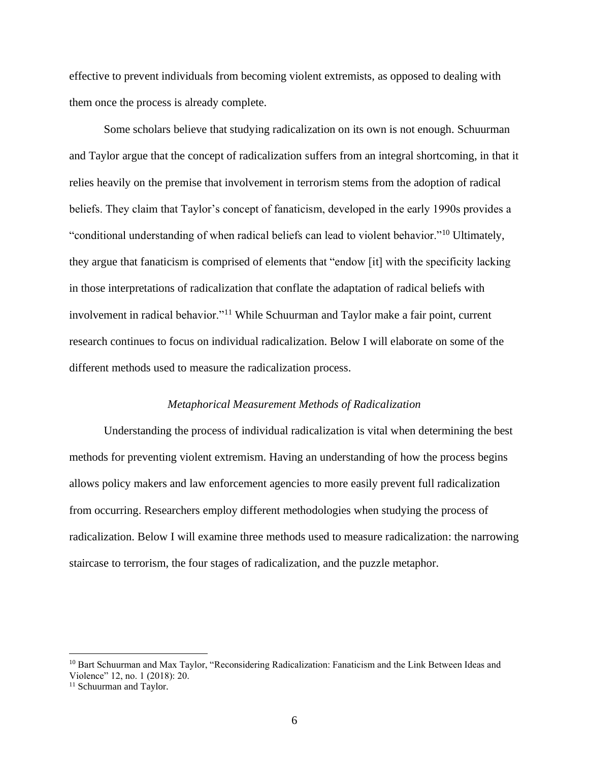effective to prevent individuals from becoming violent extremists, as opposed to dealing with them once the process is already complete.

Some scholars believe that studying radicalization on its own is not enough. Schuurman and Taylor argue that the concept of radicalization suffers from an integral shortcoming, in that it relies heavily on the premise that involvement in terrorism stems from the adoption of radical beliefs. They claim that Taylor's concept of fanaticism, developed in the early 1990s provides a "conditional understanding of when radical beliefs can lead to violent behavior."[10] Ultimately, they argue that fanaticism is comprised of elements that "endow [it] with the specificity lacking in those interpretations of radicalization that conflate the adaptation of radical beliefs with involvement in radical behavior."[11] While Schuurman and Taylor make a fair point, current research continues to focus on individual radicalization. Below I will elaborate on some of the different methods used to measure the radicalization process.

### *Metaphorical Measurement Methods of Radicalization*

Understanding the process of individual radicalization is vital when determining the best methods for preventing violent extremism. Having an understanding of how the process begins allows policy makers and law enforcement agencies to more easily prevent full radicalization from occurring. Researchers employ different methodologies when studying the process of radicalization. Below I will examine three methods used to measure radicalization: the narrowing staircase to terrorism, the four stages of radicalization, and the puzzle metaphor.

---

[10] Bart Schuurman and Max Taylor, "Reconsidering Radicalization: Fanaticism and the Link Between Ideas and Violence" 12, no. 1 (2018): 20.

[11] Schuurman and Taylor.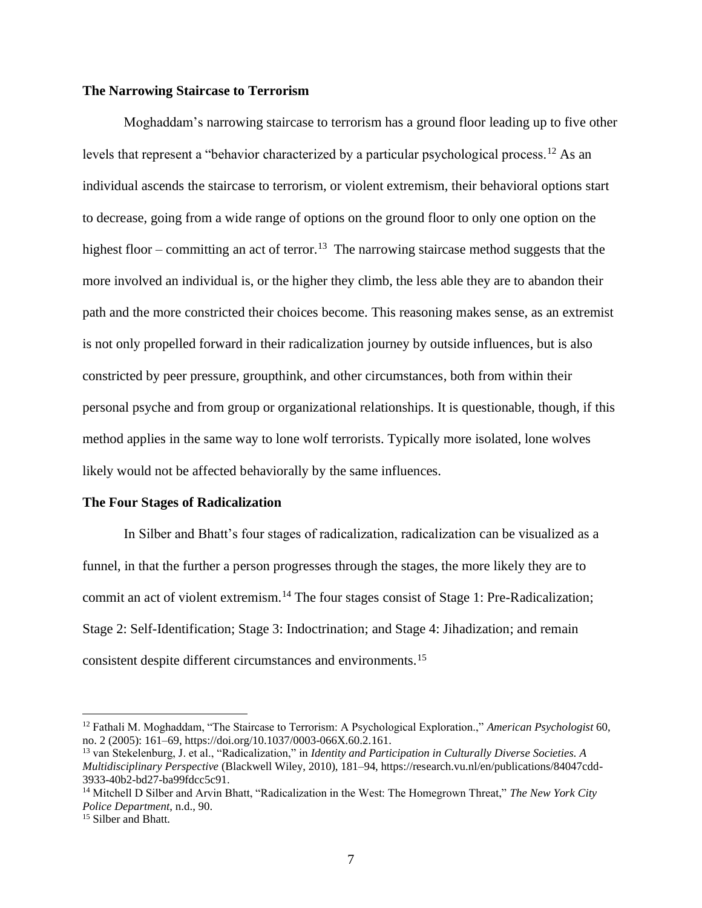**The Narrowing Staircase to Terrorism**

Moghaddam's narrowing staircase to terrorism has a ground floor leading up to five other levels that represent a "behavior characterized by a particular psychological process.[12] As an individual ascends the staircase to terrorism, or violent extremism, their behavioral options start to decrease, going from a wide range of options on the ground floor to only one option on the highest floor – committing an act of terror.[13] The narrowing staircase method suggests that the more involved an individual is, or the higher they climb, the less able they are to abandon their path and the more constricted their choices become. This reasoning makes sense, as an extremist is not only propelled forward in their radicalization journey by outside influences, but is also constricted by peer pressure, groupthink, and other circumstances, both from within their personal psyche and from group or organizational relationships. It is questionable, though, if this method applies in the same way to lone wolf terrorists. Typically more isolated, lone wolves likely would not be affected behaviorally by the same influences.

**The Four Stages of Radicalization**

In Silber and Bhatt's four stages of radicalization, radicalization can be visualized as a funnel, in that the further a person progresses through the stages, the more likely they are to commit an act of violent extremism.[14] The four stages consist of Stage 1: Pre-Radicalization; Stage 2: Self-Identification; Stage 3: Indoctrination; and Stage 4: Jihadization; and remain consistent despite different circumstances and environments.[15]

---

[12] Fathali M. Moghaddam, "The Staircase to Terrorism: A Psychological Exploration.," *American Psychologist* 60, no. 2 (2005): 161–69, https://doi.org/10.1037/0003-066X.60.2.161.

[13] van Stekelenburg, J. et al., "Radicalization," in *Identity and Participation in Culturally Diverse Societies. A Multidisciplinary Perspective* (Blackwell Wiley, 2010), 181–94, https://research.vu.nl/en/publications/84047cdd-3933-40b2-bd27-ba99fdcc5c91.

[14] Mitchell D Silber and Arvin Bhatt, "Radicalization in the West: The Homegrown Threat," *The New York City Police Department*, n.d., 90.

[15] Silber and Bhatt.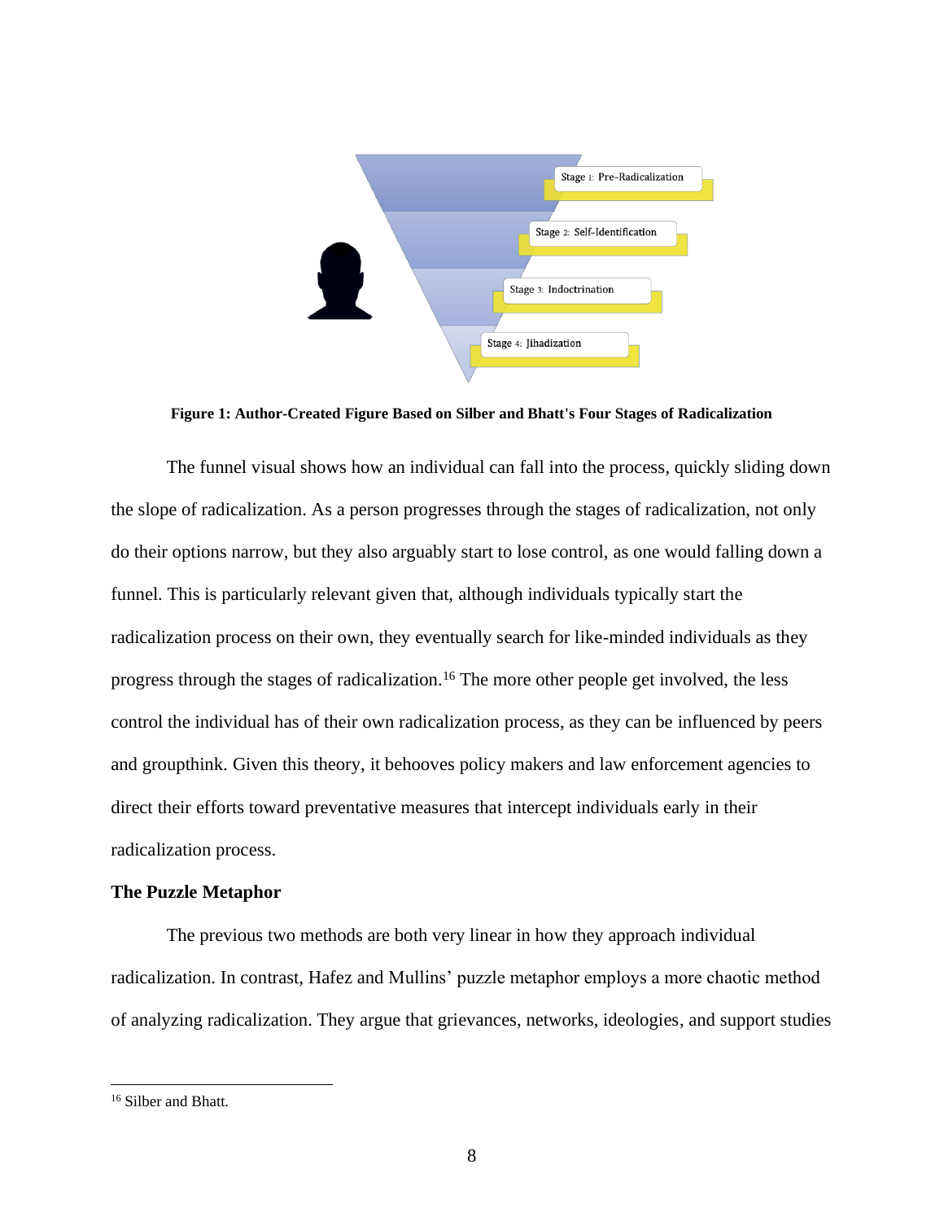**Figure 1: Author-Created Figure Based on Silber and Bhatt's Four Stages of Radicalization**

The funnel visual shows how an individual can fall into the process, quickly sliding down the slope of radicalization. As a person progresses through the stages of radicalization, not only do their options narrow, but they also arguably start to lose control, as one would falling down a funnel. This is particularly relevant given that, although individuals typically start the radicalization process on their own, they eventually search for like-minded individuals as they progress through the stages of radicalization.[16] The more other people get involved, the less control the individual has of their own radicalization process, as they can be influenced by peers and groupthink. Given this theory, it behooves policy makers and law enforcement agencies to direct their efforts toward preventative measures that intercept individuals early in their radicalization process.

### The Puzzle Metaphor

The previous two methods are both very linear in how they approach individual radicalization. In contrast, Hafez and Mullins' puzzle metaphor employs a more chaotic method of analyzing radicalization. They argue that grievances, networks, ideologies, and support studies

[16] Silber and Bhatt.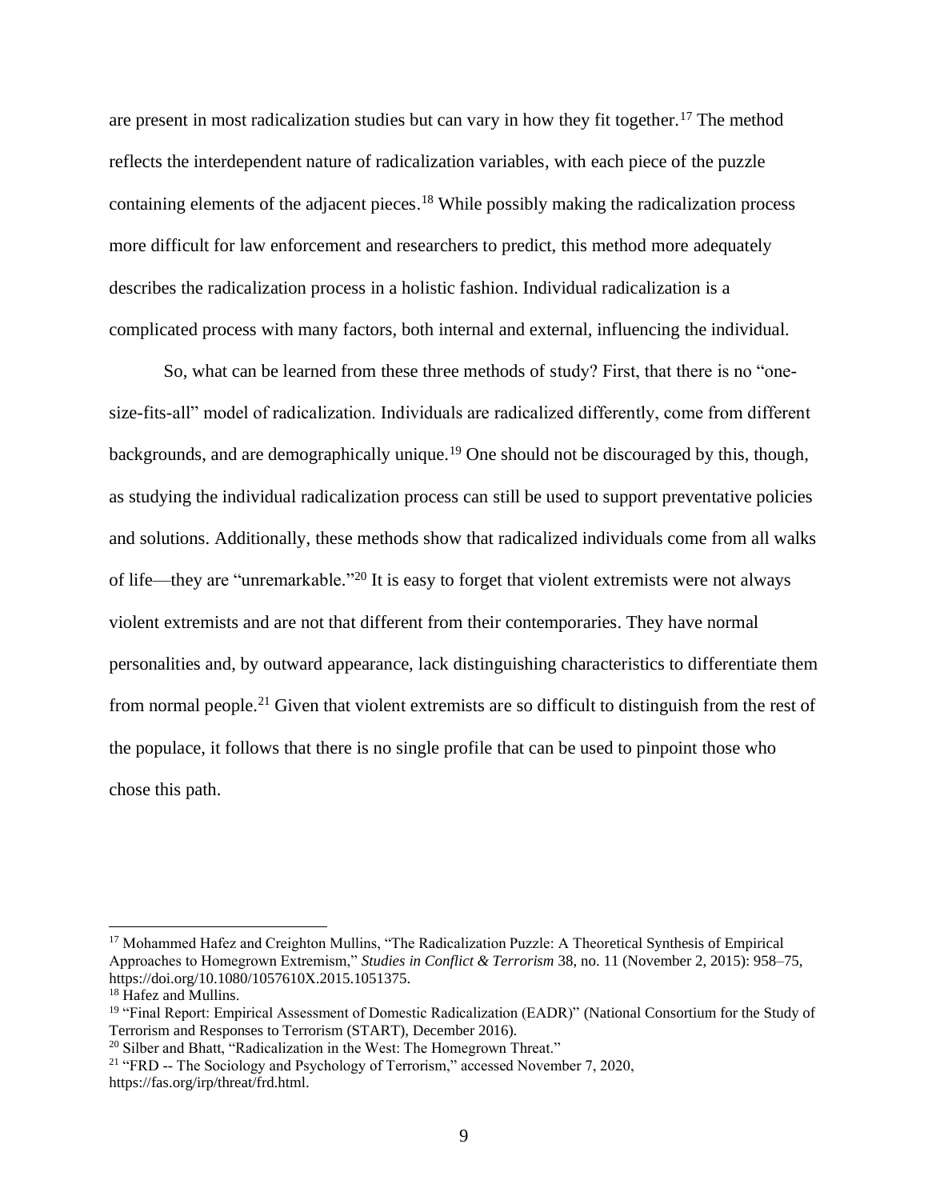are present in most radicalization studies but can vary in how they fit together.[17] The method reflects the interdependent nature of radicalization variables, with each piece of the puzzle containing elements of the adjacent pieces.[18] While possibly making the radicalization process more difficult for law enforcement and researchers to predict, this method more adequately describes the radicalization process in a holistic fashion. Individual radicalization is a complicated process with many factors, both internal and external, influencing the individual.

So, what can be learned from these three methods of study? First, that there is no "one-size-fits-all" model of radicalization. Individuals are radicalized differently, come from different backgrounds, and are demographically unique.[19] One should not be discouraged by this, though, as studying the individual radicalization process can still be used to support preventative policies and solutions. Additionally, these methods show that radicalized individuals come from all walks of life—they are "unremarkable."[20] It is easy to forget that violent extremists were not always violent extremists and are not that different from their contemporaries. They have normal personalities and, by outward appearance, lack distinguishing characteristics to differentiate them from normal people.[21] Given that violent extremists are so difficult to distinguish from the rest of the populace, it follows that there is no single profile that can be used to pinpoint those who chose this path.

---

[17] Mohammed Hafez and Creighton Mullins, "The Radicalization Puzzle: A Theoretical Synthesis of Empirical Approaches to Homegrown Extremism," *Studies in Conflict & Terrorism* 38, no. 11 (November 2, 2015): 958–75, https://doi.org/10.1080/1057610X.2015.1051375.

[18] Hafez and Mullins.

[19] "Final Report: Empirical Assessment of Domestic Radicalization (EADR)" (National Consortium for the Study of Terrorism and Responses to Terrorism (START), December 2016).

[20] Silber and Bhatt, "Radicalization in the West: The Homegrown Threat."

[21] "FRD -- The Sociology and Psychology of Terrorism," accessed November 7, 2020, https://fas.org/irp/threat/frd.html.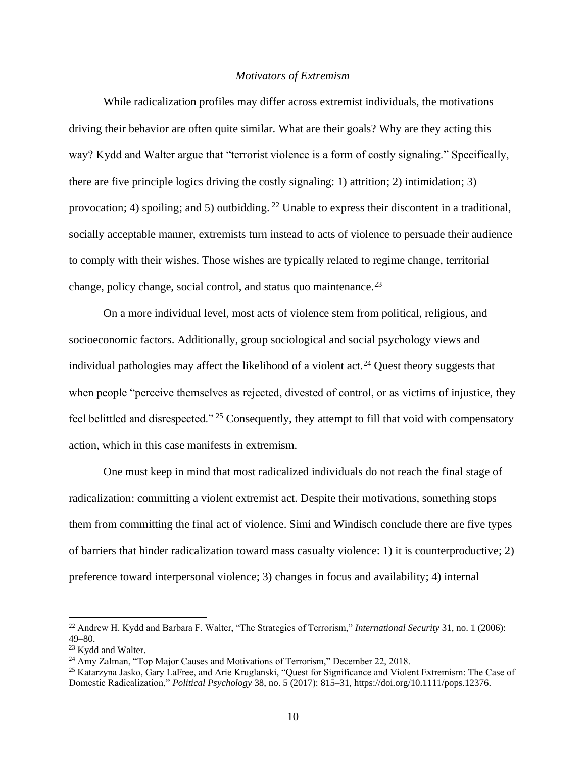*Motivators of Extremism*

While radicalization profiles may differ across extremist individuals, the motivations driving their behavior are often quite similar. What are their goals? Why are they acting this way? Kydd and Walter argue that "terrorist violence is a form of costly signaling." Specifically, there are five principle logics driving the costly signaling: 1) attrition; 2) intimidation; 3) provocation; 4) spoiling; and 5) outbidding. [22] Unable to express their discontent in a traditional, socially acceptable manner, extremists turn instead to acts of violence to persuade their audience to comply with their wishes. Those wishes are typically related to regime change, territorial change, policy change, social control, and status quo maintenance.[23]

On a more individual level, most acts of violence stem from political, religious, and socioeconomic factors. Additionally, group sociological and social psychology views and individual pathologies may affect the likelihood of a violent act.[24] Quest theory suggests that when people "perceive themselves as rejected, divested of control, or as victims of injustice, they feel belittled and disrespected." [25] Consequently, they attempt to fill that void with compensatory action, which in this case manifests in extremism.

One must keep in mind that most radicalized individuals do not reach the final stage of radicalization: committing a violent extremist act. Despite their motivations, something stops them from committing the final act of violence. Simi and Windisch conclude there are five types of barriers that hinder radicalization toward mass casualty violence: 1) it is counterproductive; 2) preference toward interpersonal violence; 3) changes in focus and availability; 4) internal

---

[22] Andrew H. Kydd and Barbara F. Walter, "The Strategies of Terrorism," *International Security* 31, no. 1 (2006): 49–80.

[23] Kydd and Walter.

[24] Amy Zalman, "Top Major Causes and Motivations of Terrorism," December 22, 2018.

[25] Katarzyna Jasko, Gary LaFree, and Arie Kruglanski, "Quest for Significance and Violent Extremism: The Case of Domestic Radicalization," *Political Psychology* 38, no. 5 (2017): 815–31, https://doi.org/10.1111/pops.12376.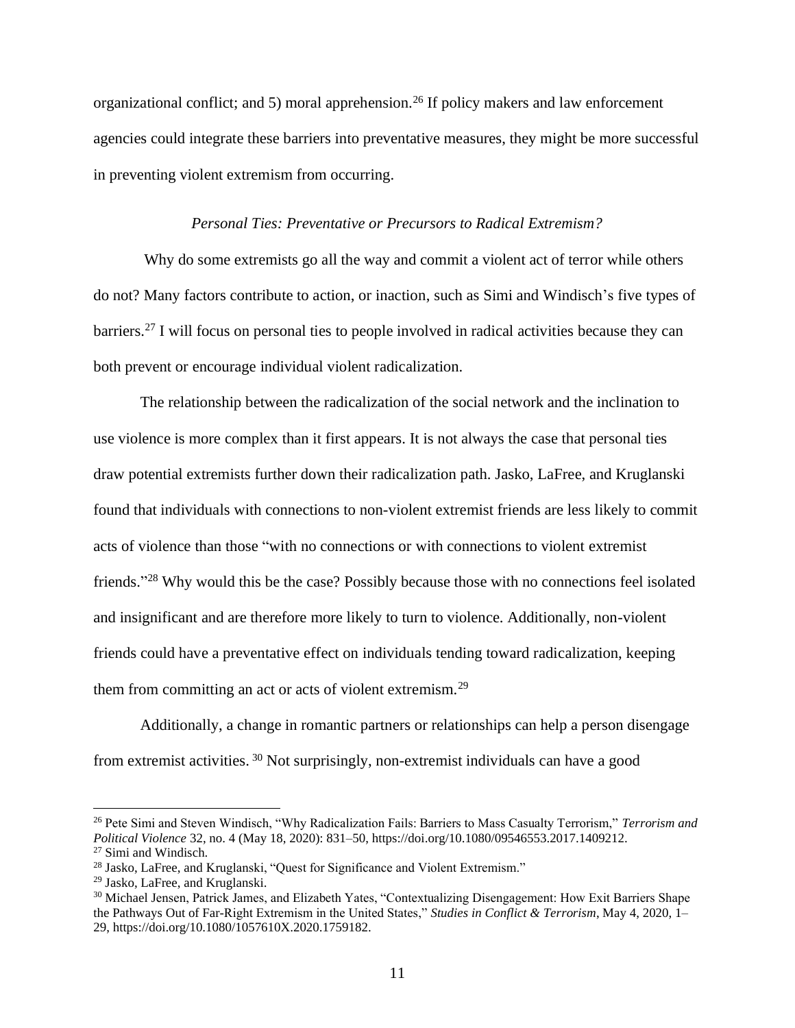organizational conflict; and 5) moral apprehension.[26] If policy makers and law enforcement agencies could integrate these barriers into preventative measures, they might be more successful in preventing violent extremism from occurring.

### *Personal Ties: Preventative or Precursors to Radical Extremism?*

Why do some extremists go all the way and commit a violent act of terror while others do not? Many factors contribute to action, or inaction, such as Simi and Windisch's five types of barriers.[27] I will focus on personal ties to people involved in radical activities because they can both prevent or encourage individual violent radicalization.

The relationship between the radicalization of the social network and the inclination to use violence is more complex than it first appears. It is not always the case that personal ties draw potential extremists further down their radicalization path. Jasko, LaFree, and Kruglanski found that individuals with connections to non-violent extremist friends are less likely to commit acts of violence than those "with no connections or with connections to violent extremist friends."[28] Why would this be the case? Possibly because those with no connections feel isolated and insignificant and are therefore more likely to turn to violence. Additionally, non-violent friends could have a preventative effect on individuals tending toward radicalization, keeping them from committing an act or acts of violent extremism.[29]

Additionally, a change in romantic partners or relationships can help a person disengage from extremist activities. [30] Not surprisingly, non-extremist individuals can have a good

---

[26] Pete Simi and Steven Windisch, "Why Radicalization Fails: Barriers to Mass Casualty Terrorism," *Terrorism and Political Violence* 32, no. 4 (May 18, 2020): 831–50, https://doi.org/10.1080/09546553.2017.1409212.

[27] Simi and Windisch.

[28] Jasko, LaFree, and Kruglanski, "Quest for Significance and Violent Extremism."

[29] Jasko, LaFree, and Kruglanski.

[30] Michael Jensen, Patrick James, and Elizabeth Yates, "Contextualizing Disengagement: How Exit Barriers Shape the Pathways Out of Far-Right Extremism in the United States," *Studies in Conflict & Terrorism*, May 4, 2020, 1–29, https://doi.org/10.1080/1057610X.2020.1759182.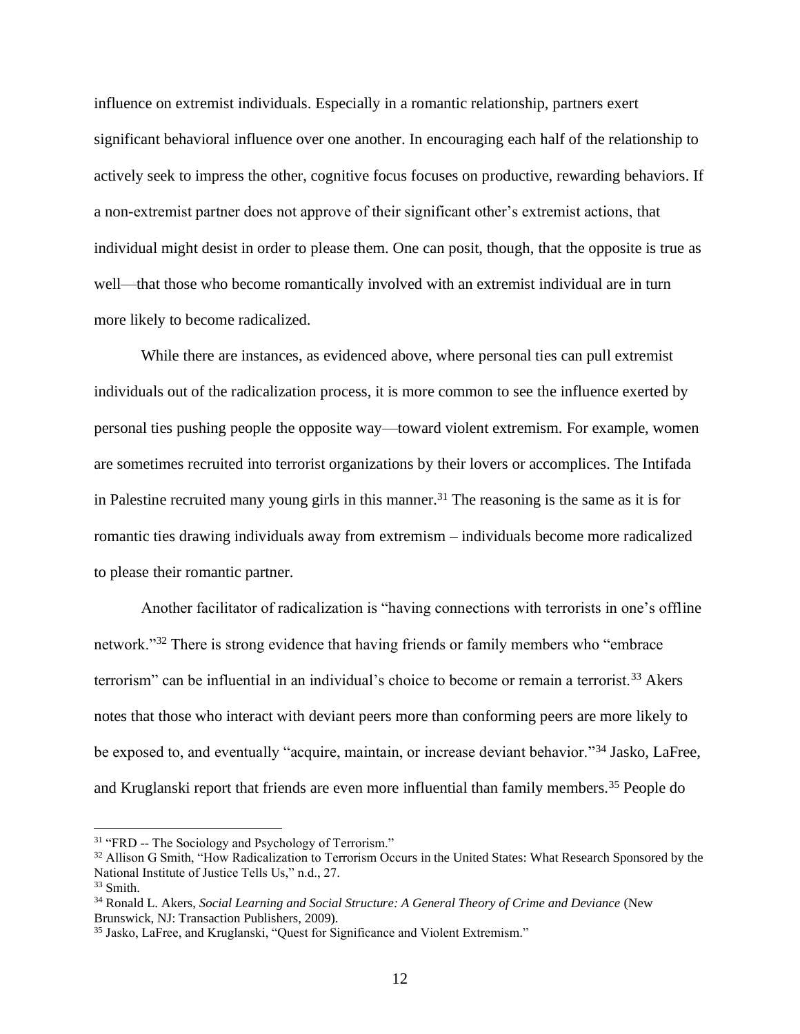influence on extremist individuals. Especially in a romantic relationship, partners exert significant behavioral influence over one another. In encouraging each half of the relationship to actively seek to impress the other, cognitive focus focuses on productive, rewarding behaviors. If a non-extremist partner does not approve of their significant other's extremist actions, that individual might desist in order to please them. One can posit, though, that the opposite is true as well—that those who become romantically involved with an extremist individual are in turn more likely to become radicalized.

While there are instances, as evidenced above, where personal ties can pull extremist individuals out of the radicalization process, it is more common to see the influence exerted by personal ties pushing people the opposite way—toward violent extremism. For example, women are sometimes recruited into terrorist organizations by their lovers or accomplices. The Intifada in Palestine recruited many young girls in this manner.[31] The reasoning is the same as it is for romantic ties drawing individuals away from extremism – individuals become more radicalized to please their romantic partner.

Another facilitator of radicalization is "having connections with terrorists in one's offline network."[32] There is strong evidence that having friends or family members who "embrace terrorism" can be influential in an individual's choice to become or remain a terrorist.[33] Akers notes that those who interact with deviant peers more than conforming peers are more likely to be exposed to, and eventually "acquire, maintain, or increase deviant behavior."[34] Jasko, LaFree, and Kruglanski report that friends are even more influential than family members.[35] People do

---

[31] "FRD -- The Sociology and Psychology of Terrorism."

[32] Allison G Smith, "How Radicalization to Terrorism Occurs in the United States: What Research Sponsored by the National Institute of Justice Tells Us," n.d., 27.

[33] Smith.

[34] Ronald L. Akers, *Social Learning and Social Structure: A General Theory of Crime and Deviance* (New Brunswick, NJ: Transaction Publishers, 2009).

[35] Jasko, LaFree, and Kruglanski, "Quest for Significance and Violent Extremism."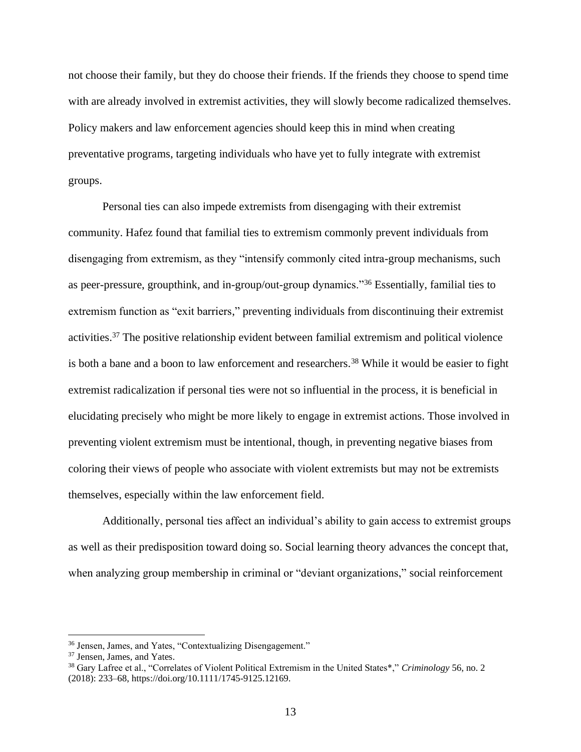not choose their family, but they do choose their friends. If the friends they choose to spend time with are already involved in extremist activities, they will slowly become radicalized themselves. Policy makers and law enforcement agencies should keep this in mind when creating preventative programs, targeting individuals who have yet to fully integrate with extremist groups.

Personal ties can also impede extremists from disengaging with their extremist community. Hafez found that familial ties to extremism commonly prevent individuals from disengaging from extremism, as they "intensify commonly cited intra-group mechanisms, such as peer-pressure, groupthink, and in-group/out-group dynamics."[36] Essentially, familial ties to extremism function as "exit barriers," preventing individuals from discontinuing their extremist activities.[37] The positive relationship evident between familial extremism and political violence is both a bane and a boon to law enforcement and researchers.[38] While it would be easier to fight extremist radicalization if personal ties were not so influential in the process, it is beneficial in elucidating precisely who might be more likely to engage in extremist actions. Those involved in preventing violent extremism must be intentional, though, in preventing negative biases from coloring their views of people who associate with violent extremists but may not be extremists themselves, especially within the law enforcement field.

Additionally, personal ties affect an individual's ability to gain access to extremist groups as well as their predisposition toward doing so. Social learning theory advances the concept that, when analyzing group membership in criminal or "deviant organizations," social reinforcement

---

[36] Jensen, James, and Yates, "Contextualizing Disengagement."

[37] Jensen, James, and Yates.

[38] Gary Lafree et al., "Correlates of Violent Political Extremism in the United States*," *Criminology* 56, no. 2 (2018): 233–68, https://doi.org/10.1111/1745-9125.12169.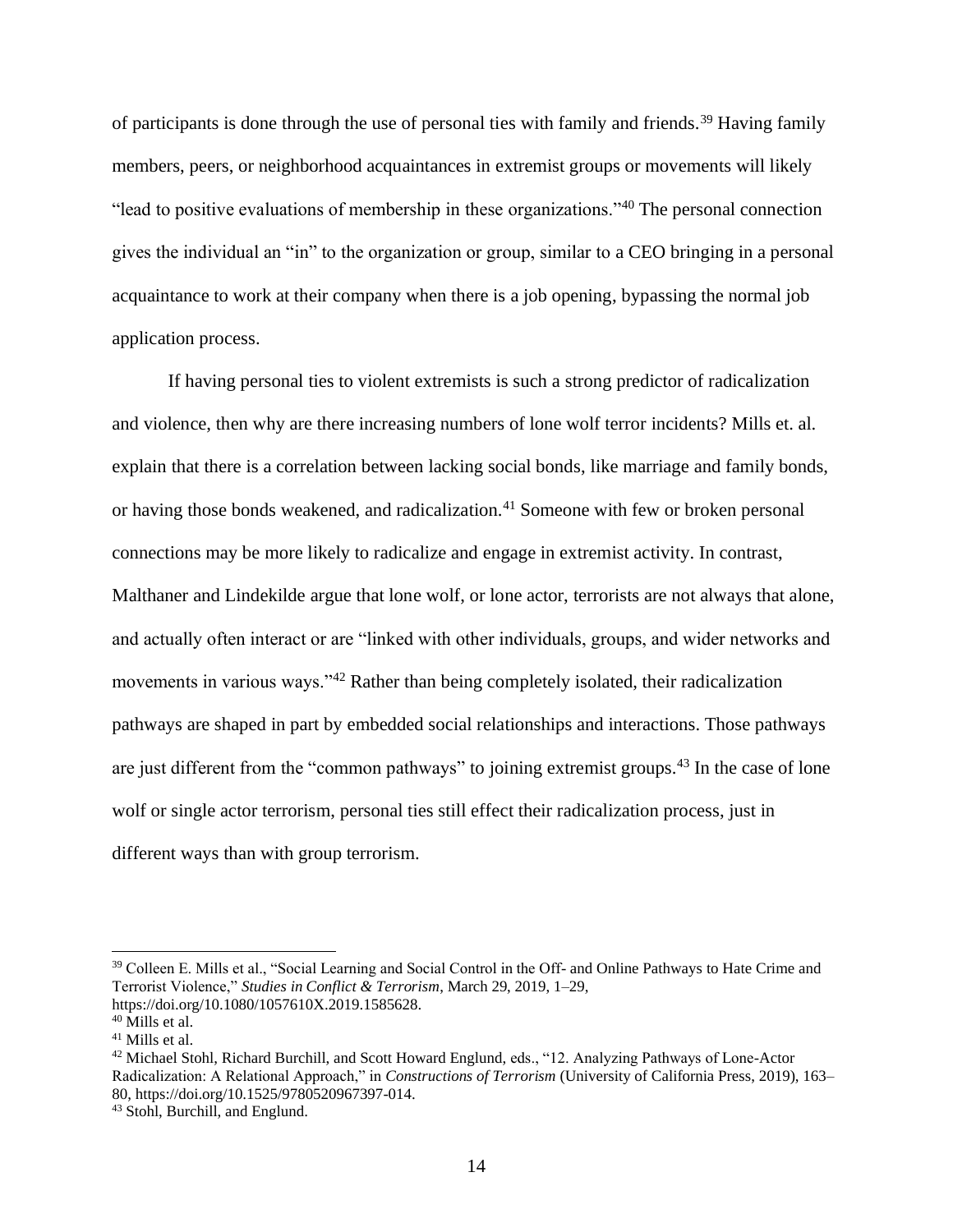of participants is done through the use of personal ties with family and friends.[39] Having family members, peers, or neighborhood acquaintances in extremist groups or movements will likely "lead to positive evaluations of membership in these organizations."[40] The personal connection gives the individual an "in" to the organization or group, similar to a CEO bringing in a personal acquaintance to work at their company when there is a job opening, bypassing the normal job application process.

If having personal ties to violent extremists is such a strong predictor of radicalization and violence, then why are there increasing numbers of lone wolf terror incidents? Mills et. al. explain that there is a correlation between lacking social bonds, like marriage and family bonds, or having those bonds weakened, and radicalization.[41] Someone with few or broken personal connections may be more likely to radicalize and engage in extremist activity. In contrast, Malthaner and Lindekilde argue that lone wolf, or lone actor, terrorists are not always that alone, and actually often interact or are "linked with other individuals, groups, and wider networks and movements in various ways."[42] Rather than being completely isolated, their radicalization pathways are shaped in part by embedded social relationships and interactions. Those pathways are just different from the "common pathways" to joining extremist groups.[43] In the case of lone wolf or single actor terrorism, personal ties still effect their radicalization process, just in different ways than with group terrorism.

---

[39] Colleen E. Mills et al., "Social Learning and Social Control in the Off- and Online Pathways to Hate Crime and Terrorist Violence," *Studies in Conflict & Terrorism*, March 29, 2019, 1–29, https://doi.org/10.1080/1057610X.2019.1585628.

[40] Mills et al.

[41] Mills et al.

[42] Michael Stohl, Richard Burchill, and Scott Howard Englund, eds., "12. Analyzing Pathways of Lone-Actor Radicalization: A Relational Approach," in *Constructions of Terrorism* (University of California Press, 2019), 163–80, https://doi.org/10.1525/9780520967397-014.

[43] Stohl, Burchill, and Englund.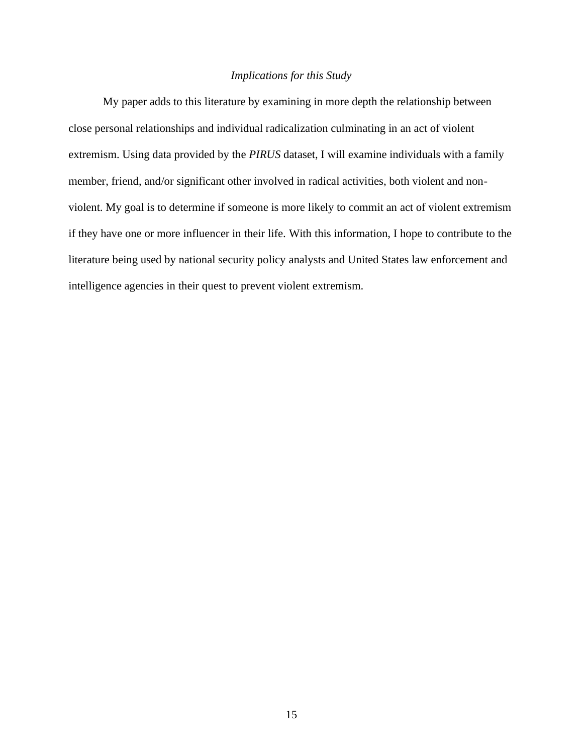### *Implications for this Study*

My paper adds to this literature by examining in more depth the relationship between close personal relationships and individual radicalization culminating in an act of violent extremism. Using data provided by the *PIRUS* dataset, I will examine individuals with a family member, friend, and/or significant other involved in radical activities, both violent and non-violent. My goal is to determine if someone is more likely to commit an act of violent extremism if they have one or more influencer in their life. With this information, I hope to contribute to the literature being used by national security policy analysts and United States law enforcement and intelligence agencies in their quest to prevent violent extremism.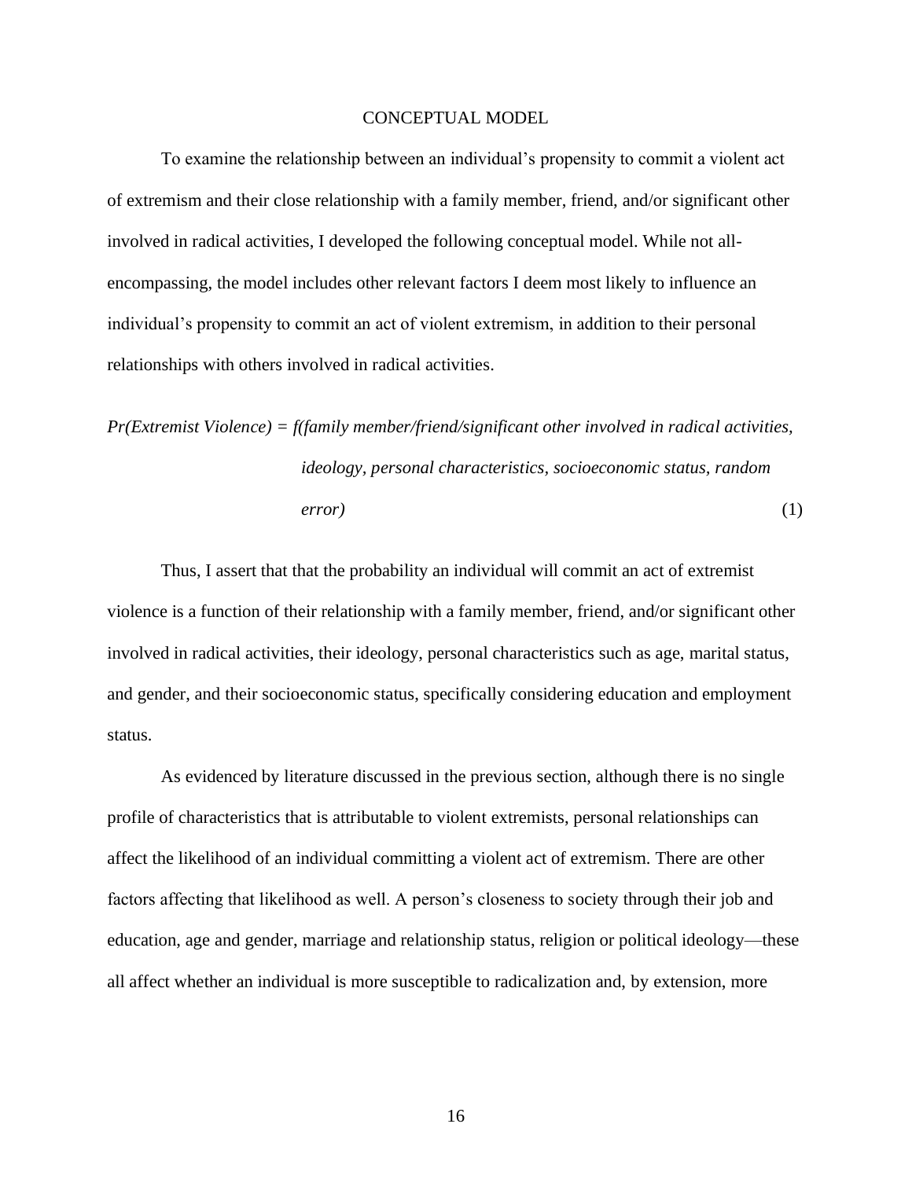# CONCEPTUAL MODEL

To examine the relationship between an individual's propensity to commit a violent act of extremism and their close relationship with a family member, friend, and/or significant other involved in radical activities, I developed the following conceptual model. While not all-encompassing, the model includes other relevant factors I deem most likely to influence an individual's propensity to commit an act of violent extremism, in addition to their personal relationships with others involved in radical activities.

$$Pr(\textit{Extremist Violence}) = f(\textit{family member/friend/significant other involved in radical activities, ideology, personal characteristics, socioeconomic status, random error}) \quad (1)$$

Thus, I assert that that the probability an individual will commit an act of extremist violence is a function of their relationship with a family member, friend, and/or significant other involved in radical activities, their ideology, personal characteristics such as age, marital status, and gender, and their socioeconomic status, specifically considering education and employment status.

As evidenced by literature discussed in the previous section, although there is no single profile of characteristics that is attributable to violent extremists, personal relationships can affect the likelihood of an individual committing a violent act of extremism. There are other factors affecting that likelihood as well. A person's closeness to society through their job and education, age and gender, marriage and relationship status, religion or political ideology—these all affect whether an individual is more susceptible to radicalization and, by extension, more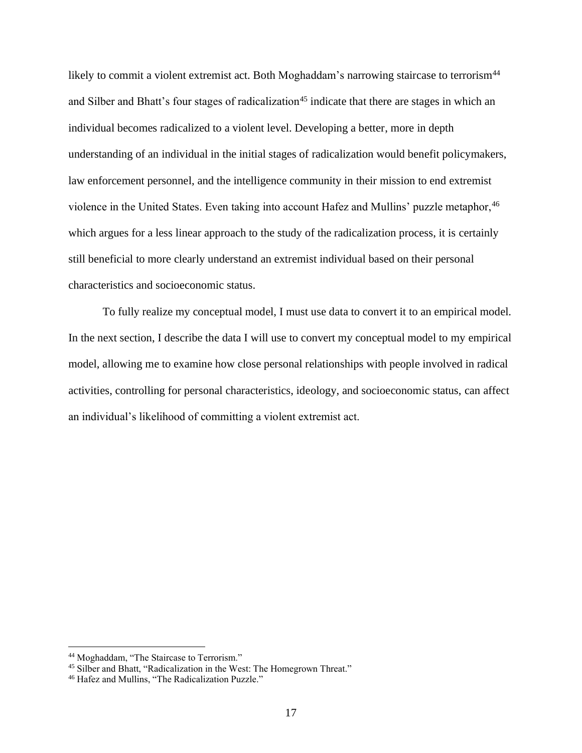likely to commit a violent extremist act. Both Moghaddam's narrowing staircase to terrorism[44] and Silber and Bhatt's four stages of radicalization[45] indicate that there are stages in which an individual becomes radicalized to a violent level. Developing a better, more in depth understanding of an individual in the initial stages of radicalization would benefit policymakers, law enforcement personnel, and the intelligence community in their mission to end extremist violence in the United States. Even taking into account Hafez and Mullins' puzzle metaphor,[46] which argues for a less linear approach to the study of the radicalization process, it is certainly still beneficial to more clearly understand an extremist individual based on their personal characteristics and socioeconomic status.

To fully realize my conceptual model, I must use data to convert it to an empirical model. In the next section, I describe the data I will use to convert my conceptual model to my empirical model, allowing me to examine how close personal relationships with people involved in radical activities, controlling for personal characteristics, ideology, and socioeconomic status, can affect an individual's likelihood of committing a violent extremist act.

---

[44] Moghaddam, "The Staircase to Terrorism."

[45] Silber and Bhatt, "Radicalization in the West: The Homegrown Threat."

[46] Hafez and Mullins, "The Radicalization Puzzle."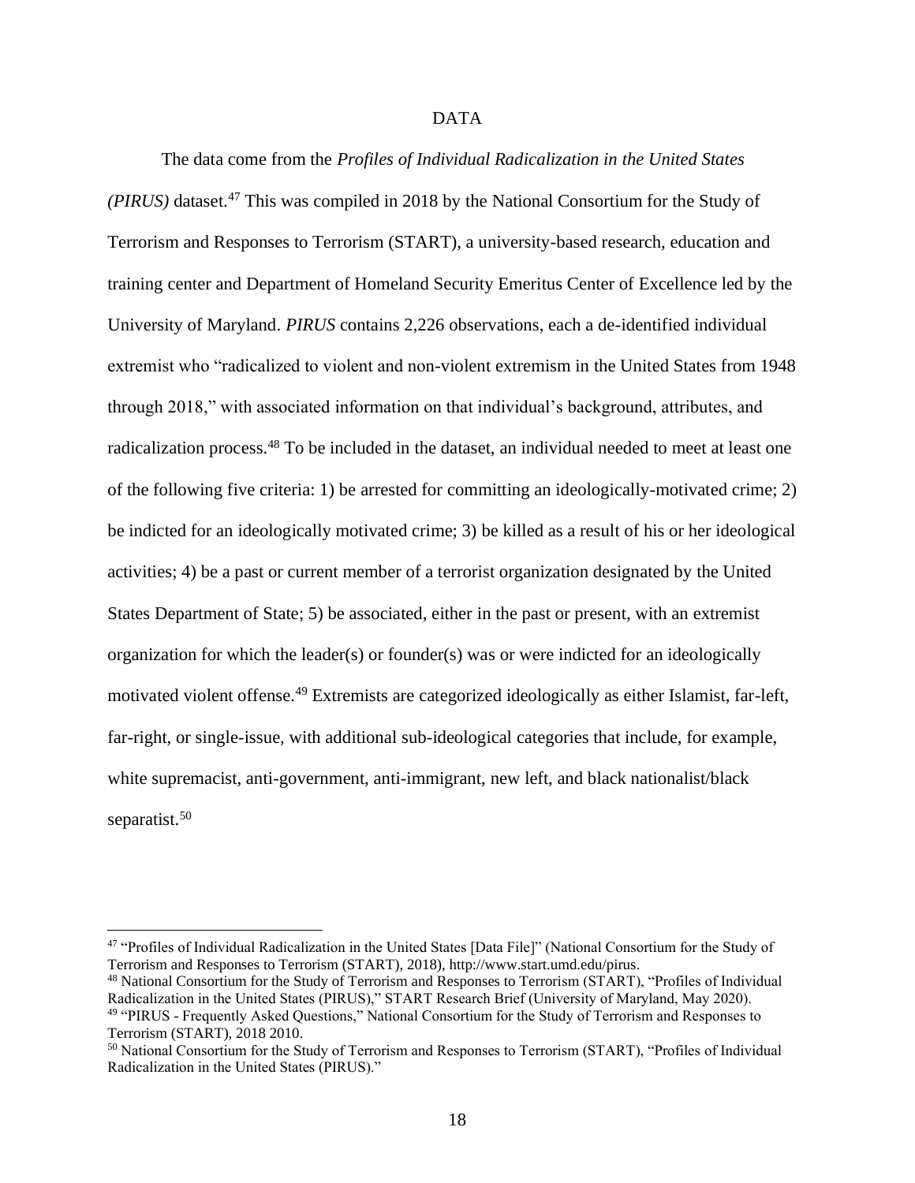# DATA

The data come from the *Profiles of Individual Radicalization in the United States (PIRUS)* dataset.[47] This was compiled in 2018 by the National Consortium for the Study of Terrorism and Responses to Terrorism (START), a university-based research, education and training center and Department of Homeland Security Emeritus Center of Excellence led by the University of Maryland. *PIRUS* contains 2,226 observations, each a de-identified individual extremist who "radicalized to violent and non-violent extremism in the United States from 1948 through 2018," with associated information on that individual's background, attributes, and radicalization process.[48] To be included in the dataset, an individual needed to meet at least one of the following five criteria: 1) be arrested for committing an ideologically-motivated crime; 2) be indicted for an ideologically motivated crime; 3) be killed as a result of his or her ideological activities; 4) be a past or current member of a terrorist organization designated by the United States Department of State; 5) be associated, either in the past or present, with an extremist organization for which the leader(s) or founder(s) was or were indicted for an ideologically motivated violent offense.[49] Extremists are categorized ideologically as either Islamist, far-left, far-right, or single-issue, with additional sub-ideological categories that include, for example, white supremacist, anti-government, anti-immigrant, new left, and black nationalist/black separatist.[50]

---

[47] "Profiles of Individual Radicalization in the United States [Data File]" (National Consortium for the Study of Terrorism and Responses to Terrorism (START), 2018), http://www.start.umd.edu/pirus.

[48] National Consortium for the Study of Terrorism and Responses to Terrorism (START), "Profiles of Individual Radicalization in the United States (PIRUS)," START Research Brief (University of Maryland, May 2020).

[49] "PIRUS - Frequently Asked Questions," National Consortium for the Study of Terrorism and Responses to Terrorism (START), 2018 2010.

[50] National Consortium for the Study of Terrorism and Responses to Terrorism (START), "Profiles of Individual Radicalization in the United States (PIRUS)."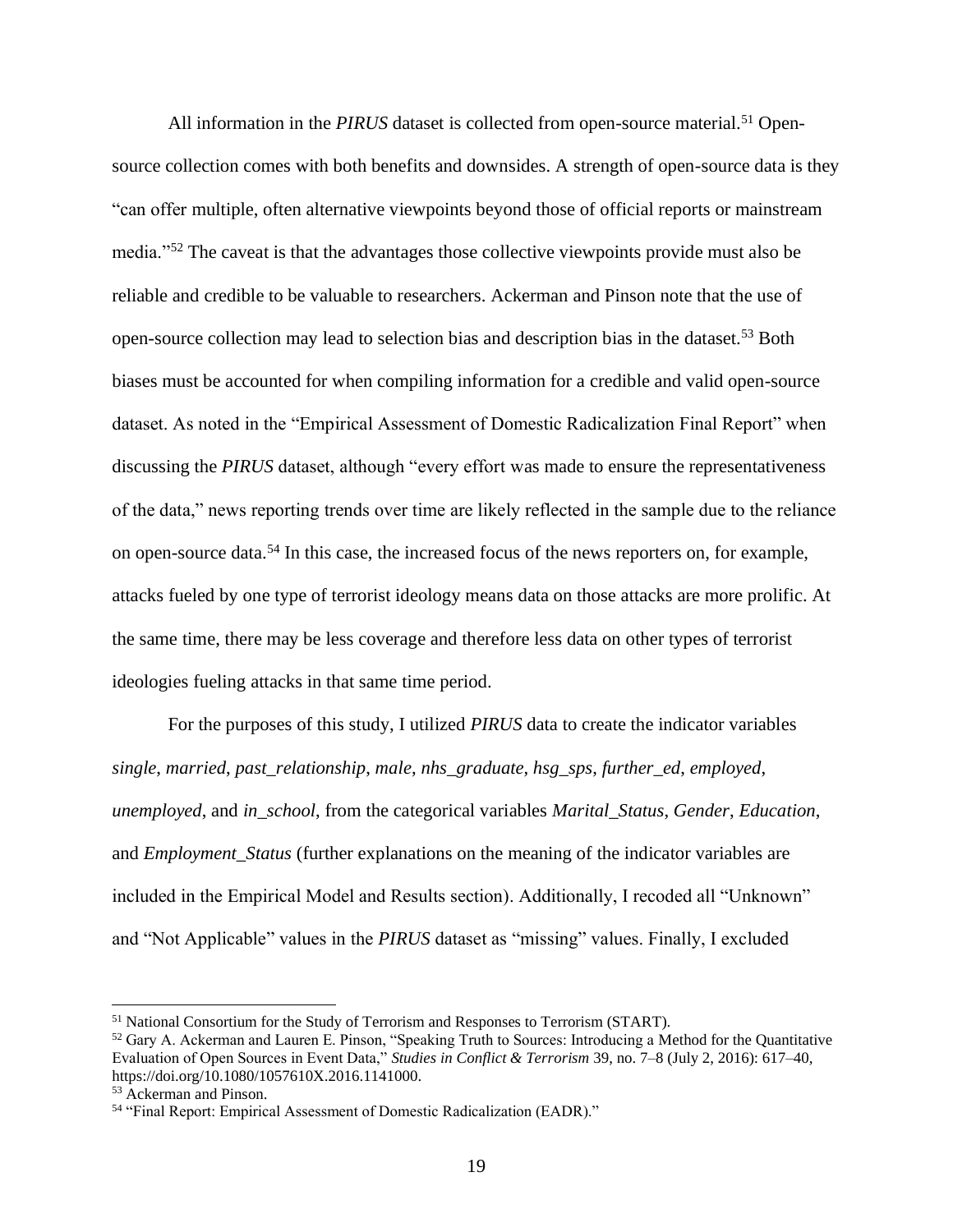All information in the *PIRUS* dataset is collected from open-source material.[51] Open-source collection comes with both benefits and downsides. A strength of open-source data is they "can offer multiple, often alternative viewpoints beyond those of official reports or mainstream media."[52] The caveat is that the advantages those collective viewpoints provide must also be reliable and credible to be valuable to researchers. Ackerman and Pinson note that the use of open-source collection may lead to selection bias and description bias in the dataset.[53] Both biases must be accounted for when compiling information for a credible and valid open-source dataset. As noted in the "Empirical Assessment of Domestic Radicalization Final Report" when discussing the *PIRUS* dataset, although "every effort was made to ensure the representativeness of the data," news reporting trends over time are likely reflected in the sample due to the reliance on open-source data.[54] In this case, the increased focus of the news reporters on, for example, attacks fueled by one type of terrorist ideology means data on those attacks are more prolific. At the same time, there may be less coverage and therefore less data on other types of terrorist ideologies fueling attacks in that same time period.

For the purposes of this study, I utilized *PIRUS* data to create the indicator variables *single*, *married*, *past_relationship*, *male*, *nhs_graduate*, *hsg_sps*, *further_ed*, *employed*, *unemployed*, and *in_school*, from the categorical variables *Marital_Status*, *Gender*, *Education*, and *Employment_Status* (further explanations on the meaning of the indicator variables are included in the Empirical Model and Results section). Additionally, I recoded all "Unknown" and "Not Applicable" values in the *PIRUS* dataset as "missing" values. Finally, I excluded

---

[51] National Consortium for the Study of Terrorism and Responses to Terrorism (START).

[52] Gary A. Ackerman and Lauren E. Pinson, "Speaking Truth to Sources: Introducing a Method for the Quantitative Evaluation of Open Sources in Event Data," *Studies in Conflict & Terrorism* 39, no. 7–8 (July 2, 2016): 617–40, https://doi.org/10.1080/1057610X.2016.1141000.

[53] Ackerman and Pinson.

[54] "Final Report: Empirical Assessment of Domestic Radicalization (EADR)."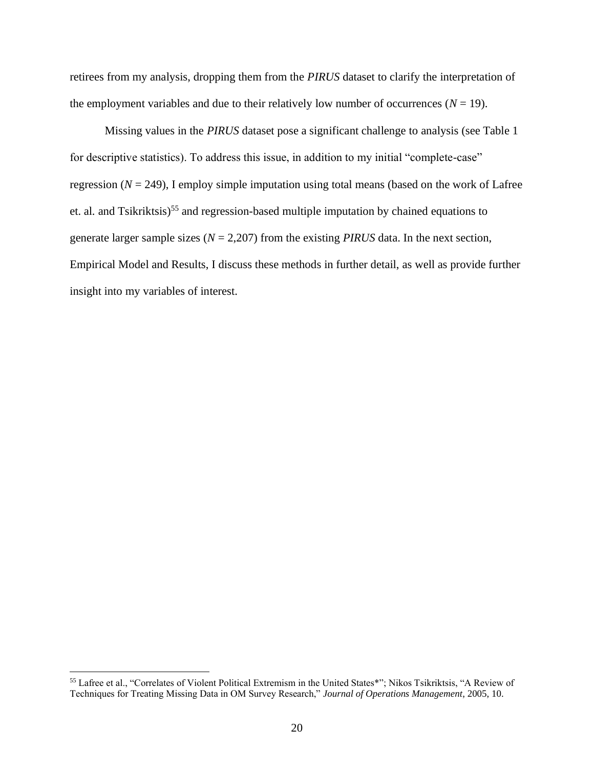retirees from my analysis, dropping them from the *PIRUS* dataset to clarify the interpretation of the employment variables and due to their relatively low number of occurrences ($N$ = 19).

Missing values in the *PIRUS* dataset pose a significant challenge to analysis (see Table 1 for descriptive statistics). To address this issue, in addition to my initial "complete-case" regression ($N$ = 249), I employ simple imputation using total means (based on the work of Lafree et. al. and Tsikriktsis)[55] and regression-based multiple imputation by chained equations to generate larger sample sizes ($N$ = 2,207) from the existing *PIRUS* data. In the next section, Empirical Model and Results, I discuss these methods in further detail, as well as provide further insight into my variables of interest.

---

[55] Lafree et al., "Correlates of Violent Political Extremism in the United States*"; Nikos Tsikriktsis, "A Review of Techniques for Treating Missing Data in OM Survey Research," *Journal of Operations Management*, 2005, 10.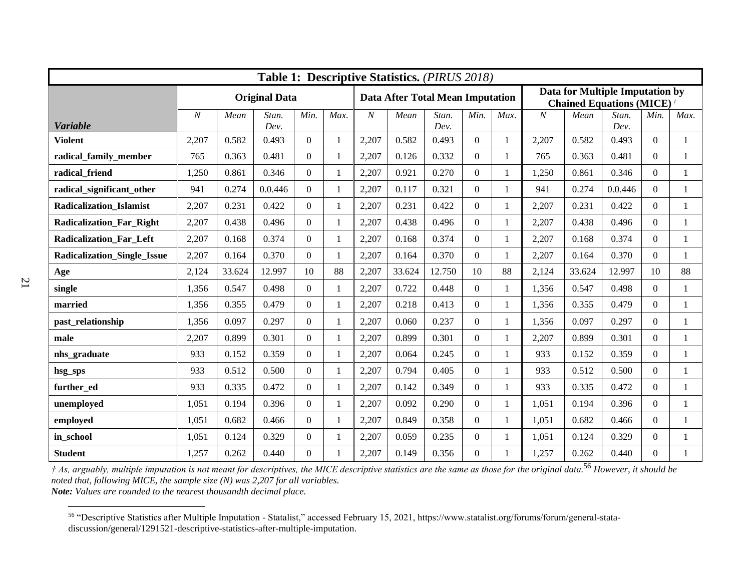**Table 1: Descriptive Statistics.** *(PIRUS 2018)*

| *Variable* | Original Data | | | | | Data After Total Mean Imputation | | | | | Data for Multiple Imputation by Chained Equations (MICE) † | | | | |
|---|---|---|---|---|---|---|---|---|---|---|---|---|---|---|---|
| | *N* | *Mean* | *Stan. Dev.* | *Min.* | *Max.* | *N* | *Mean* | *Stan. Dev.* | *Min.* | *Max.* | *N* | *Mean* | *Stan. Dev.* | *Min.* | *Max.* |
| **Violent** | 2,207 | 0.582 | 0.493 | 0 | 1 | 2,207 | 0.582 | 0.493 | 0 | 1 | 2,207 | 0.582 | 0.493 | 0 | 1 |
| **radical_family_member** | 765 | 0.363 | 0.481 | 0 | 1 | 2,207 | 0.126 | 0.332 | 0 | 1 | 765 | 0.363 | 0.481 | 0 | 1 |
| **radical_friend** | 1,250 | 0.861 | 0.346 | 0 | 1 | 2,207 | 0.921 | 0.270 | 0 | 1 | 1,250 | 0.861 | 0.346 | 0 | 1 |
| **radical_significant_other** | 941 | 0.274 | 0.0.446 | 0 | 1 | 2,207 | 0.117 | 0.321 | 0 | 1 | 941 | 0.274 | 0.0.446 | 0 | 1 |
| **Radicalization_Islamist** | 2,207 | 0.231 | 0.422 | 0 | 1 | 2,207 | 0.231 | 0.422 | 0 | 1 | 2,207 | 0.231 | 0.422 | 0 | 1 |
| **Radicalization_Far_Right** | 2,207 | 0.438 | 0.496 | 0 | 1 | 2,207 | 0.438 | 0.496 | 0 | 1 | 2,207 | 0.438 | 0.496 | 0 | 1 |
| **Radicalization_Far_Left** | 2,207 | 0.168 | 0.374 | 0 | 1 | 2,207 | 0.168 | 0.374 | 0 | 1 | 2,207 | 0.168 | 0.374 | 0 | 1 |
| **Radicalization_Single_Issue** | 2,207 | 0.164 | 0.370 | 0 | 1 | 2,207 | 0.164 | 0.370 | 0 | 1 | 2,207 | 0.164 | 0.370 | 0 | 1 |
| **Age** | 2,124 | 33.624 | 12.997 | 10 | 88 | 2,207 | 33.624 | 12.750 | 10 | 88 | 2,124 | 33.624 | 12.997 | 10 | 88 |
| **single** | 1,356 | 0.547 | 0.498 | 0 | 1 | 2,207 | 0.722 | 0.448 | 0 | 1 | 1,356 | 0.547 | 0.498 | 0 | 1 |
| **married** | 1,356 | 0.355 | 0.479 | 0 | 1 | 2,207 | 0.218 | 0.413 | 0 | 1 | 1,356 | 0.355 | 0.479 | 0 | 1 |
| **past_relationship** | 1,356 | 0.097 | 0.297 | 0 | 1 | 2,207 | 0.060 | 0.237 | 0 | 1 | 1,356 | 0.097 | 0.297 | 0 | 1 |
| **male** | 2,207 | 0.899 | 0.301 | 0 | 1 | 2,207 | 0.899 | 0.301 | 0 | 1 | 2,207 | 0.899 | 0.301 | 0 | 1 |
| **nhs_graduate** | 933 | 0.152 | 0.359 | 0 | 1 | 2,207 | 0.064 | 0.245 | 0 | 1 | 933 | 0.152 | 0.359 | 0 | 1 |
| **hsg_sps** | 933 | 0.512 | 0.500 | 0 | 1 | 2,207 | 0.794 | 0.405 | 0 | 1 | 933 | 0.512 | 0.500 | 0 | 1 |
| **further_ed** | 933 | 0.335 | 0.472 | 0 | 1 | 2,207 | 0.142 | 0.349 | 0 | 1 | 933 | 0.335 | 0.472 | 0 | 1 |
| **unemployed** | 1,051 | 0.194 | 0.396 | 0 | 1 | 2,207 | 0.092 | 0.290 | 0 | 1 | 1,051 | 0.194 | 0.396 | 0 | 1 |
| **employed** | 1,051 | 0.682 | 0.466 | 0 | 1 | 2,207 | 0.849 | 0.358 | 0 | 1 | 1,051 | 0.682 | 0.466 | 0 | 1 |
| **in_school** | 1,051 | 0.124 | 0.329 | 0 | 1 | 2,207 | 0.059 | 0.235 | 0 | 1 | 1,051 | 0.124 | 0.329 | 0 | 1 |
| **Student** | 1,257 | 0.262 | 0.440 | 0 | 1 | 2,207 | 0.149 | 0.356 | 0 | 1 | 1,257 | 0.262 | 0.440 | 0 | 1 |

*† As, arguably, multiple imputation is not meant for descriptives, the MICE descriptive statistics are the same as those for the original data.*[56] *However, it should be noted that, following MICE, the sample size (N) was 2,207 for all variables.*

***Note:*** *Values are rounded to the nearest thousandth decimal place.*

[56] "Descriptive Statistics after Multiple Imputation - Statalist," accessed February 15, 2021, https://www.statalist.org/forums/forum/general-stata-discussion/general/1291521-descriptive-statistics-after-multiple-imputation.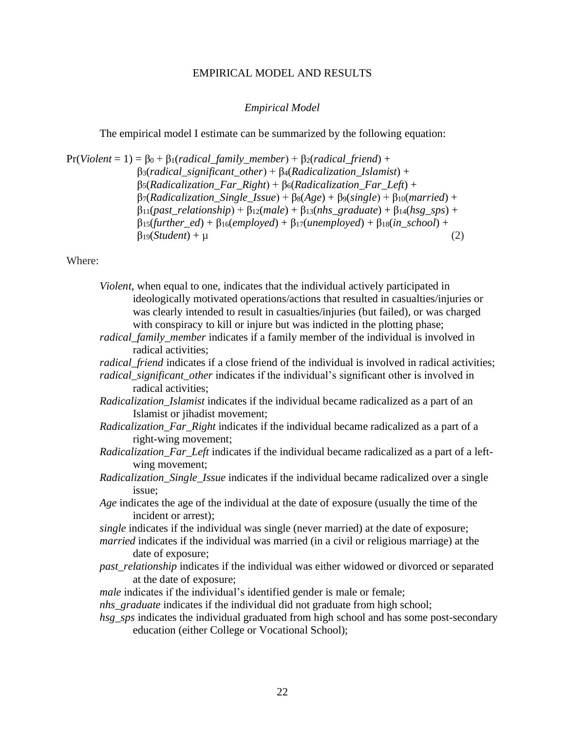## EMPIRICAL MODEL AND RESULTS

### *Empirical Model*

The empirical model I estimate can be summarized by the following equation:

$$
\begin{aligned}
\Pr(\textit{Violent} = 1) = {} & \beta_0 + \beta_1(\textit{radical\_family\_member}) + \beta_2(\textit{radical\_friend}) + \\
& \beta_3(\textit{radical\_significant\_other}) + \beta_4(\textit{Radicalization\_Islamist}) + \\
& \beta_5(\textit{Radicalization\_Far\_Right}) + \beta_6(\textit{Radicalization\_Far\_Left}) + \\
& \beta_7(\textit{Radicalization\_Single\_Issue}) + \beta_8(\textit{Age}) + \beta_9(\textit{single}) + \beta_{10}(\textit{married}) + \\
& \beta_{11}(\textit{past\_relationship}) + \beta_{12}(\textit{male}) + \beta_{13}(\textit{nhs\_graduate}) + \beta_{14}(\textit{hsg\_sps}) + \\
& \beta_{15}(\textit{further\_ed}) + \beta_{16}(\textit{employed}) + \beta_{17}(\textit{unemployed}) + \beta_{18}(\textit{in\_school}) + \\
& \beta_{19}(\textit{Student}) + \mu \qquad (2)
\end{aligned}
$$

Where:

*Violent*, when equal to one, indicates that the individual actively participated in ideologically motivated operations/actions that resulted in casualties/injuries or was clearly intended to result in casualties/injuries (but failed), or was charged with conspiracy to kill or injure but was indicted in the plotting phase;

*radical_family_member* indicates if a family member of the individual is involved in radical activities;

*radical_friend* indicates if a close friend of the individual is involved in radical activities;

*radical_significant_other* indicates if the individual's significant other is involved in radical activities;

*Radicalization_Islamist* indicates if the individual became radicalized as a part of an Islamist or jihadist movement;

*Radicalization_Far_Right* indicates if the individual became radicalized as a part of a right-wing movement;

*Radicalization_Far_Left* indicates if the individual became radicalized as a part of a left-wing movement;

*Radicalization_Single_Issue* indicates if the individual became radicalized over a single issue;

*Age* indicates the age of the individual at the date of exposure (usually the time of the incident or arrest);

*single* indicates if the individual was single (never married) at the date of exposure;

*married* indicates if the individual was married (in a civil or religious marriage) at the date of exposure;

*past_relationship* indicates if the individual was either widowed or divorced or separated at the date of exposure;

*male* indicates if the individual's identified gender is male or female;

*nhs_graduate* indicates if the individual did not graduate from high school;

*hsg_sps* indicates the individual graduated from high school and has some post-secondary education (either College or Vocational School);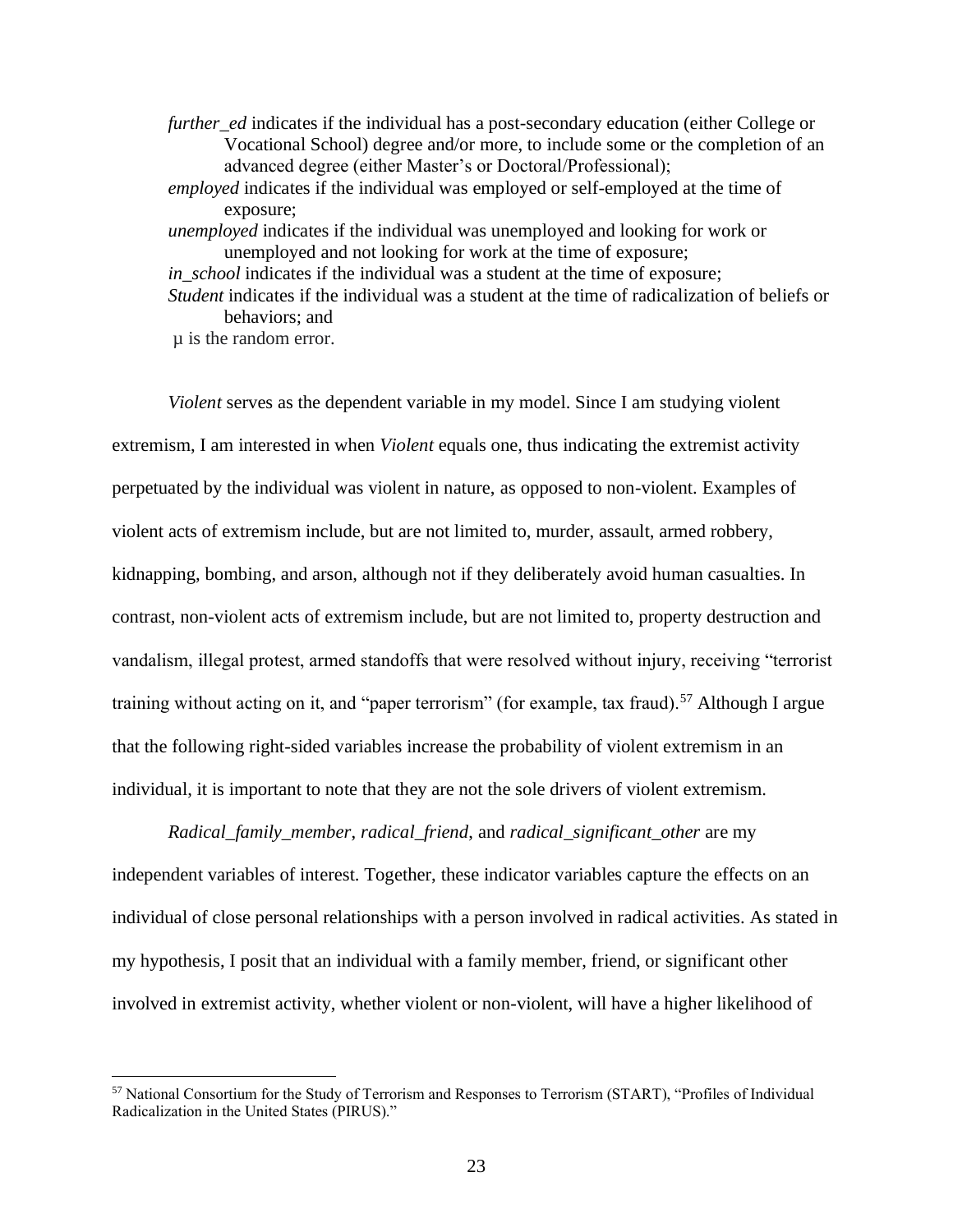*further_ed* indicates if the individual has a post-secondary education (either College or Vocational School) degree and/or more, to include some or the completion of an advanced degree (either Master's or Doctoral/Professional);

*employed* indicates if the individual was employed or self-employed at the time of exposure;

*unemployed* indicates if the individual was unemployed and looking for work or unemployed and not looking for work at the time of exposure;

*in_school* indicates if the individual was a student at the time of exposure;

*Student* indicates if the individual was a student at the time of radicalization of beliefs or behaviors; and

$\mu$ is the random error.

*Violent* serves as the dependent variable in my model. Since I am studying violent extremism, I am interested in when *Violent* equals one, thus indicating the extremist activity perpetuated by the individual was violent in nature, as opposed to non-violent. Examples of violent acts of extremism include, but are not limited to, murder, assault, armed robbery, kidnapping, bombing, and arson, although not if they deliberately avoid human casualties. In contrast, non-violent acts of extremism include, but are not limited to, property destruction and vandalism, illegal protest, armed standoffs that were resolved without injury, receiving "terrorist training without acting on it, and "paper terrorism" (for example, tax fraud).[57] Although I argue that the following right-sided variables increase the probability of violent extremism in an individual, it is important to note that they are not the sole drivers of violent extremism.

*Radical_family_member*, *radical_friend*, and *radical_significant_other* are my independent variables of interest. Together, these indicator variables capture the effects on an individual of close personal relationships with a person involved in radical activities. As stated in my hypothesis, I posit that an individual with a family member, friend, or significant other involved in extremist activity, whether violent or non-violent, will have a higher likelihood of

[57] National Consortium for the Study of Terrorism and Responses to Terrorism (START), "Profiles of Individual Radicalization in the United States (PIRUS)."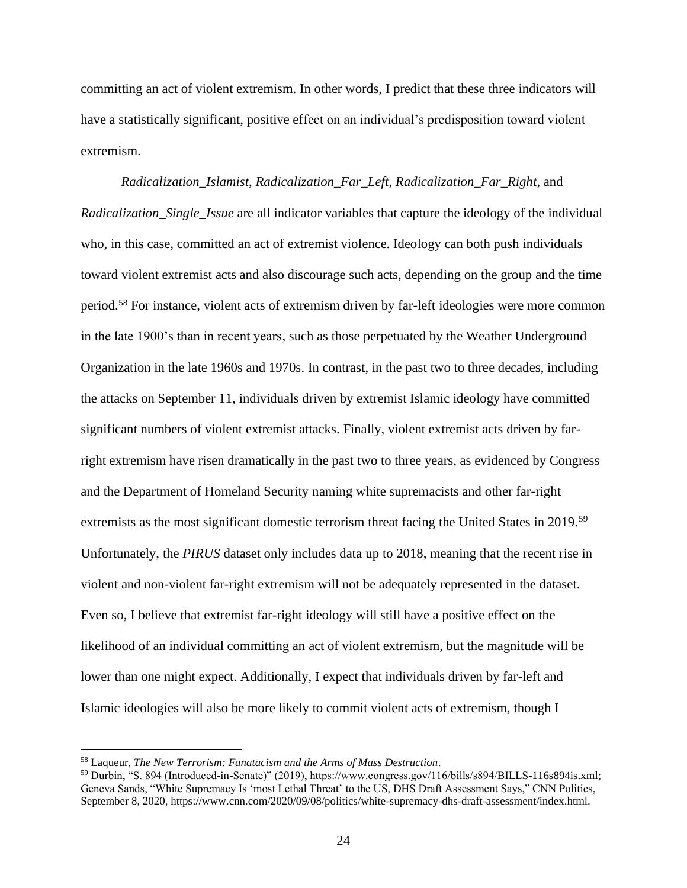committing an act of violent extremism. In other words, I predict that these three indicators will have a statistically significant, positive effect on an individual's predisposition toward violent extremism.

*Radicalization_Islamist*, *Radicalization_Far_Left*, *Radicalization_Far_Right*, and *Radicalization_Single_Issue* are all indicator variables that capture the ideology of the individual who, in this case, committed an act of extremist violence. Ideology can both push individuals toward violent extremist acts and also discourage such acts, depending on the group and the time period.[58] For instance, violent acts of extremism driven by far-left ideologies were more common in the late 1900's than in recent years, such as those perpetuated by the Weather Underground Organization in the late 1960s and 1970s. In contrast, in the past two to three decades, including the attacks on September 11, individuals driven by extremist Islamic ideology have committed significant numbers of violent extremist attacks. Finally, violent extremist acts driven by far-right extremism have risen dramatically in the past two to three years, as evidenced by Congress and the Department of Homeland Security naming white supremacists and other far-right extremists as the most significant domestic terrorism threat facing the United States in 2019.[59] Unfortunately, the *PIRUS* dataset only includes data up to 2018, meaning that the recent rise in violent and non-violent far-right extremism will not be adequately represented in the dataset. Even so, I believe that extremist far-right ideology will still have a positive effect on the likelihood of an individual committing an act of violent extremism, but the magnitude will be lower than one might expect. Additionally, I expect that individuals driven by far-left and Islamic ideologies will also be more likely to commit violent acts of extremism, though I

---

[58] Laqueur, *The New Terrorism: Fanatacism and the Arms of Mass Destruction*.

[59] Durbin, "S. 894 (Introduced-in-Senate)" (2019), https://www.congress.gov/116/bills/s894/BILLS-116s894is.xml; Geneva Sands, "White Supremacy Is 'most Lethal Threat' to the US, DHS Draft Assessment Says," CNN Politics, September 8, 2020, https://www.cnn.com/2020/09/08/politics/white-supremacy-dhs-draft-assessment/index.html.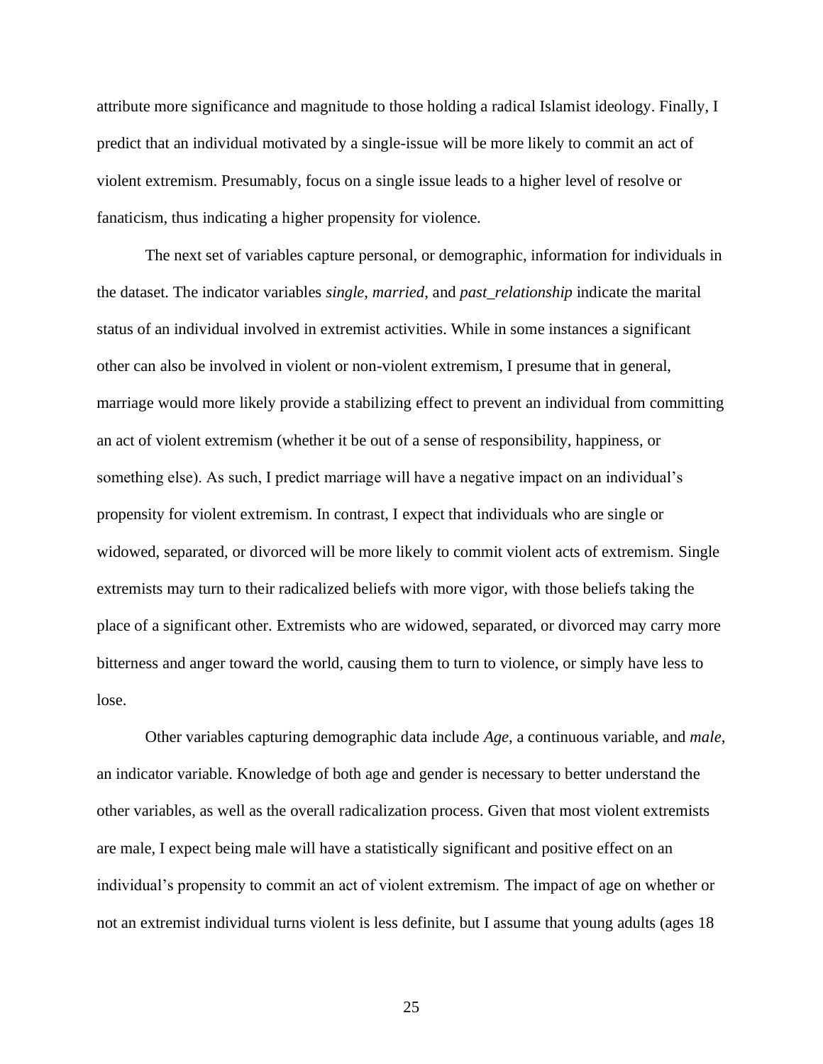attribute more significance and magnitude to those holding a radical Islamist ideology. Finally, I predict that an individual motivated by a single-issue will be more likely to commit an act of violent extremism. Presumably, focus on a single issue leads to a higher level of resolve or fanaticism, thus indicating a higher propensity for violence.

The next set of variables capture personal, or demographic, information for individuals in the dataset. The indicator variables *single*, *married*, and *past_relationship* indicate the marital status of an individual involved in extremist activities. While in some instances a significant other can also be involved in violent or non-violent extremism, I presume that in general, marriage would more likely provide a stabilizing effect to prevent an individual from committing an act of violent extremism (whether it be out of a sense of responsibility, happiness, or something else). As such, I predict marriage will have a negative impact on an individual's propensity for violent extremism. In contrast, I expect that individuals who are single or widowed, separated, or divorced will be more likely to commit violent acts of extremism. Single extremists may turn to their radicalized beliefs with more vigor, with those beliefs taking the place of a significant other. Extremists who are widowed, separated, or divorced may carry more bitterness and anger toward the world, causing them to turn to violence, or simply have less to lose.

Other variables capturing demographic data include *Age*, a continuous variable, and *male*, an indicator variable. Knowledge of both age and gender is necessary to better understand the other variables, as well as the overall radicalization process. Given that most violent extremists are male, I expect being male will have a statistically significant and positive effect on an individual's propensity to commit an act of violent extremism. The impact of age on whether or not an extremist individual turns violent is less definite, but I assume that young adults (ages 18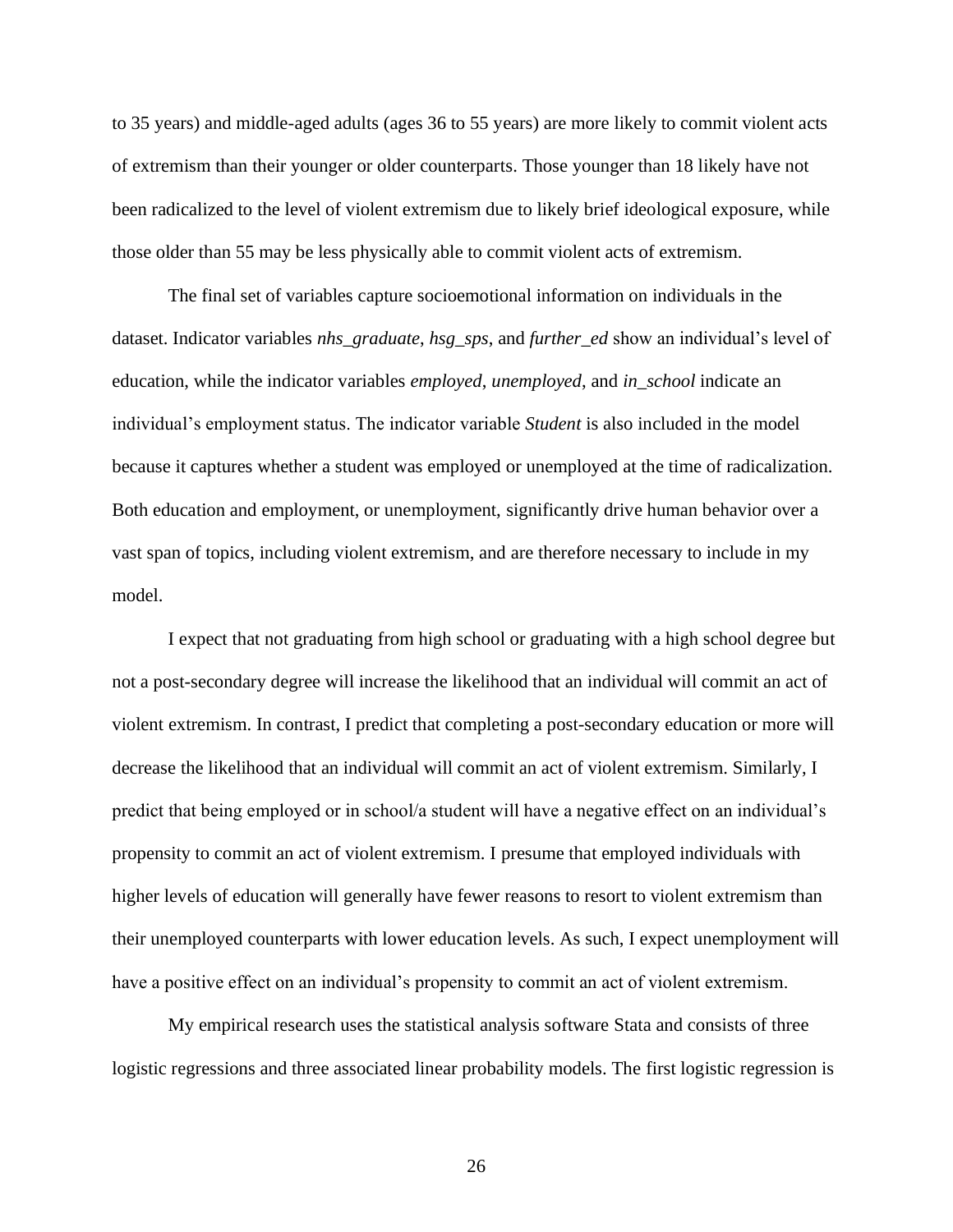to 35 years) and middle-aged adults (ages 36 to 55 years) are more likely to commit violent acts of extremism than their younger or older counterparts. Those younger than 18 likely have not been radicalized to the level of violent extremism due to likely brief ideological exposure, while those older than 55 may be less physically able to commit violent acts of extremism.

The final set of variables capture socioemotional information on individuals in the dataset. Indicator variables *nhs_graduate*, *hsg_sps*, and *further_ed* show an individual's level of education, while the indicator variables *employed*, *unemployed*, and *in_school* indicate an individual's employment status. The indicator variable *Student* is also included in the model because it captures whether a student was employed or unemployed at the time of radicalization. Both education and employment, or unemployment, significantly drive human behavior over a vast span of topics, including violent extremism, and are therefore necessary to include in my model.

I expect that not graduating from high school or graduating with a high school degree but not a post-secondary degree will increase the likelihood that an individual will commit an act of violent extremism. In contrast, I predict that completing a post-secondary education or more will decrease the likelihood that an individual will commit an act of violent extremism. Similarly, I predict that being employed or in school/a student will have a negative effect on an individual's propensity to commit an act of violent extremism. I presume that employed individuals with higher levels of education will generally have fewer reasons to resort to violent extremism than their unemployed counterparts with lower education levels. As such, I expect unemployment will have a positive effect on an individual's propensity to commit an act of violent extremism.

My empirical research uses the statistical analysis software Stata and consists of three logistic regressions and three associated linear probability models. The first logistic regression is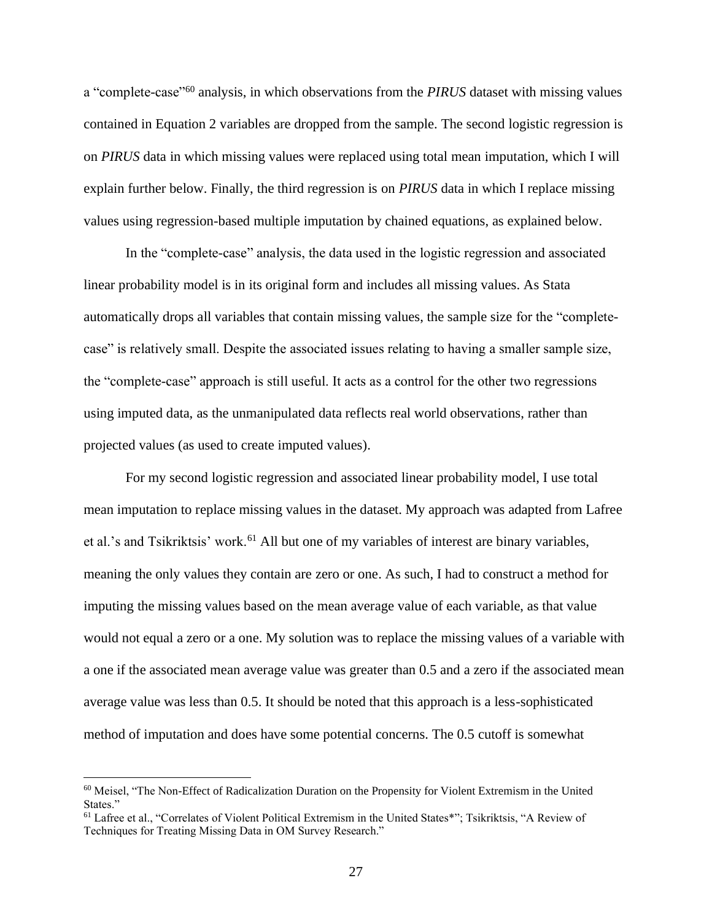a "complete-case"[60] analysis, in which observations from the *PIRUS* dataset with missing values contained in Equation 2 variables are dropped from the sample. The second logistic regression is on *PIRUS* data in which missing values were replaced using total mean imputation, which I will explain further below. Finally, the third regression is on *PIRUS* data in which I replace missing values using regression-based multiple imputation by chained equations, as explained below.

In the "complete-case" analysis, the data used in the logistic regression and associated linear probability model is in its original form and includes all missing values. As Stata automatically drops all variables that contain missing values, the sample size for the "complete-case" is relatively small. Despite the associated issues relating to having a smaller sample size, the "complete-case" approach is still useful. It acts as a control for the other two regressions using imputed data, as the unmanipulated data reflects real world observations, rather than projected values (as used to create imputed values).

For my second logistic regression and associated linear probability model, I use total mean imputation to replace missing values in the dataset. My approach was adapted from Lafree et al.'s and Tsikriktsis' work.[61] All but one of my variables of interest are binary variables, meaning the only values they contain are zero or one. As such, I had to construct a method for imputing the missing values based on the mean average value of each variable, as that value would not equal a zero or a one. My solution was to replace the missing values of a variable with a one if the associated mean average value was greater than 0.5 and a zero if the associated mean average value was less than 0.5. It should be noted that this approach is a less-sophisticated method of imputation and does have some potential concerns. The 0.5 cutoff is somewhat

---

[60] Meisel, "The Non-Effect of Radicalization Duration on the Propensity for Violent Extremism in the United States."

[61] Lafree et al., "Correlates of Violent Political Extremism in the United States*"; Tsikriktsis, "A Review of Techniques for Treating Missing Data in OM Survey Research."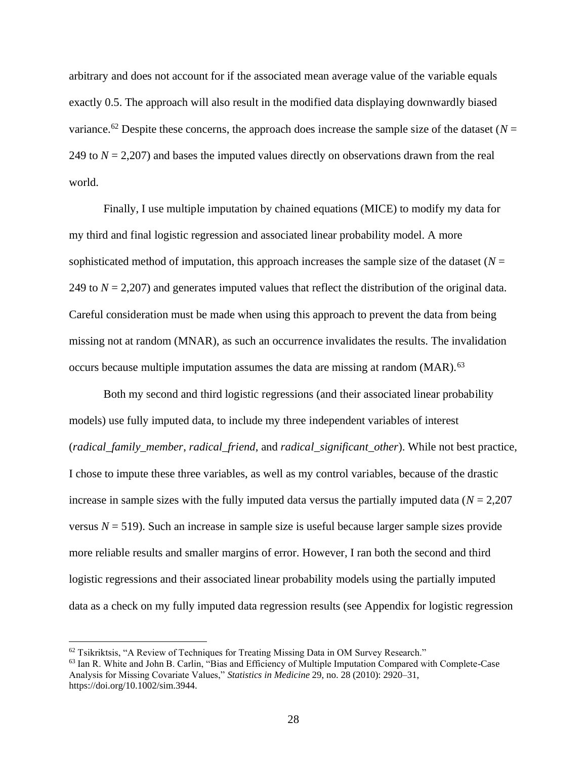arbitrary and does not account for if the associated mean average value of the variable equals exactly 0.5. The approach will also result in the modified data displaying downwardly biased variance.[62] Despite these concerns, the approach does increase the sample size of the dataset ($N$ = 249 to $N$ = 2,207) and bases the imputed values directly on observations drawn from the real world.

Finally, I use multiple imputation by chained equations (MICE) to modify my data for my third and final logistic regression and associated linear probability model. A more sophisticated method of imputation, this approach increases the sample size of the dataset ($N$ = 249 to $N$ = 2,207) and generates imputed values that reflect the distribution of the original data. Careful consideration must be made when using this approach to prevent the data from being missing not at random (MNAR), as such an occurrence invalidates the results. The invalidation occurs because multiple imputation assumes the data are missing at random (MAR).[63]

Both my second and third logistic regressions (and their associated linear probability models) use fully imputed data, to include my three independent variables of interest (*radical_family_member*, *radical_friend*, and *radical_significant_other*). While not best practice, I chose to impute these three variables, as well as my control variables, because of the drastic increase in sample sizes with the fully imputed data versus the partially imputed data ($N$ = 2,207 versus $N$ = 519). Such an increase in sample size is useful because larger sample sizes provide more reliable results and smaller margins of error. However, I ran both the second and third logistic regressions and their associated linear probability models using the partially imputed data as a check on my fully imputed data regression results (see Appendix for logistic regression

---

[62] Tsikriktsis, "A Review of Techniques for Treating Missing Data in OM Survey Research."

[63] Ian R. White and John B. Carlin, "Bias and Efficiency of Multiple Imputation Compared with Complete-Case Analysis for Missing Covariate Values," *Statistics in Medicine* 29, no. 28 (2010): 2920–31, https://doi.org/10.1002/sim.3944.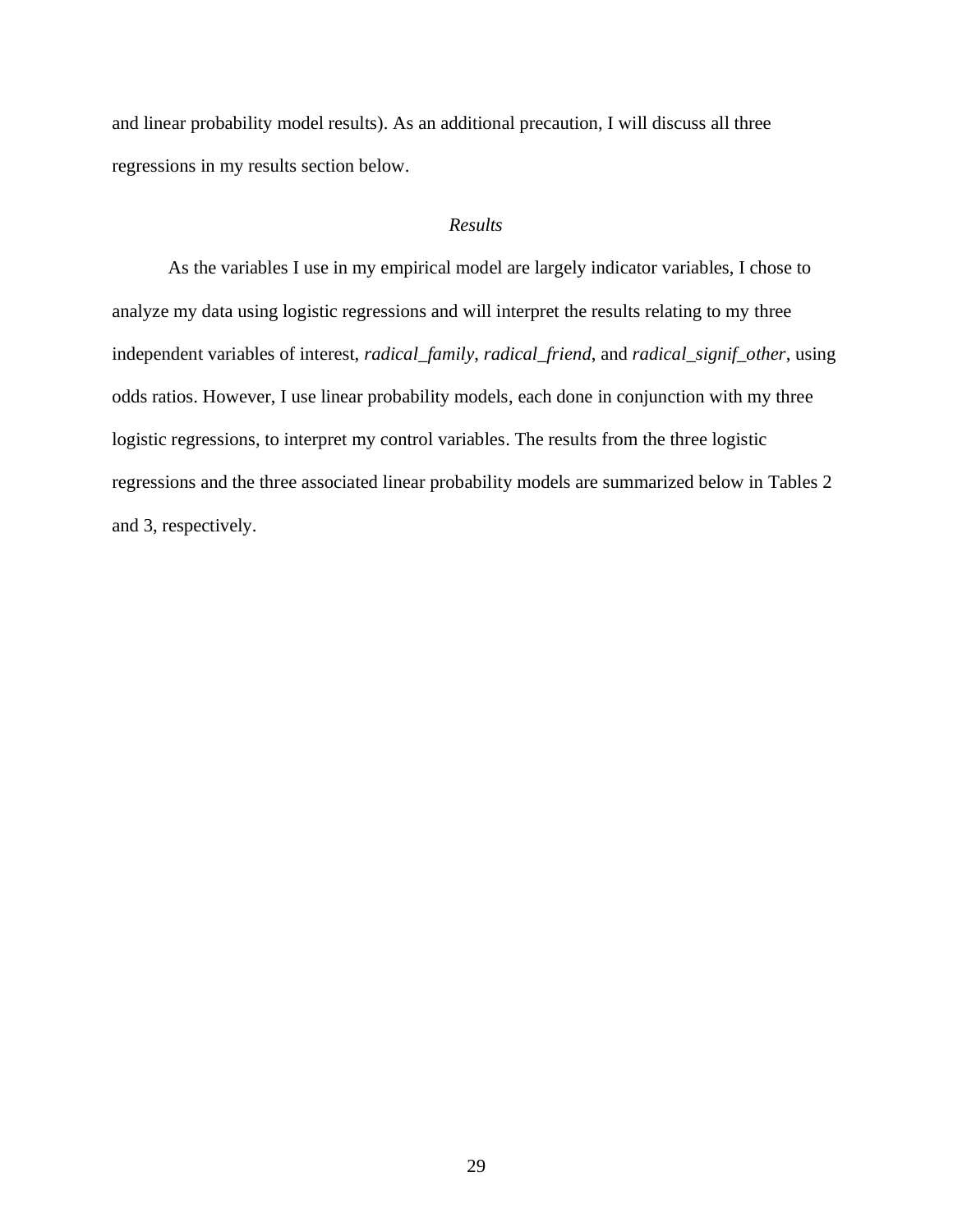and linear probability model results). As an additional precaution, I will discuss all three regressions in my results section below.

## *Results*

As the variables I use in my empirical model are largely indicator variables, I chose to analyze my data using logistic regressions and will interpret the results relating to my three independent variables of interest, *radical_family*, *radical_friend*, and *radical_signif_other*, using odds ratios. However, I use linear probability models, each done in conjunction with my three logistic regressions, to interpret my control variables. The results from the three logistic regressions and the three associated linear probability models are summarized below in Tables 2 and 3, respectively.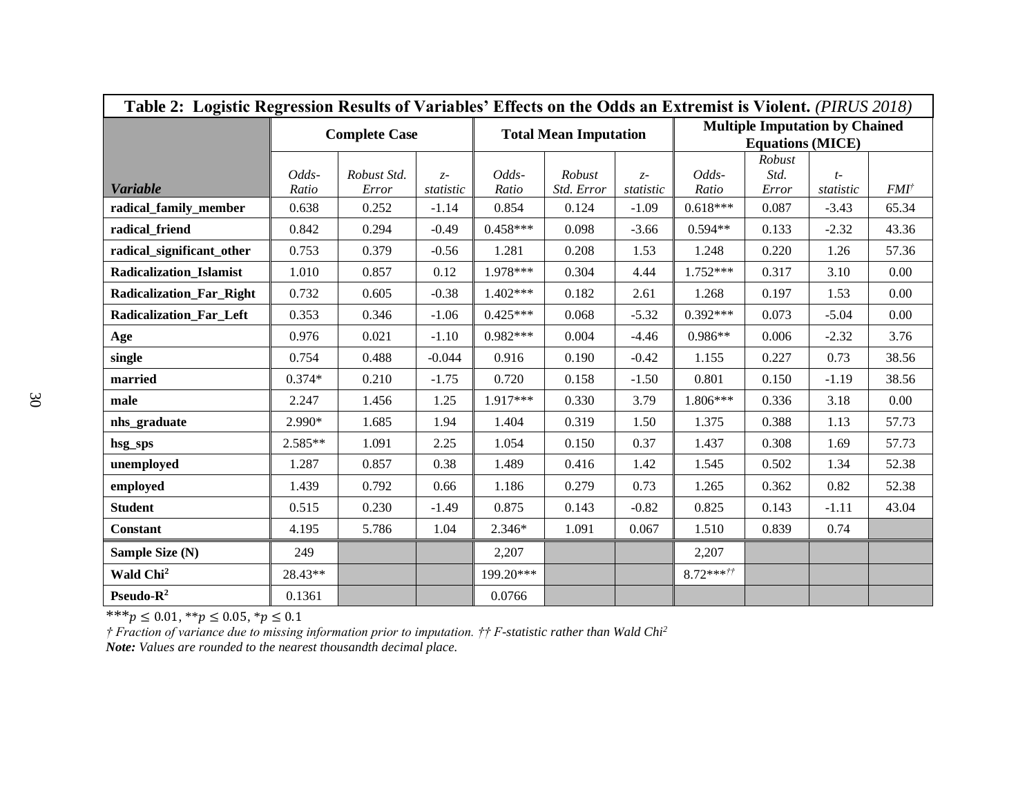**Table 2: Logistic Regression Results of Variables' Effects on the Odds an Extremist is Violent.** *(PIRUS 2018)*

| | Complete Case | | | Total Mean Imputation | | | Multiple Imputation by Chained Equations (MICE) | | | |
|---|---|---|---|---|---|---|---|---|---|---|
| ***Variable*** | *Odds-Ratio* | *Robust Std. Error* | *z-statistic* | *Odds-Ratio* | *Robust Std. Error* | *z-statistic* | *Odds-Ratio* | *Robust Std. Error* | *t-statistic* | *FMI†* |
| **radical_family_member** | 0.638 | 0.252 | -1.14 | 0.854 | 0.124 | -1.09 | 0.618*** | 0.087 | -3.43 | 65.34 |
| **radical_friend** | 0.842 | 0.294 | -0.49 | 0.458*** | 0.098 | -3.66 | 0.594** | 0.133 | -2.32 | 43.36 |
| **radical_significant_other** | 0.753 | 0.379 | -0.56 | 1.281 | 0.208 | 1.53 | 1.248 | 0.220 | 1.26 | 57.36 |
| **Radicalization_Islamist** | 1.010 | 0.857 | 0.12 | 1.978*** | 0.304 | 4.44 | 1.752*** | 0.317 | 3.10 | 0.00 |
| **Radicalization_Far_Right** | 0.732 | 0.605 | -0.38 | 1.402*** | 0.182 | 2.61 | 1.268 | 0.197 | 1.53 | 0.00 |
| **Radicalization_Far_Left** | 0.353 | 0.346 | -1.06 | 0.425*** | 0.068 | -5.32 | 0.392*** | 0.073 | -5.04 | 0.00 |
| **Age** | 0.976 | 0.021 | -1.10 | 0.982*** | 0.004 | -4.46 | 0.986** | 0.006 | -2.32 | 3.76 |
| **single** | 0.754 | 0.488 | -0.044 | 0.916 | 0.190 | -0.42 | 1.155 | 0.227 | 0.73 | 38.56 |
| **married** | 0.374* | 0.210 | -1.75 | 0.720 | 0.158 | -1.50 | 0.801 | 0.150 | -1.19 | 38.56 |
| **male** | 2.247 | 1.456 | 1.25 | 1.917*** | 0.330 | 3.79 | 1.806*** | 0.336 | 3.18 | 0.00 |
| **nhs_graduate** | 2.990* | 1.685 | 1.94 | 1.404 | 0.319 | 1.50 | 1.375 | 0.388 | 1.13 | 57.73 |
| **hsg_sps** | 2.585** | 1.091 | 2.25 | 1.054 | 0.150 | 0.37 | 1.437 | 0.308 | 1.69 | 57.73 |
| **unemployed** | 1.287 | 0.857 | 0.38 | 1.489 | 0.416 | 1.42 | 1.545 | 0.502 | 1.34 | 52.38 |
| **employed** | 1.439 | 0.792 | 0.66 | 1.186 | 0.279 | 0.73 | 1.265 | 0.362 | 0.82 | 52.38 |
| **Student** | 0.515 | 0.230 | -1.49 | 0.875 | 0.143 | -0.82 | 0.825 | 0.143 | -1.11 | 43.04 |
| **Constant** | 4.195 | 5.786 | 1.04 | 2.346* | 1.091 | 0.067 | 1.510 | 0.839 | 0.74 | |
| **Sample Size (N)** | 249 | | | 2,207 | | | 2,207 | | | |
| **Wald Chi²** | 28.43** | | | 199.20*** | | | 8.72***†† | | | |
| **Pseudo-R²** | 0.1361 | | | 0.0766 | | | | | | |

***$p \leq 0.01$, **$p \leq 0.05$, *$p \leq 0.1$

*† Fraction of variance due to missing information prior to imputation. †† F-statistic rather than Wald Chi²*

***Note:*** *Values are rounded to the nearest thousandth decimal place.*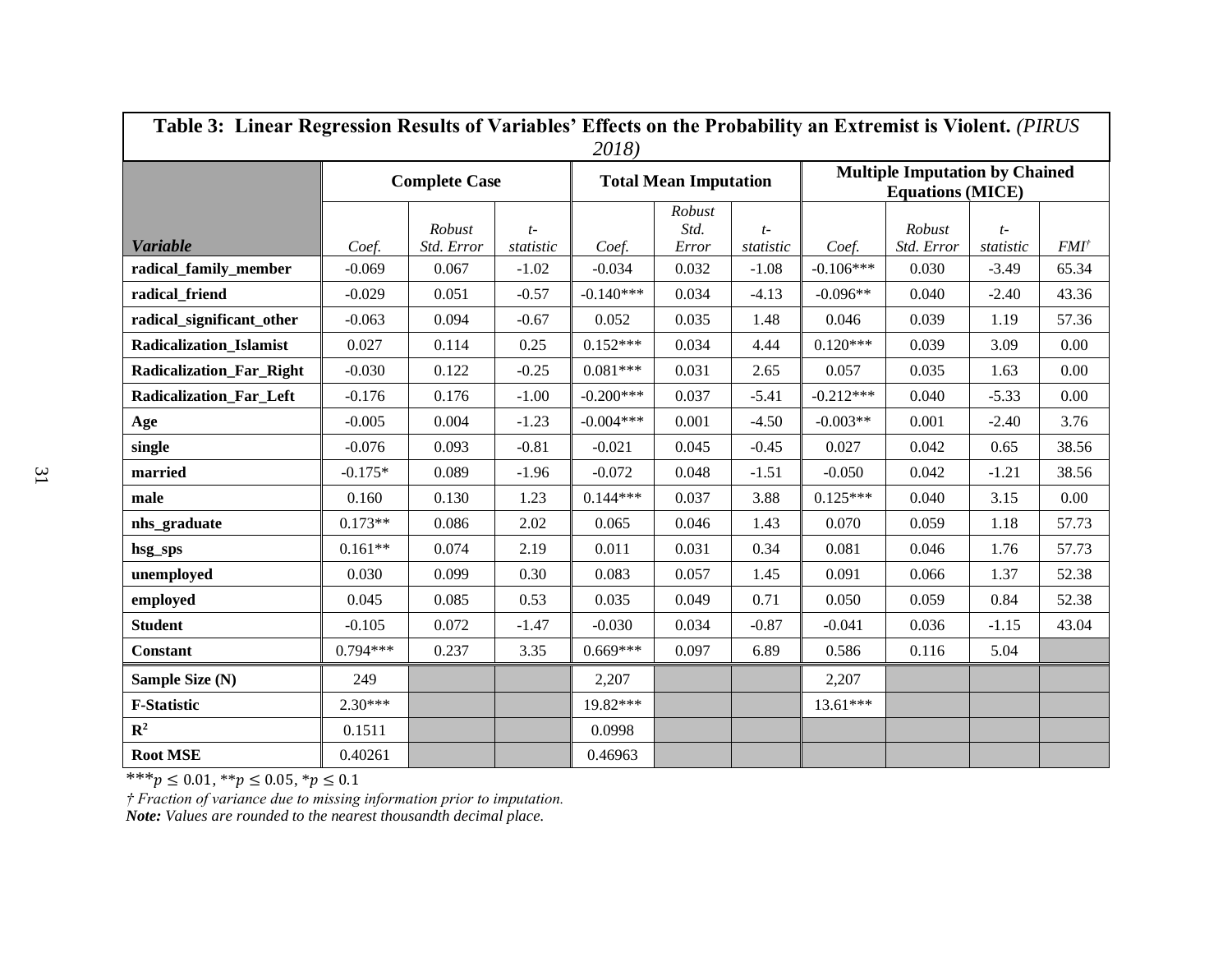**Table 3: Linear Regression Results of Variables' Effects on the Probability an Extremist is Violent.** *(PIRUS 2018)*

| | **Complete Case** | | | **Total Mean Imputation** | | | **Multiple Imputation by Chained Equations (MICE)** | | | |
|---|---|---|---|---|---|---|---|---|---|---|
| ***Variable*** | *Coef.* | *Robust Std. Error* | *t-statistic* | *Coef.* | *Robust Std. Error* | *t-statistic* | *Coef.* | *Robust Std. Error* | *t-statistic* | *FMI*† |
| **radical_family_member** | -0.069 | 0.067 | -1.02 | -0.034 | 0.032 | -1.08 | -0.106*** | 0.030 | -3.49 | 65.34 |
| **radical_friend** | -0.029 | 0.051 | -0.57 | -0.140*** | 0.034 | -4.13 | -0.096** | 0.040 | -2.40 | 43.36 |
| **radical_significant_other** | -0.063 | 0.094 | -0.67 | 0.052 | 0.035 | 1.48 | 0.046 | 0.039 | 1.19 | 57.36 |
| **Radicalization_Islamist** | 0.027 | 0.114 | 0.25 | 0.152*** | 0.034 | 4.44 | 0.120*** | 0.039 | 3.09 | 0.00 |
| **Radicalization_Far_Right** | -0.030 | 0.122 | -0.25 | 0.081*** | 0.031 | 2.65 | 0.057 | 0.035 | 1.63 | 0.00 |
| **Radicalization_Far_Left** | -0.176 | 0.176 | -1.00 | -0.200*** | 0.037 | -5.41 | -0.212*** | 0.040 | -5.33 | 0.00 |
| **Age** | -0.005 | 0.004 | -1.23 | -0.004*** | 0.001 | -4.50 | -0.003** | 0.001 | -2.40 | 3.76 |
| **single** | -0.076 | 0.093 | -0.81 | -0.021 | 0.045 | -0.45 | 0.027 | 0.042 | 0.65 | 38.56 |
| **married** | -0.175* | 0.089 | -1.96 | -0.072 | 0.048 | -1.51 | -0.050 | 0.042 | -1.21 | 38.56 |
| **male** | 0.160 | 0.130 | 1.23 | 0.144*** | 0.037 | 3.88 | 0.125*** | 0.040 | 3.15 | 0.00 |
| **nhs_graduate** | 0.173** | 0.086 | 2.02 | 0.065 | 0.046 | 1.43 | 0.070 | 0.059 | 1.18 | 57.73 |
| **hsg_sps** | 0.161** | 0.074 | 2.19 | 0.011 | 0.031 | 0.34 | 0.081 | 0.046 | 1.76 | 57.73 |
| **unemployed** | 0.030 | 0.099 | 0.30 | 0.083 | 0.057 | 1.45 | 0.091 | 0.066 | 1.37 | 52.38 |
| **employed** | 0.045 | 0.085 | 0.53 | 0.035 | 0.049 | 0.71 | 0.050 | 0.059 | 0.84 | 52.38 |
| **Student** | -0.105 | 0.072 | -1.47 | -0.030 | 0.034 | -0.87 | -0.041 | 0.036 | -1.15 | 43.04 |
| **Constant** | 0.794*** | 0.237 | 3.35 | 0.669*** | 0.097 | 6.89 | 0.586 | 0.116 | 5.04 | |
| **Sample Size (N)** | 249 | | | 2,207 | | | 2,207 | | | |
| **F-Statistic** | 2.30*** | | | 19.82*** | | | 13.61*** | | | |
| $\mathbf{R^2}$ | 0.1511 | | | 0.0998 | | | | | | |
| **Root MSE** | 0.40261 | | | 0.46963 | | | | | | |

***$p \leq 0.01$, **$p \leq 0.05$, *$p \leq 0.1$

*† Fraction of variance due to missing information prior to imputation.*

***Note:*** *Values are rounded to the nearest thousandth decimal place.*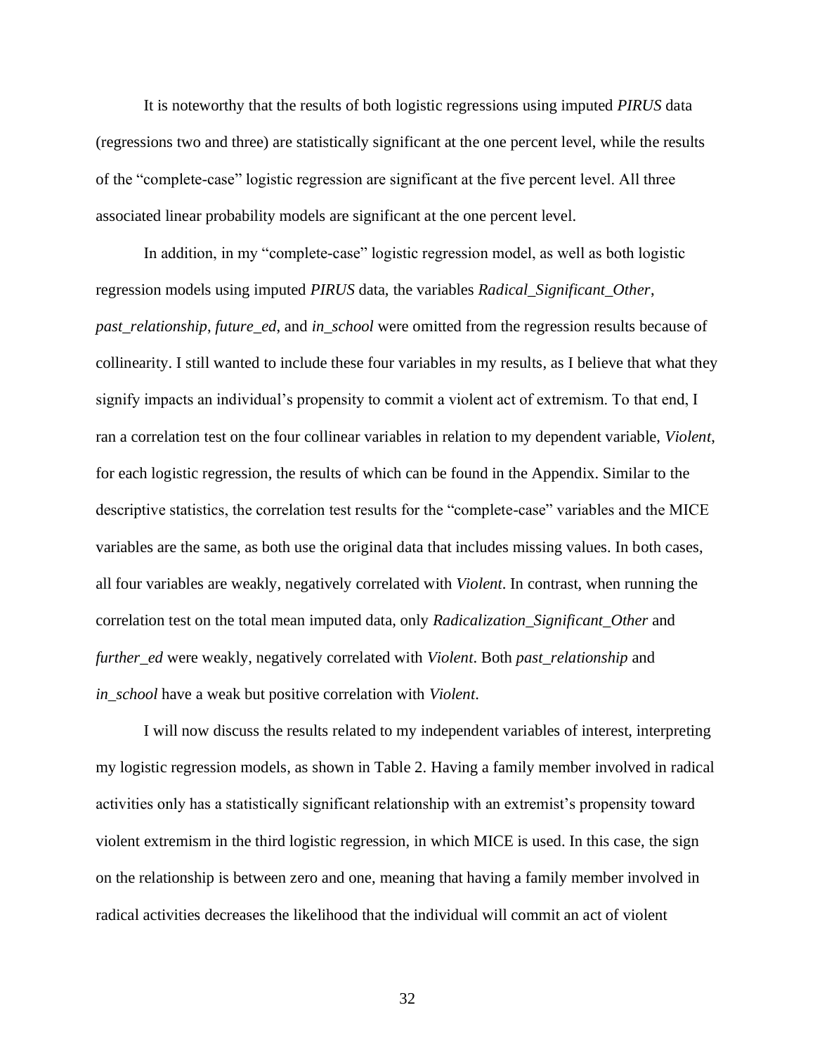It is noteworthy that the results of both logistic regressions using imputed *PIRUS* data (regressions two and three) are statistically significant at the one percent level, while the results of the "complete-case" logistic regression are significant at the five percent level. All three associated linear probability models are significant at the one percent level.

In addition, in my "complete-case" logistic regression model, as well as both logistic regression models using imputed *PIRUS* data, the variables *Radical_Significant_Other*, *past_relationship*, *future_ed*, and *in_school* were omitted from the regression results because of collinearity. I still wanted to include these four variables in my results, as I believe that what they signify impacts an individual's propensity to commit a violent act of extremism. To that end, I ran a correlation test on the four collinear variables in relation to my dependent variable, *Violent*, for each logistic regression, the results of which can be found in the Appendix. Similar to the descriptive statistics, the correlation test results for the "complete-case" variables and the MICE variables are the same, as both use the original data that includes missing values. In both cases, all four variables are weakly, negatively correlated with *Violent*. In contrast, when running the correlation test on the total mean imputed data, only *Radicalization_Significant_Other* and *further_ed* were weakly, negatively correlated with *Violent*. Both *past_relationship* and *in_school* have a weak but positive correlation with *Violent*.

I will now discuss the results related to my independent variables of interest, interpreting my logistic regression models, as shown in Table 2. Having a family member involved in radical activities only has a statistically significant relationship with an extremist's propensity toward violent extremism in the third logistic regression, in which MICE is used. In this case, the sign on the relationship is between zero and one, meaning that having a family member involved in radical activities decreases the likelihood that the individual will commit an act of violent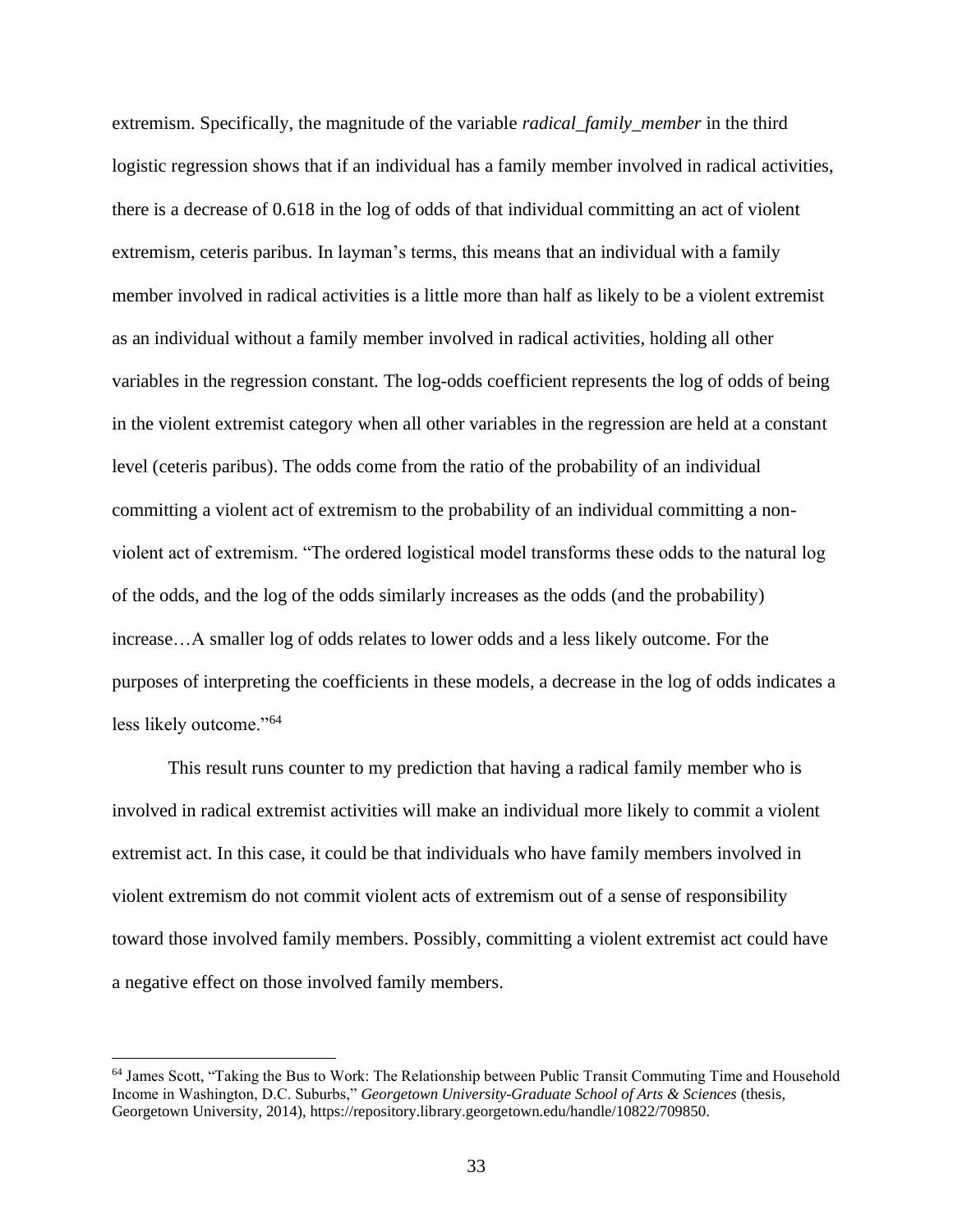extremism. Specifically, the magnitude of the variable *radical_family_member* in the third logistic regression shows that if an individual has a family member involved in radical activities, there is a decrease of 0.618 in the log of odds of that individual committing an act of violent extremism, ceteris paribus. In layman's terms, this means that an individual with a family member involved in radical activities is a little more than half as likely to be a violent extremist as an individual without a family member involved in radical activities, holding all other variables in the regression constant. The log-odds coefficient represents the log of odds of being in the violent extremist category when all other variables in the regression are held at a constant level (ceteris paribus). The odds come from the ratio of the probability of an individual committing a violent act of extremism to the probability of an individual committing a non-violent act of extremism. "The ordered logistical model transforms these odds to the natural log of the odds, and the log of the odds similarly increases as the odds (and the probability) increase…A smaller log of odds relates to lower odds and a less likely outcome. For the purposes of interpreting the coefficients in these models, a decrease in the log of odds indicates a less likely outcome."[64]

This result runs counter to my prediction that having a radical family member who is involved in radical extremist activities will make an individual more likely to commit a violent extremist act. In this case, it could be that individuals who have family members involved in violent extremism do not commit violent acts of extremism out of a sense of responsibility toward those involved family members. Possibly, committing a violent extremist act could have a negative effect on those involved family members.

[64] James Scott, "Taking the Bus to Work: The Relationship between Public Transit Commuting Time and Household Income in Washington, D.C. Suburbs," *Georgetown University-Graduate School of Arts & Sciences* (thesis, Georgetown University, 2014), https://repository.library.georgetown.edu/handle/10822/709850.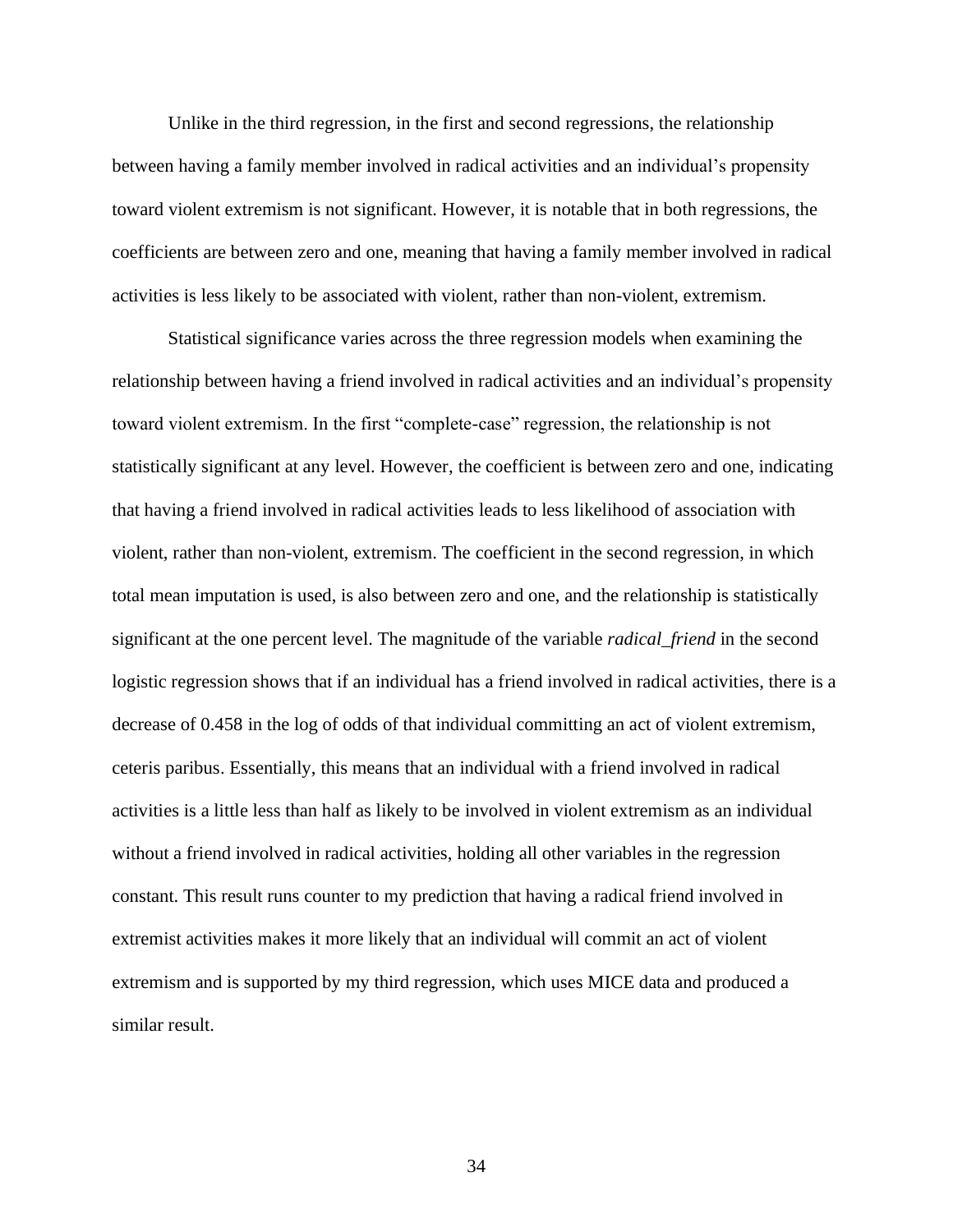Unlike in the third regression, in the first and second regressions, the relationship between having a family member involved in radical activities and an individual's propensity toward violent extremism is not significant. However, it is notable that in both regressions, the coefficients are between zero and one, meaning that having a family member involved in radical activities is less likely to be associated with violent, rather than non-violent, extremism.

Statistical significance varies across the three regression models when examining the relationship between having a friend involved in radical activities and an individual's propensity toward violent extremism. In the first "complete-case" regression, the relationship is not statistically significant at any level. However, the coefficient is between zero and one, indicating that having a friend involved in radical activities leads to less likelihood of association with violent, rather than non-violent, extremism. The coefficient in the second regression, in which total mean imputation is used, is also between zero and one, and the relationship is statistically significant at the one percent level. The magnitude of the variable *radical_friend* in the second logistic regression shows that if an individual has a friend involved in radical activities, there is a decrease of 0.458 in the log of odds of that individual committing an act of violent extremism, ceteris paribus. Essentially, this means that an individual with a friend involved in radical activities is a little less than half as likely to be involved in violent extremism as an individual without a friend involved in radical activities, holding all other variables in the regression constant. This result runs counter to my prediction that having a radical friend involved in extremist activities makes it more likely that an individual will commit an act of violent extremism and is supported by my third regression, which uses MICE data and produced a similar result.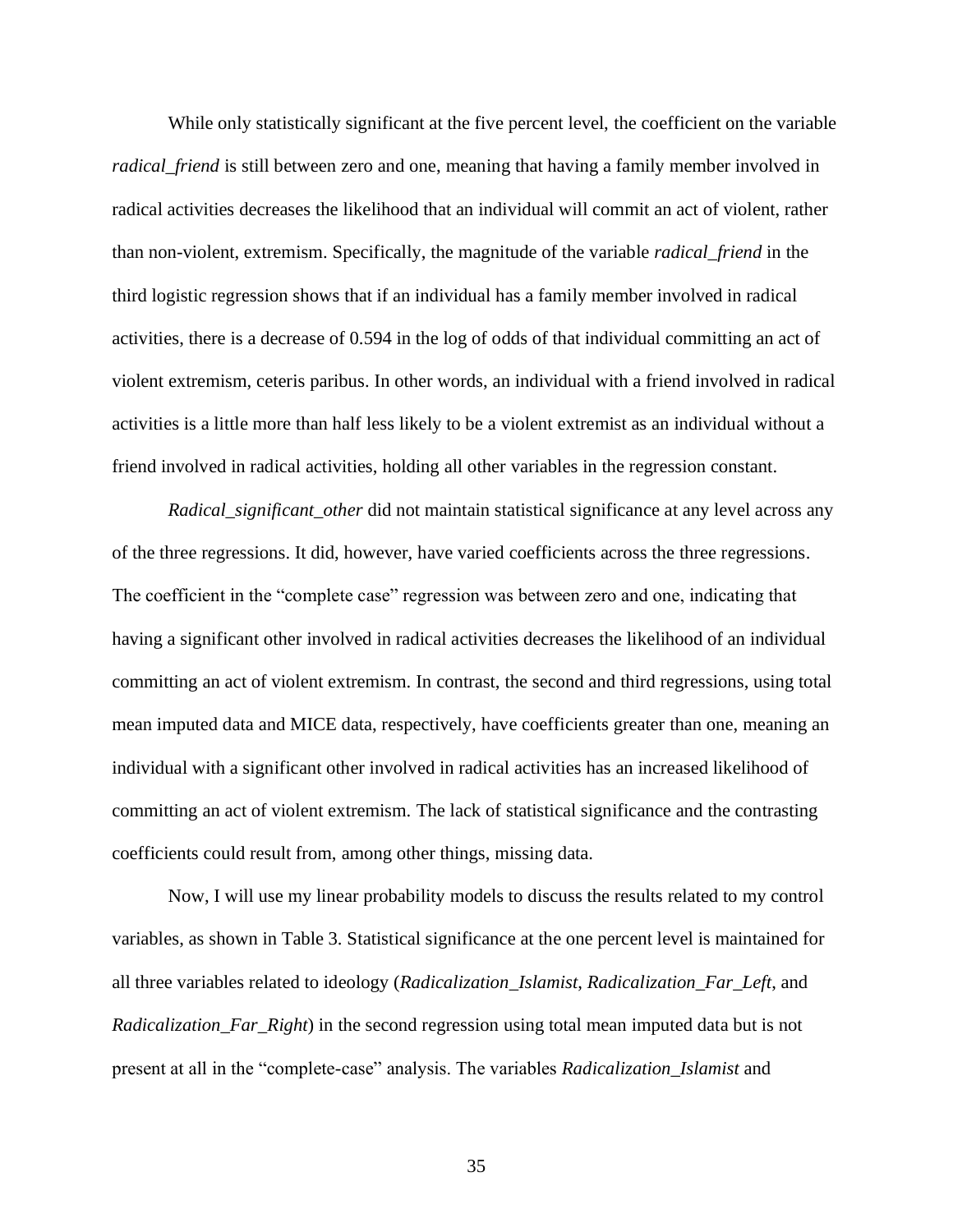While only statistically significant at the five percent level, the coefficient on the variable *radical_friend* is still between zero and one, meaning that having a family member involved in radical activities decreases the likelihood that an individual will commit an act of violent, rather than non-violent, extremism. Specifically, the magnitude of the variable *radical_friend* in the third logistic regression shows that if an individual has a family member involved in radical activities, there is a decrease of 0.594 in the log of odds of that individual committing an act of violent extremism, ceteris paribus. In other words, an individual with a friend involved in radical activities is a little more than half less likely to be a violent extremist as an individual without a friend involved in radical activities, holding all other variables in the regression constant.

*Radical_significant_other* did not maintain statistical significance at any level across any of the three regressions. It did, however, have varied coefficients across the three regressions. The coefficient in the "complete case" regression was between zero and one, indicating that having a significant other involved in radical activities decreases the likelihood of an individual committing an act of violent extremism. In contrast, the second and third regressions, using total mean imputed data and MICE data, respectively, have coefficients greater than one, meaning an individual with a significant other involved in radical activities has an increased likelihood of committing an act of violent extremism. The lack of statistical significance and the contrasting coefficients could result from, among other things, missing data.

Now, I will use my linear probability models to discuss the results related to my control variables, as shown in Table 3. Statistical significance at the one percent level is maintained for all three variables related to ideology (*Radicalization_Islamist*, *Radicalization_Far_Left*, and *Radicalization_Far_Right*) in the second regression using total mean imputed data but is not present at all in the "complete-case" analysis. The variables *Radicalization_Islamist* and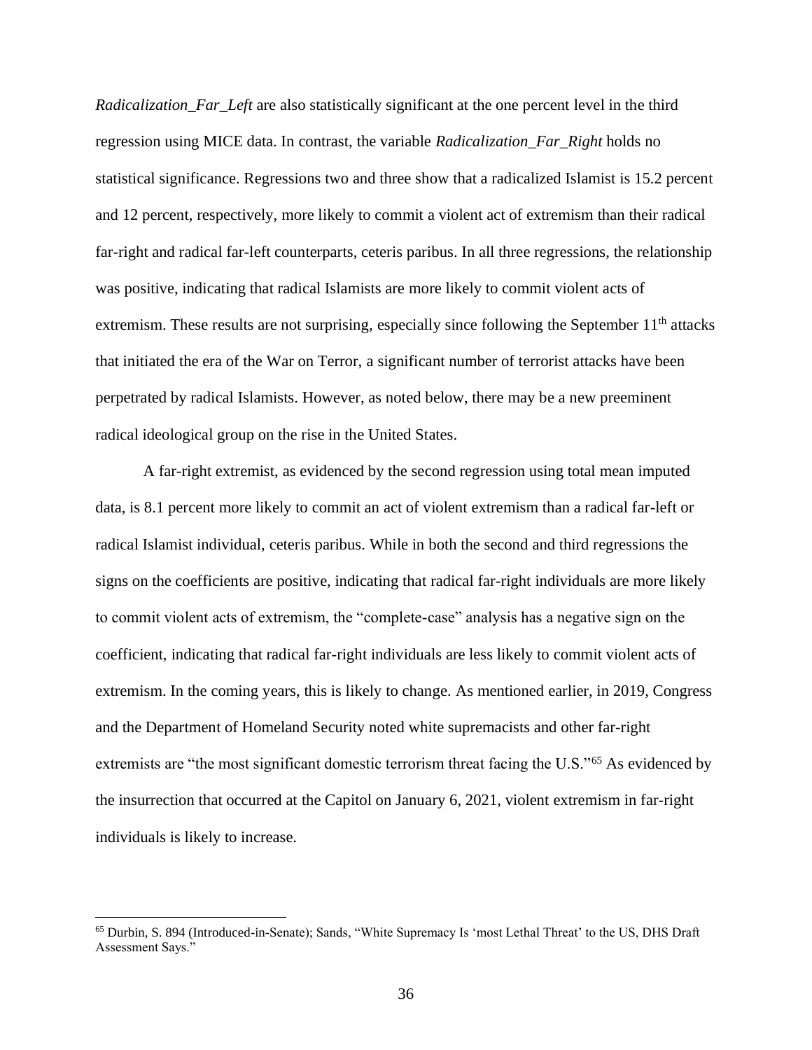*Radicalization_Far_Left* are also statistically significant at the one percent level in the third regression using MICE data. In contrast, the variable *Radicalization_Far_Right* holds no statistical significance. Regressions two and three show that a radicalized Islamist is 15.2 percent and 12 percent, respectively, more likely to commit a violent act of extremism than their radical far-right and radical far-left counterparts, ceteris paribus. In all three regressions, the relationship was positive, indicating that radical Islamists are more likely to commit violent acts of extremism. These results are not surprising, especially since following the September 11th attacks that initiated the era of the War on Terror, a significant number of terrorist attacks have been perpetrated by radical Islamists. However, as noted below, there may be a new preeminent radical ideological group on the rise in the United States.

A far-right extremist, as evidenced by the second regression using total mean imputed data, is 8.1 percent more likely to commit an act of violent extremism than a radical far-left or radical Islamist individual, ceteris paribus. While in both the second and third regressions the signs on the coefficients are positive, indicating that radical far-right individuals are more likely to commit violent acts of extremism, the "complete-case" analysis has a negative sign on the coefficient, indicating that radical far-right individuals are less likely to commit violent acts of extremism. In the coming years, this is likely to change. As mentioned earlier, in 2019, Congress and the Department of Homeland Security noted white supremacists and other far-right extremists are "the most significant domestic terrorism threat facing the U.S."[65] As evidenced by the insurrection that occurred at the Capitol on January 6, 2021, violent extremism in far-right individuals is likely to increase.

---

[65] Durbin, S. 894 (Introduced-in-Senate); Sands, "White Supremacy Is 'most Lethal Threat' to the US, DHS Draft Assessment Says."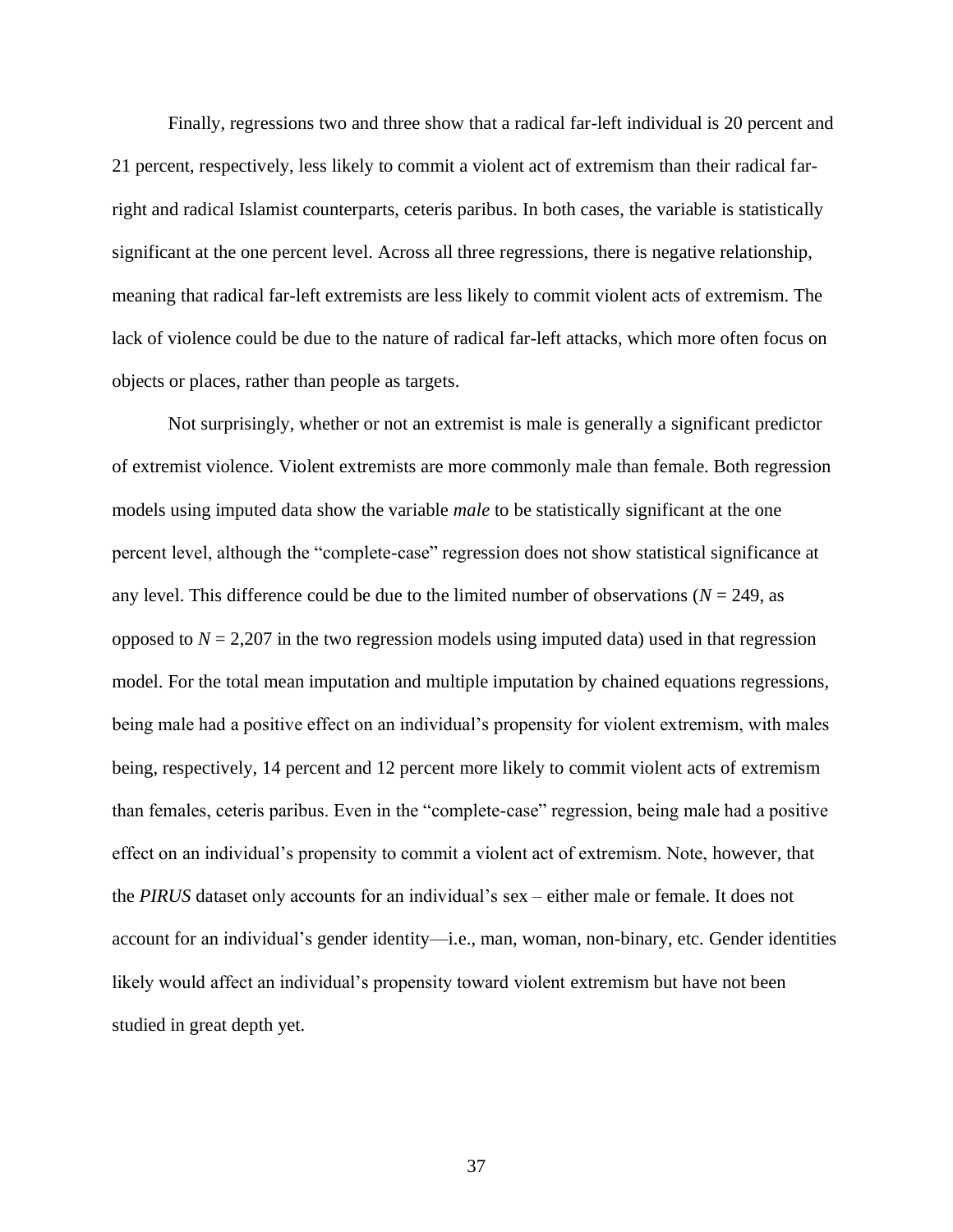Finally, regressions two and three show that a radical far-left individual is 20 percent and 21 percent, respectively, less likely to commit a violent act of extremism than their radical far-right and radical Islamist counterparts, ceteris paribus. In both cases, the variable is statistically significant at the one percent level. Across all three regressions, there is negative relationship, meaning that radical far-left extremists are less likely to commit violent acts of extremism. The lack of violence could be due to the nature of radical far-left attacks, which more often focus on objects or places, rather than people as targets.

Not surprisingly, whether or not an extremist is male is generally a significant predictor of extremist violence. Violent extremists are more commonly male than female. Both regression models using imputed data show the variable *male* to be statistically significant at the one percent level, although the "complete-case" regression does not show statistical significance at any level. This difference could be due to the limited number of observations ($N$ = 249, as opposed to $N$ = 2,207 in the two regression models using imputed data) used in that regression model. For the total mean imputation and multiple imputation by chained equations regressions, being male had a positive effect on an individual's propensity for violent extremism, with males being, respectively, 14 percent and 12 percent more likely to commit violent acts of extremism than females, ceteris paribus. Even in the "complete-case" regression, being male had a positive effect on an individual's propensity to commit a violent act of extremism. Note, however, that the *PIRUS* dataset only accounts for an individual's sex – either male or female. It does not account for an individual's gender identity—i.e., man, woman, non-binary, etc. Gender identities likely would affect an individual's propensity toward violent extremism but have not been studied in great depth yet.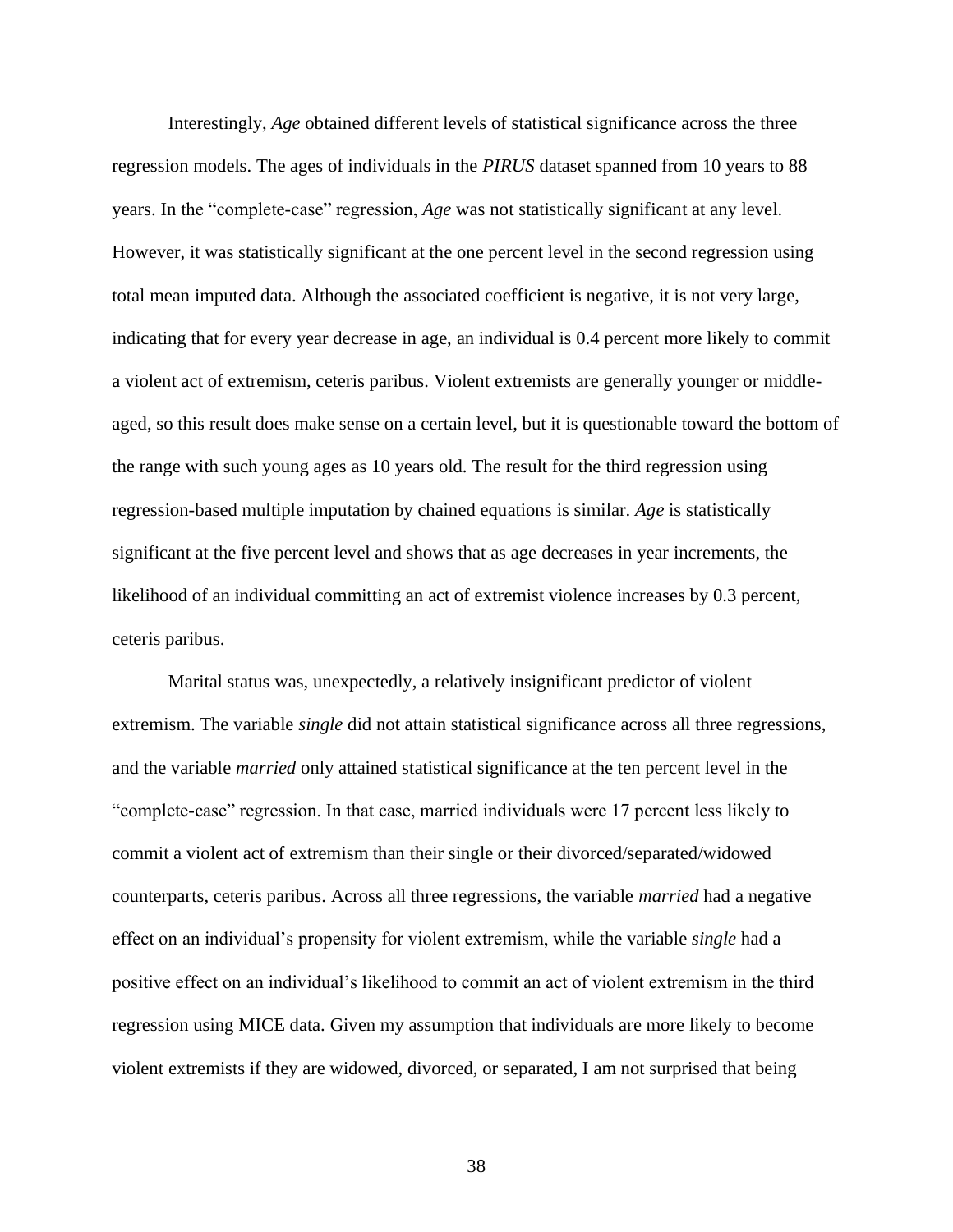Interestingly, *Age* obtained different levels of statistical significance across the three regression models. The ages of individuals in the *PIRUS* dataset spanned from 10 years to 88 years. In the "complete-case" regression, *Age* was not statistically significant at any level. However, it was statistically significant at the one percent level in the second regression using total mean imputed data. Although the associated coefficient is negative, it is not very large, indicating that for every year decrease in age, an individual is 0.4 percent more likely to commit a violent act of extremism, ceteris paribus. Violent extremists are generally younger or middle-aged, so this result does make sense on a certain level, but it is questionable toward the bottom of the range with such young ages as 10 years old. The result for the third regression using regression-based multiple imputation by chained equations is similar. *Age* is statistically significant at the five percent level and shows that as age decreases in year increments, the likelihood of an individual committing an act of extremist violence increases by 0.3 percent, ceteris paribus.

Marital status was, unexpectedly, a relatively insignificant predictor of violent extremism. The variable *single* did not attain statistical significance across all three regressions, and the variable *married* only attained statistical significance at the ten percent level in the "complete-case" regression. In that case, married individuals were 17 percent less likely to commit a violent act of extremism than their single or their divorced/separated/widowed counterparts, ceteris paribus. Across all three regressions, the variable *married* had a negative effect on an individual's propensity for violent extremism, while the variable *single* had a positive effect on an individual's likelihood to commit an act of violent extremism in the third regression using MICE data. Given my assumption that individuals are more likely to become violent extremists if they are widowed, divorced, or separated, I am not surprised that being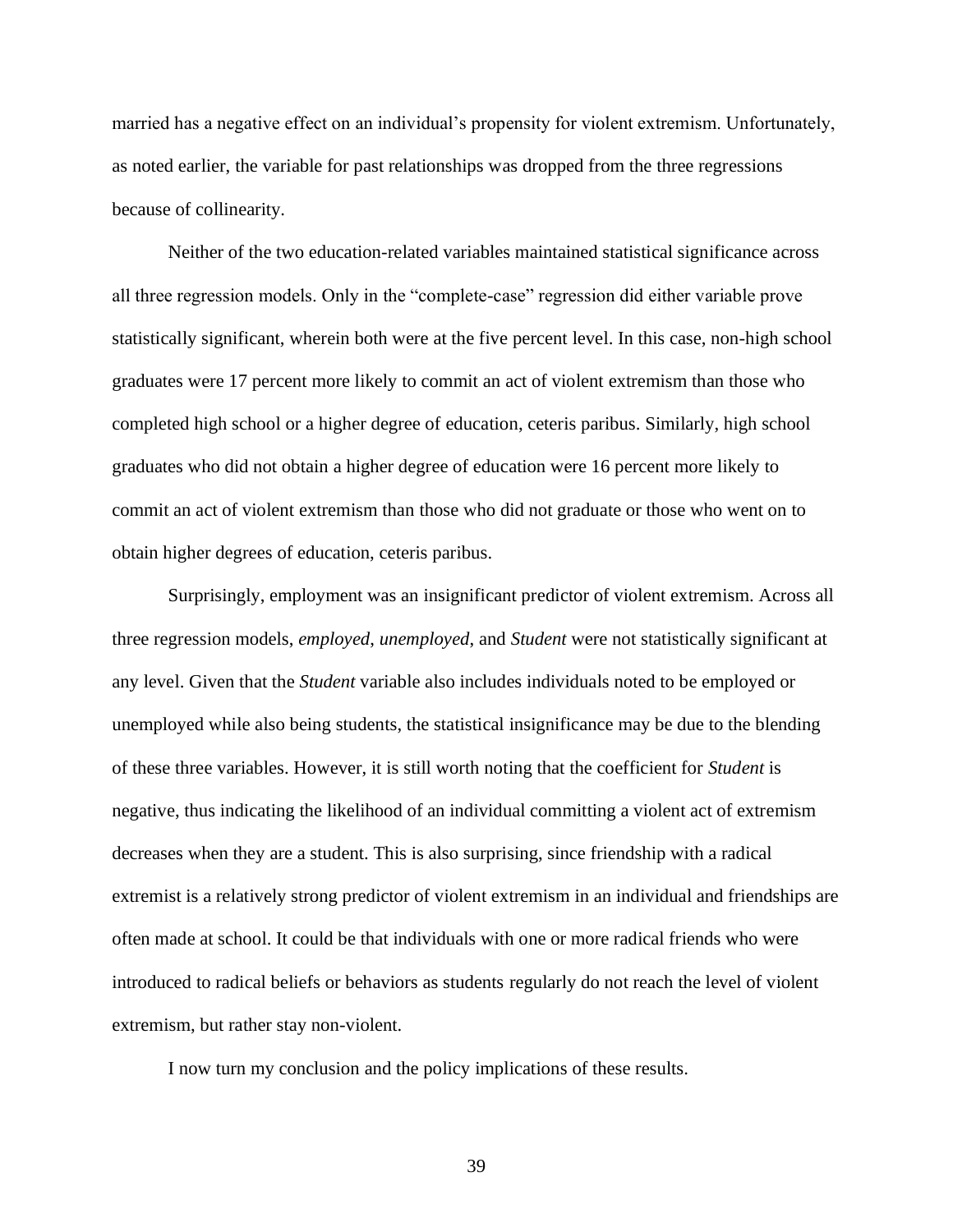married has a negative effect on an individual's propensity for violent extremism. Unfortunately, as noted earlier, the variable for past relationships was dropped from the three regressions because of collinearity.

Neither of the two education-related variables maintained statistical significance across all three regression models. Only in the "complete-case" regression did either variable prove statistically significant, wherein both were at the five percent level. In this case, non-high school graduates were 17 percent more likely to commit an act of violent extremism than those who completed high school or a higher degree of education, ceteris paribus. Similarly, high school graduates who did not obtain a higher degree of education were 16 percent more likely to commit an act of violent extremism than those who did not graduate or those who went on to obtain higher degrees of education, ceteris paribus.

Surprisingly, employment was an insignificant predictor of violent extremism. Across all three regression models, *employed*, *unemployed*, and *Student* were not statistically significant at any level. Given that the *Student* variable also includes individuals noted to be employed or unemployed while also being students, the statistical insignificance may be due to the blending of these three variables. However, it is still worth noting that the coefficient for *Student* is negative, thus indicating the likelihood of an individual committing a violent act of extremism decreases when they are a student. This is also surprising, since friendship with a radical extremist is a relatively strong predictor of violent extremism in an individual and friendships are often made at school. It could be that individuals with one or more radical friends who were introduced to radical beliefs or behaviors as students regularly do not reach the level of violent extremism, but rather stay non-violent.

I now turn my conclusion and the policy implications of these results.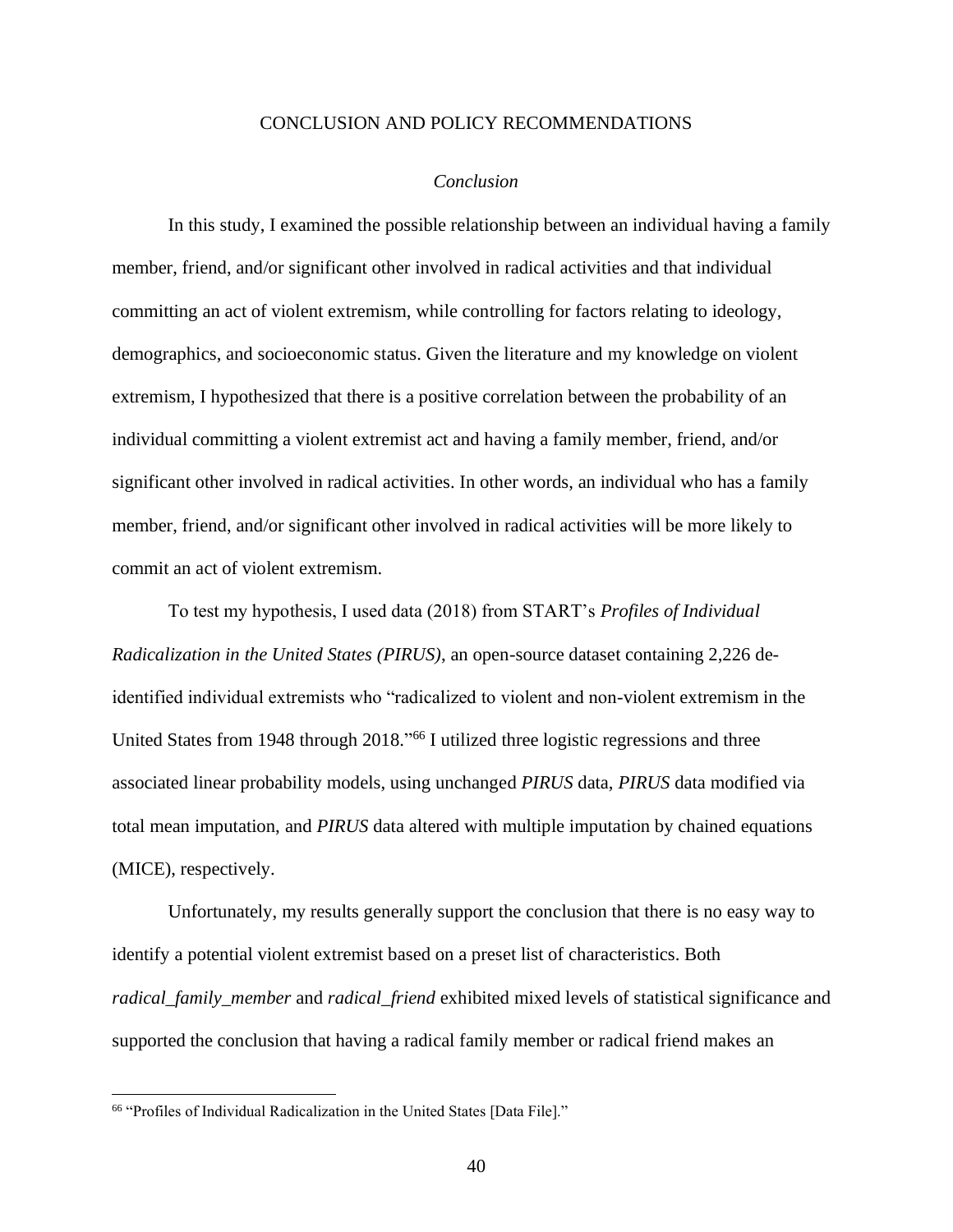# CONCLUSION AND POLICY RECOMMENDATIONS

## *Conclusion*

In this study, I examined the possible relationship between an individual having a family member, friend, and/or significant other involved in radical activities and that individual committing an act of violent extremism, while controlling for factors relating to ideology, demographics, and socioeconomic status. Given the literature and my knowledge on violent extremism, I hypothesized that there is a positive correlation between the probability of an individual committing a violent extremist act and having a family member, friend, and/or significant other involved in radical activities. In other words, an individual who has a family member, friend, and/or significant other involved in radical activities will be more likely to commit an act of violent extremism.

To test my hypothesis, I used data (2018) from START's *Profiles of Individual Radicalization in the United States (PIRUS)*, an open-source dataset containing 2,226 de-identified individual extremists who "radicalized to violent and non-violent extremism in the United States from 1948 through 2018."[66] I utilized three logistic regressions and three associated linear probability models, using unchanged *PIRUS* data, *PIRUS* data modified via total mean imputation, and *PIRUS* data altered with multiple imputation by chained equations (MICE), respectively.

Unfortunately, my results generally support the conclusion that there is no easy way to identify a potential violent extremist based on a preset list of characteristics. Both *radical_family_member* and *radical_friend* exhibited mixed levels of statistical significance and supported the conclusion that having a radical family member or radical friend makes an

[66] "Profiles of Individual Radicalization in the United States [Data File]."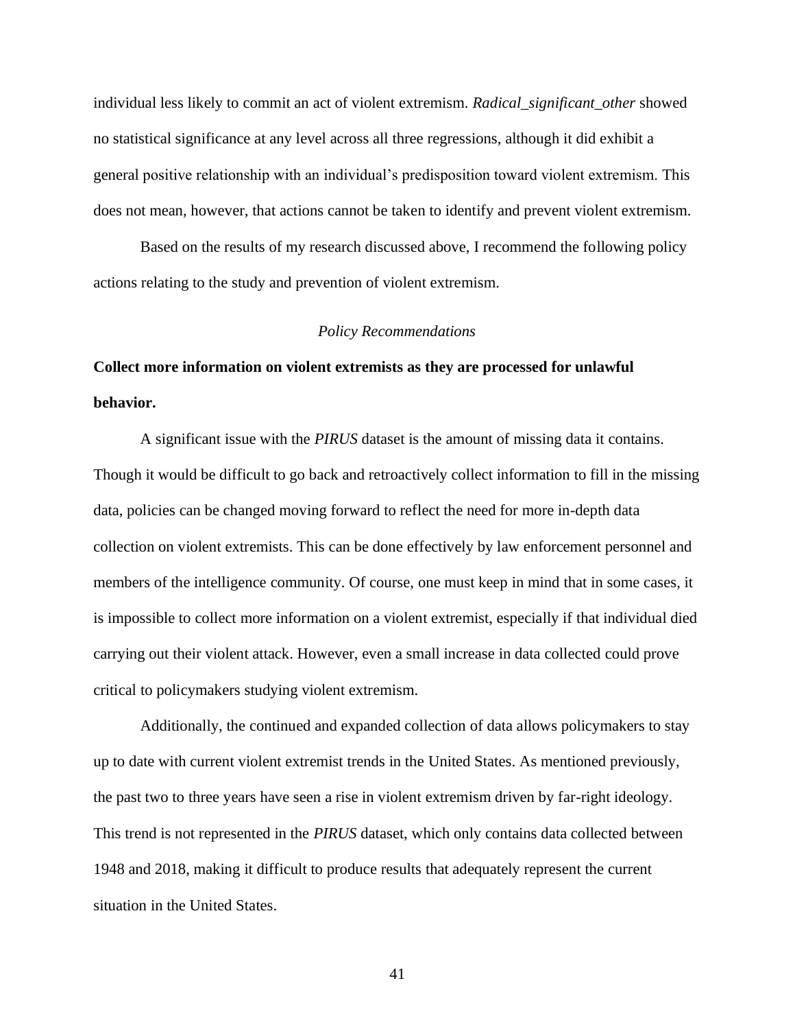individual less likely to commit an act of violent extremism. *Radical_significant_other* showed no statistical significance at any level across all three regressions, although it did exhibit a general positive relationship with an individual's predisposition toward violent extremism. This does not mean, however, that actions cannot be taken to identify and prevent violent extremism.

Based on the results of my research discussed above, I recommend the following policy actions relating to the study and prevention of violent extremism.

### *Policy Recommendations*

**Collect more information on violent extremists as they are processed for unlawful behavior.**

A significant issue with the *PIRUS* dataset is the amount of missing data it contains. Though it would be difficult to go back and retroactively collect information to fill in the missing data, policies can be changed moving forward to reflect the need for more in-depth data collection on violent extremists. This can be done effectively by law enforcement personnel and members of the intelligence community. Of course, one must keep in mind that in some cases, it is impossible to collect more information on a violent extremist, especially if that individual died carrying out their violent attack. However, even a small increase in data collected could prove critical to policymakers studying violent extremism.

Additionally, the continued and expanded collection of data allows policymakers to stay up to date with current violent extremist trends in the United States. As mentioned previously, the past two to three years have seen a rise in violent extremism driven by far-right ideology. This trend is not represented in the *PIRUS* dataset, which only contains data collected between 1948 and 2018, making it difficult to produce results that adequately represent the current situation in the United States.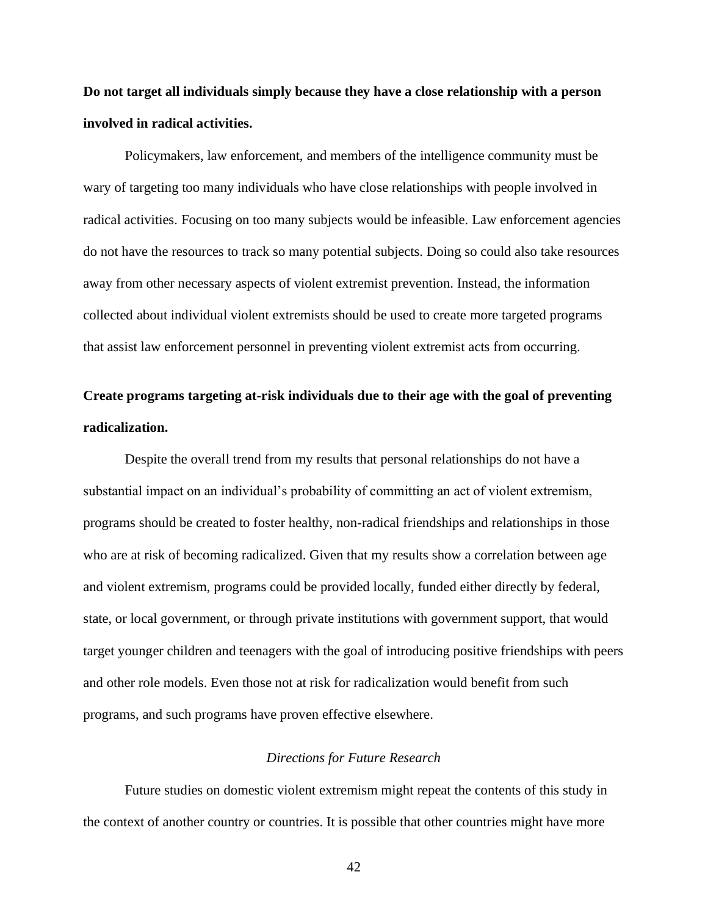**Do not target all individuals simply because they have a close relationship with a person involved in radical activities.**

Policymakers, law enforcement, and members of the intelligence community must be wary of targeting too many individuals who have close relationships with people involved in radical activities. Focusing on too many subjects would be infeasible. Law enforcement agencies do not have the resources to track so many potential subjects. Doing so could also take resources away from other necessary aspects of violent extremist prevention. Instead, the information collected about individual violent extremists should be used to create more targeted programs that assist law enforcement personnel in preventing violent extremist acts from occurring.

**Create programs targeting at-risk individuals due to their age with the goal of preventing radicalization.**

Despite the overall trend from my results that personal relationships do not have a substantial impact on an individual's probability of committing an act of violent extremism, programs should be created to foster healthy, non-radical friendships and relationships in those who are at risk of becoming radicalized. Given that my results show a correlation between age and violent extremism, programs could be provided locally, funded either directly by federal, state, or local government, or through private institutions with government support, that would target younger children and teenagers with the goal of introducing positive friendships with peers and other role models. Even those not at risk for radicalization would benefit from such programs, and such programs have proven effective elsewhere.

*Directions for Future Research*

Future studies on domestic violent extremism might repeat the contents of this study in the context of another country or countries. It is possible that other countries might have more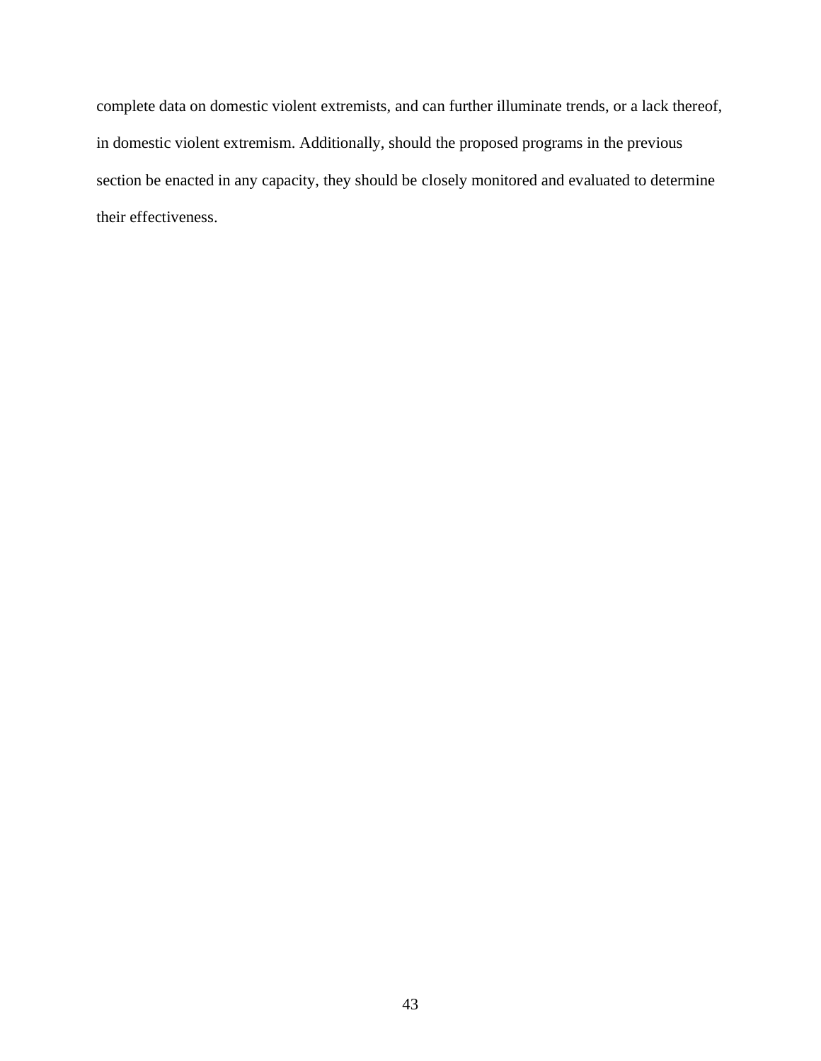complete data on domestic violent extremists, and can further illuminate trends, or a lack thereof, in domestic violent extremism. Additionally, should the proposed programs in the previous section be enacted in any capacity, they should be closely monitored and evaluated to determine their effectiveness.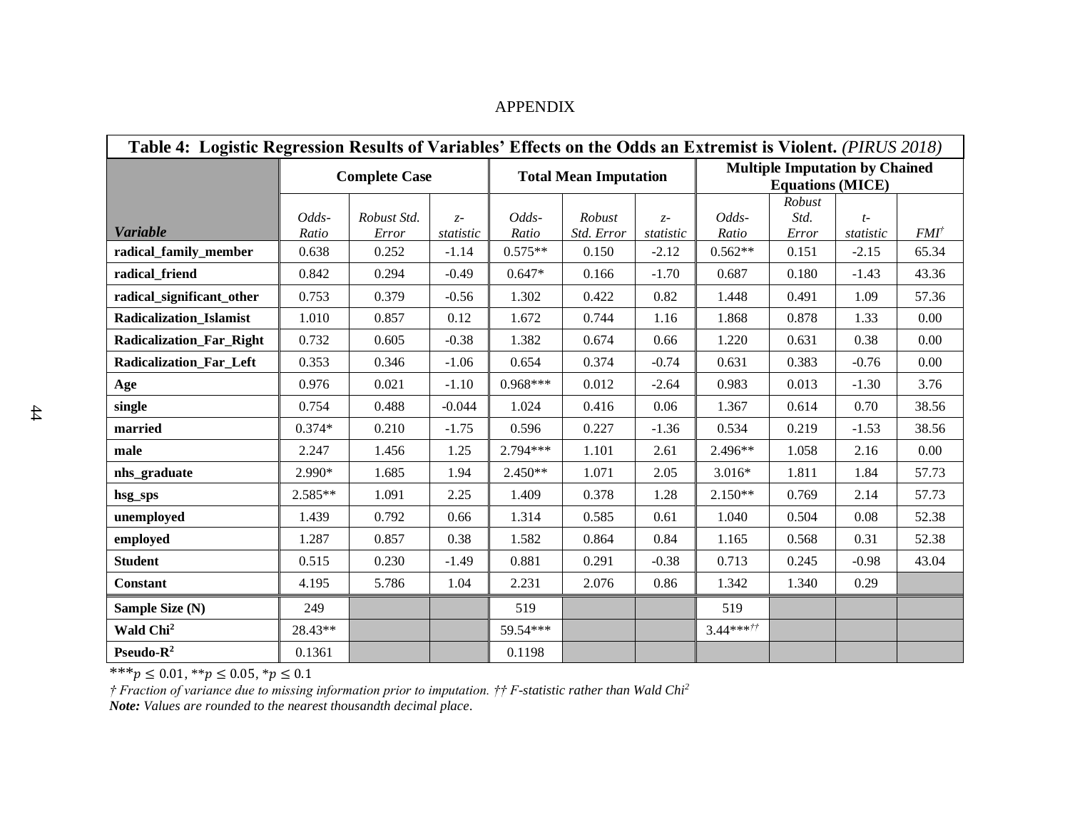## APPENDIX

**Table 4: Logistic Regression Results of Variables' Effects on the Odds an Extremist is Violent.** *(PIRUS 2018)*

| | Complete Case | | | Total Mean Imputation | | | Multiple Imputation by Chained Equations (MICE) | | | |
|---|---|---|---|---|---|---|---|---|---|---|
| ***Variable*** | *Odds-Ratio* | *Robust Std. Error* | *z-statistic* | *Odds-Ratio* | *Robust Std. Error* | *z-statistic* | *Odds-Ratio* | *Robust Std. Error* | *t-statistic* | *FMI*† |
| **radical_family_member** | 0.638 | 0.252 | -1.14 | 0.575** | 0.150 | -2.12 | 0.562** | 0.151 | -2.15 | 65.34 |
| **radical_friend** | 0.842 | 0.294 | -0.49 | 0.647* | 0.166 | -1.70 | 0.687 | 0.180 | -1.43 | 43.36 |
| **radical_significant_other** | 0.753 | 0.379 | -0.56 | 1.302 | 0.422 | 0.82 | 1.448 | 0.491 | 1.09 | 57.36 |
| **Radicalization_Islamist** | 1.010 | 0.857 | 0.12 | 1.672 | 0.744 | 1.16 | 1.868 | 0.878 | 1.33 | 0.00 |
| **Radicalization_Far_Right** | 0.732 | 0.605 | -0.38 | 1.382 | 0.674 | 0.66 | 1.220 | 0.631 | 0.38 | 0.00 |
| **Radicalization_Far_Left** | 0.353 | 0.346 | -1.06 | 0.654 | 0.374 | -0.74 | 0.631 | 0.383 | -0.76 | 0.00 |
| **Age** | 0.976 | 0.021 | -1.10 | 0.968*** | 0.012 | -2.64 | 0.983 | 0.013 | -1.30 | 3.76 |
| **single** | 0.754 | 0.488 | -0.044 | 1.024 | 0.416 | 0.06 | 1.367 | 0.614 | 0.70 | 38.56 |
| **married** | 0.374* | 0.210 | -1.75 | 0.596 | 0.227 | -1.36 | 0.534 | 0.219 | -1.53 | 38.56 |
| **male** | 2.247 | 1.456 | 1.25 | 2.794*** | 1.101 | 2.61 | 2.496** | 1.058 | 2.16 | 0.00 |
| **nhs_graduate** | 2.990* | 1.685 | 1.94 | 2.450** | 1.071 | 2.05 | 3.016* | 1.811 | 1.84 | 57.73 |
| **hsg_sps** | 2.585** | 1.091 | 2.25 | 1.409 | 0.378 | 1.28 | 2.150** | 0.769 | 2.14 | 57.73 |
| **unemployed** | 1.439 | 0.792 | 0.66 | 1.314 | 0.585 | 0.61 | 1.040 | 0.504 | 0.08 | 52.38 |
| **employed** | 1.287 | 0.857 | 0.38 | 1.582 | 0.864 | 0.84 | 1.165 | 0.568 | 0.31 | 52.38 |
| **Student** | 0.515 | 0.230 | -1.49 | 0.881 | 0.291 | -0.38 | 0.713 | 0.245 | -0.98 | 43.04 |
| **Constant** | 4.195 | 5.786 | 1.04 | 2.231 | 2.076 | 0.86 | 1.342 | 1.340 | 0.29 | |
| **Sample Size (N)** | 249 | | | 519 | | | 519 | | | |
| **Wald Chi$^2$** | 28.43** | | | 59.54*** | | | 3.44***†† | | | |
| **Pseudo-R$^2$** | 0.1361 | | | 0.1198 | | | | | | |

***$p \leq 0.01$, **$p \leq 0.05$, *$p \leq 0.1$

*† Fraction of variance due to missing information prior to imputation. †† F-statistic rather than Wald Chi$^2$*

***Note:*** *Values are rounded to the nearest thousandth decimal place.*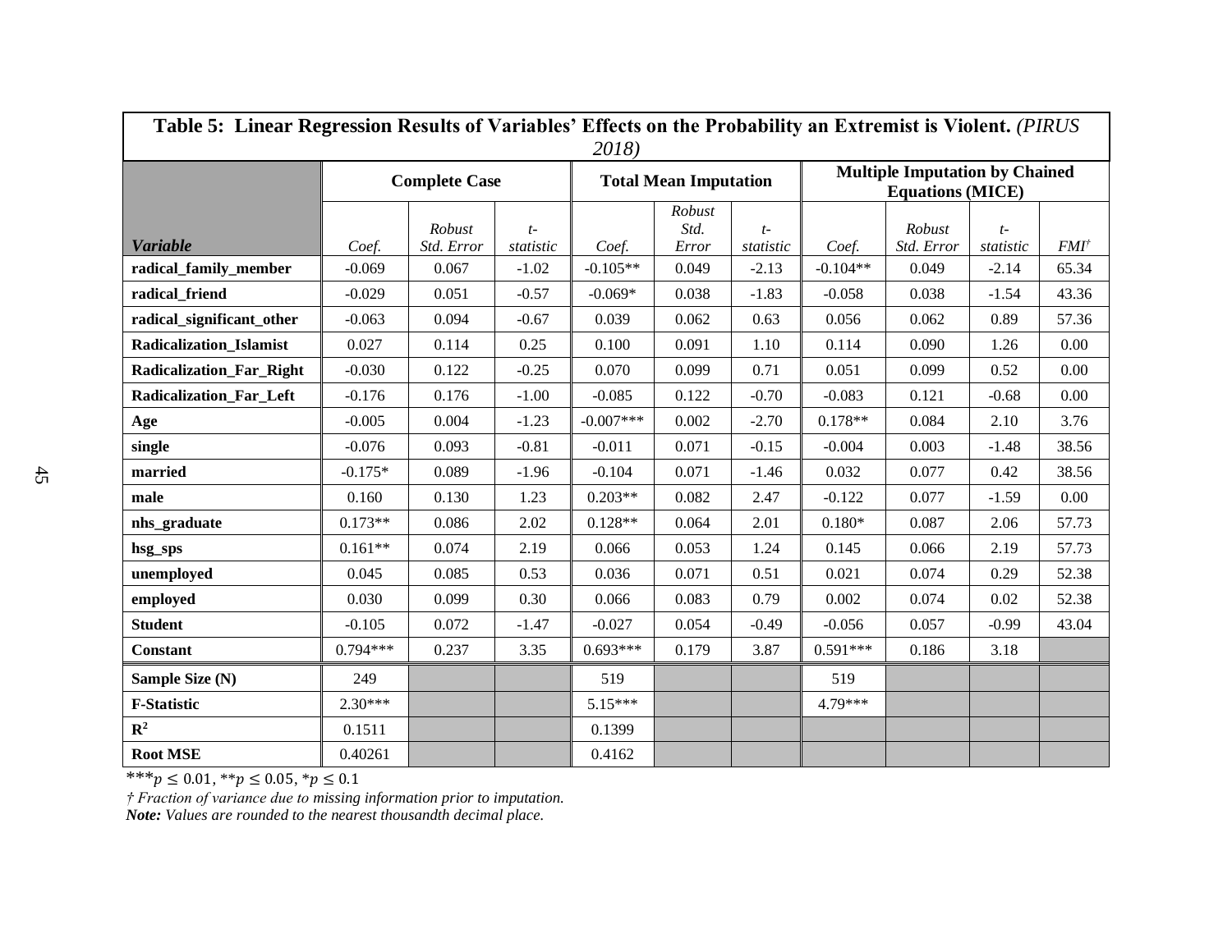**Table 5: Linear Regression Results of Variables' Effects on the Probability an Extremist is Violent.** *(PIRUS 2018)*

| | Complete Case | | | Total Mean Imputation | | | Multiple Imputation by Chained Equations (MICE) | | | |
|---|---|---|---|---|---|---|---|---|---|---|
| ***Variable*** | *Coef.* | *Robust Std. Error* | *t-statistic* | *Coef.* | *Robust Std. Error* | *t-statistic* | *Coef.* | *Robust Std. Error* | *t-statistic* | *FMI*[†] |
| **radical_family_member** | -0.069 | 0.067 | -1.02 | -0.105** | 0.049 | -2.13 | -0.104** | 0.049 | -2.14 | 65.34 |
| **radical_friend** | -0.029 | 0.051 | -0.57 | -0.069* | 0.038 | -1.83 | -0.058 | 0.038 | -1.54 | 43.36 |
| **radical_significant_other** | -0.063 | 0.094 | -0.67 | 0.039 | 0.062 | 0.63 | 0.056 | 0.062 | 0.89 | 57.36 |
| **Radicalization_Islamist** | 0.027 | 0.114 | 0.25 | 0.100 | 0.091 | 1.10 | 0.114 | 0.090 | 1.26 | 0.00 |
| **Radicalization_Far_Right** | -0.030 | 0.122 | -0.25 | 0.070 | 0.099 | 0.71 | 0.051 | 0.099 | 0.52 | 0.00 |
| **Radicalization_Far_Left** | -0.176 | 0.176 | -1.00 | -0.085 | 0.122 | -0.70 | -0.083 | 0.121 | -0.68 | 0.00 |
| **Age** | -0.005 | 0.004 | -1.23 | -0.007*** | 0.002 | -2.70 | 0.178** | 0.084 | 2.10 | 3.76 |
| **single** | -0.076 | 0.093 | -0.81 | -0.011 | 0.071 | -0.15 | -0.004 | 0.003 | -1.48 | 38.56 |
| **married** | -0.175* | 0.089 | -1.96 | -0.104 | 0.071 | -1.46 | 0.032 | 0.077 | 0.42 | 38.56 |
| **male** | 0.160 | 0.130 | 1.23 | 0.203** | 0.082 | 2.47 | -0.122 | 0.077 | -1.59 | 0.00 |
| **nhs_graduate** | 0.173** | 0.086 | 2.02 | 0.128** | 0.064 | 2.01 | 0.180* | 0.087 | 2.06 | 57.73 |
| **hsg_sps** | 0.161** | 0.074 | 2.19 | 0.066 | 0.053 | 1.24 | 0.145 | 0.066 | 2.19 | 57.73 |
| **unemployed** | 0.045 | 0.085 | 0.53 | 0.036 | 0.071 | 0.51 | 0.021 | 0.074 | 0.29 | 52.38 |
| **employed** | 0.030 | 0.099 | 0.30 | 0.066 | 0.083 | 0.79 | 0.002 | 0.074 | 0.02 | 52.38 |
| **Student** | -0.105 | 0.072 | -1.47 | -0.027 | 0.054 | -0.49 | -0.056 | 0.057 | -0.99 | 43.04 |
| **Constant** | 0.794*** | 0.237 | 3.35 | 0.693*** | 0.179 | 3.87 | 0.591*** | 0.186 | 3.18 | |
| **Sample Size (N)** | 249 | | | 519 | | | 519 | | | |
| **F-Statistic** | 2.30*** | | | 5.15*** | | | 4.79*** | | | |
| $\mathbf{R^2}$ | 0.1511 | | | 0.1399 | | | | | | |
| **Root MSE** | 0.40261 | | | 0.4162 | | | | | | |

$^{***}p \leq 0.01$, $^{**}p \leq 0.05$, $^{*}p \leq 0.1$

*† Fraction of variance due to missing information prior to imputation.*

***Note:*** *Values are rounded to the nearest thousandth decimal place.*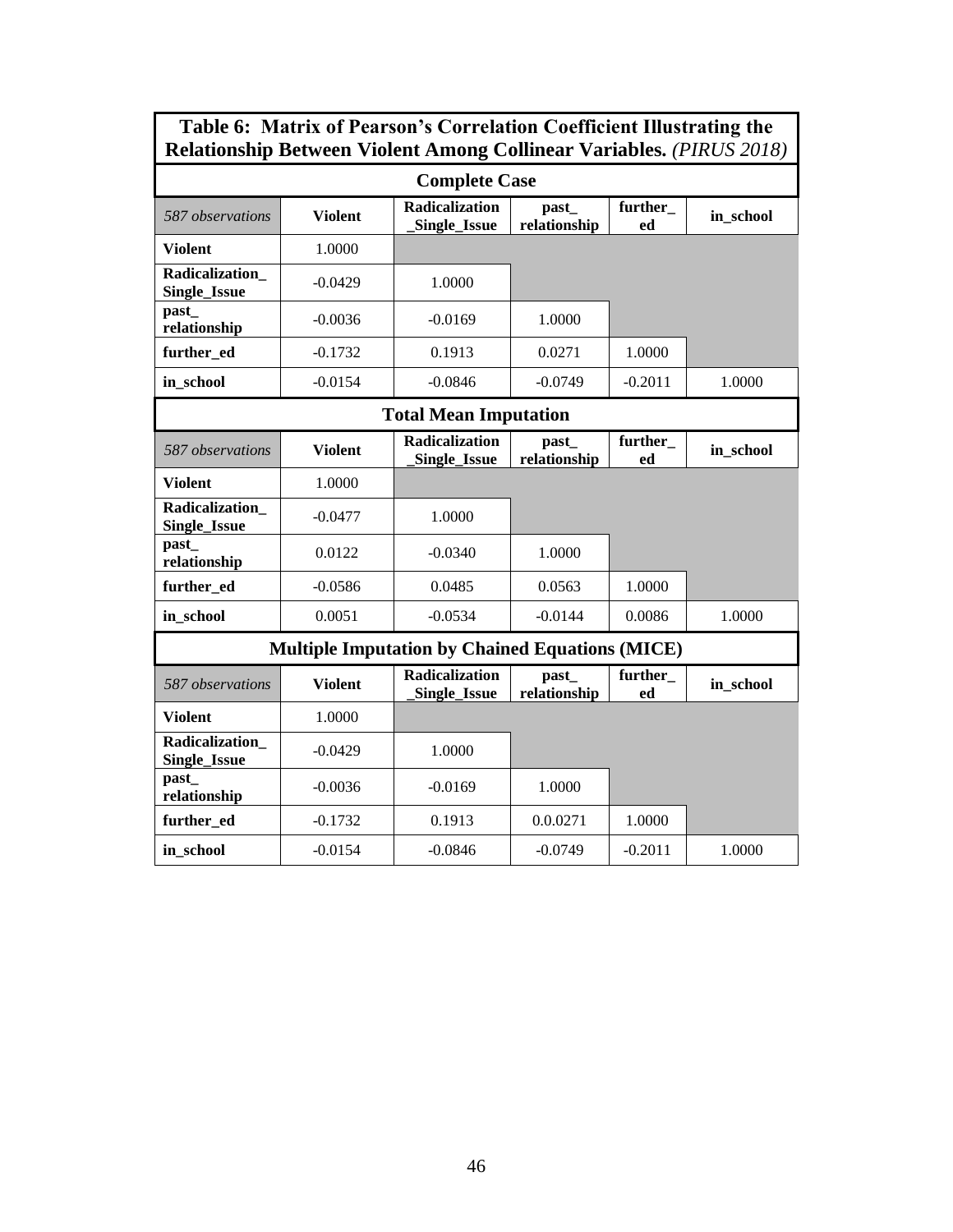**Table 6: Matrix of Pearson's Correlation Coefficient Illustrating the Relationship Between Violent Among Collinear Variables.** *(PIRUS 2018)*

**Complete Case**

| *587 observations* | Violent | Radicalization _Single_Issue | past_ relationship | further_ ed | in_school |
|---|---|---|---|---|---|
| **Violent** | 1.0000 | | | | |
| **Radicalization_ Single_Issue** | -0.0429 | 1.0000 | | | |
| **past_ relationship** | -0.0036 | -0.0169 | 1.0000 | | |
| **further_ed** | -0.1732 | 0.1913 | 0.0271 | 1.0000 | |
| **in_school** | -0.0154 | -0.0846 | -0.0749 | -0.2011 | 1.0000 |

**Total Mean Imputation**

| *587 observations* | Violent | Radicalization _Single_Issue | past_ relationship | further_ ed | in_school |
|---|---|---|---|---|---|
| **Violent** | 1.0000 | | | | |
| **Radicalization_ Single_Issue** | -0.0477 | 1.0000 | | | |
| **past_ relationship** | 0.0122 | -0.0340 | 1.0000 | | |
| **further_ed** | -0.0586 | 0.0485 | 0.0563 | 1.0000 | |
| **in_school** | 0.0051 | -0.0534 | -0.0144 | 0.0086 | 1.0000 |

**Multiple Imputation by Chained Equations (MICE)**

| *587 observations* | Violent | Radicalization _Single_Issue | past_ relationship | further_ ed | in_school |
|---|---|---|---|---|---|
| **Violent** | 1.0000 | | | | |
| **Radicalization_ Single_Issue** | -0.0429 | 1.0000 | | | |
| **past_ relationship** | -0.0036 | -0.0169 | 1.0000 | | |
| **further_ed** | -0.1732 | 0.1913 | 0.0.0271 | 1.0000 | |
| **in_school** | -0.0154 | -0.0846 | -0.0749 | -0.2011 | 1.0000 |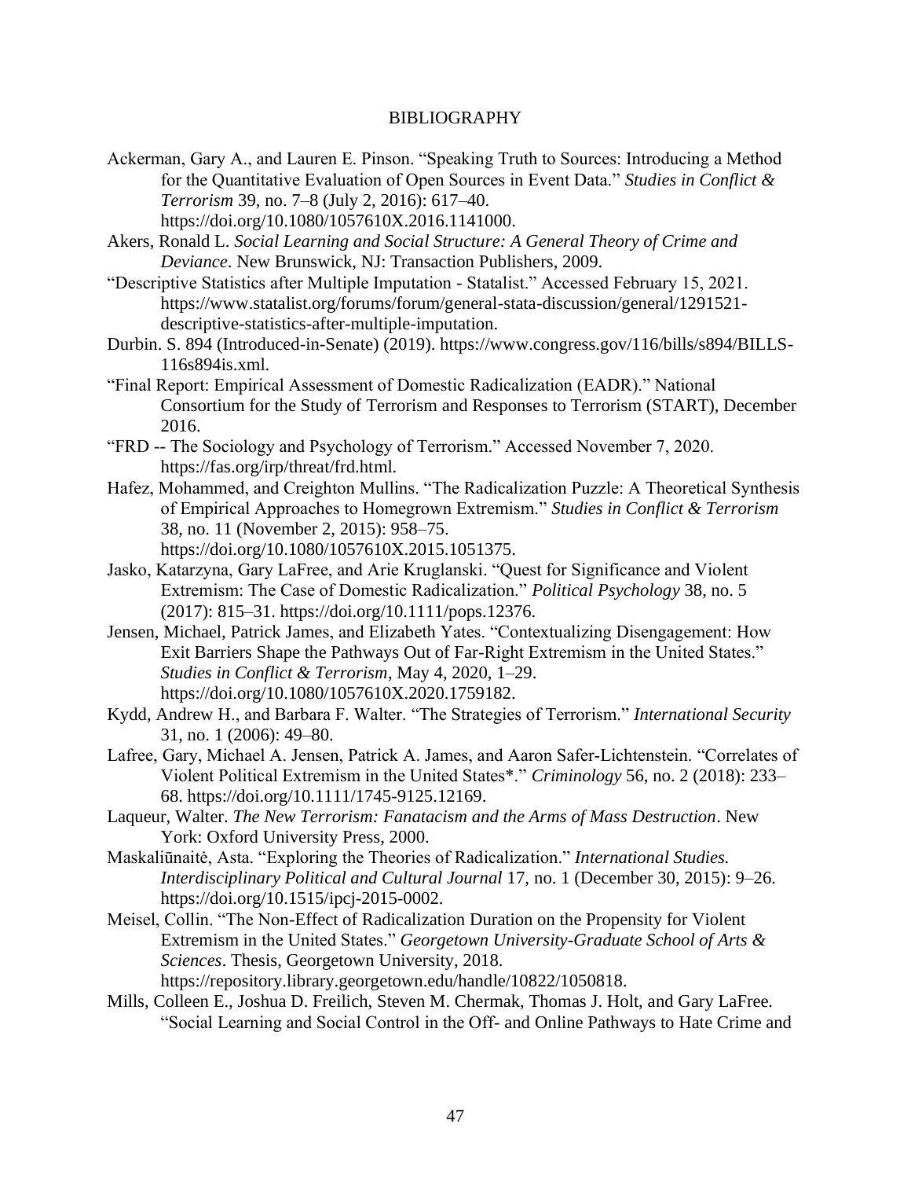# BIBLIOGRAPHY

Ackerman, Gary A., and Lauren E. Pinson. "Speaking Truth to Sources: Introducing a Method for the Quantitative Evaluation of Open Sources in Event Data." *Studies in Conflict & Terrorism* 39, no. 7–8 (July 2, 2016): 617–40. https://doi.org/10.1080/1057610X.2016.1141000.

Akers, Ronald L. *Social Learning and Social Structure: A General Theory of Crime and Deviance*. New Brunswick, NJ: Transaction Publishers, 2009.

"Descriptive Statistics after Multiple Imputation - Statalist." Accessed February 15, 2021. https://www.statalist.org/forums/forum/general-stata-discussion/general/1291521-descriptive-statistics-after-multiple-imputation.

Durbin. S. 894 (Introduced-in-Senate) (2019). https://www.congress.gov/116/bills/s894/BILLS-116s894is.xml.

"Final Report: Empirical Assessment of Domestic Radicalization (EADR)." National Consortium for the Study of Terrorism and Responses to Terrorism (START), December 2016.

"FRD -- The Sociology and Psychology of Terrorism." Accessed November 7, 2020. https://fas.org/irp/threat/frd.html.

Hafez, Mohammed, and Creighton Mullins. "The Radicalization Puzzle: A Theoretical Synthesis of Empirical Approaches to Homegrown Extremism." *Studies in Conflict & Terrorism* 38, no. 11 (November 2, 2015): 958–75. https://doi.org/10.1080/1057610X.2015.1051375.

Jasko, Katarzyna, Gary LaFree, and Arie Kruglanski. "Quest for Significance and Violent Extremism: The Case of Domestic Radicalization." *Political Psychology* 38, no. 5 (2017): 815–31. https://doi.org/10.1111/pops.12376.

Jensen, Michael, Patrick James, and Elizabeth Yates. "Contextualizing Disengagement: How Exit Barriers Shape the Pathways Out of Far-Right Extremism in the United States." *Studies in Conflict & Terrorism*, May 4, 2020, 1–29. https://doi.org/10.1080/1057610X.2020.1759182.

Kydd, Andrew H., and Barbara F. Walter. "The Strategies of Terrorism." *International Security* 31, no. 1 (2006): 49–80.

Lafree, Gary, Michael A. Jensen, Patrick A. James, and Aaron Safer-Lichtenstein. "Correlates of Violent Political Extremism in the United States*." *Criminology* 56, no. 2 (2018): 233–68. https://doi.org/10.1111/1745-9125.12169.

Laqueur, Walter. *The New Terrorism: Fanatacism and the Arms of Mass Destruction*. New York: Oxford University Press, 2000.

Maskaliūnaitė, Asta. "Exploring the Theories of Radicalization." *International Studies. Interdisciplinary Political and Cultural Journal* 17, no. 1 (December 30, 2015): 9–26. https://doi.org/10.1515/ipcj-2015-0002.

Meisel, Collin. "The Non-Effect of Radicalization Duration on the Propensity for Violent Extremism in the United States." *Georgetown University-Graduate School of Arts & Sciences*. Thesis, Georgetown University, 2018. https://repository.library.georgetown.edu/handle/10822/1050818.

Mills, Colleen E., Joshua D. Freilich, Steven M. Chermak, Thomas J. Holt, and Gary LaFree. "Social Learning and Social Control in the Off- and Online Pathways to Hate Crime and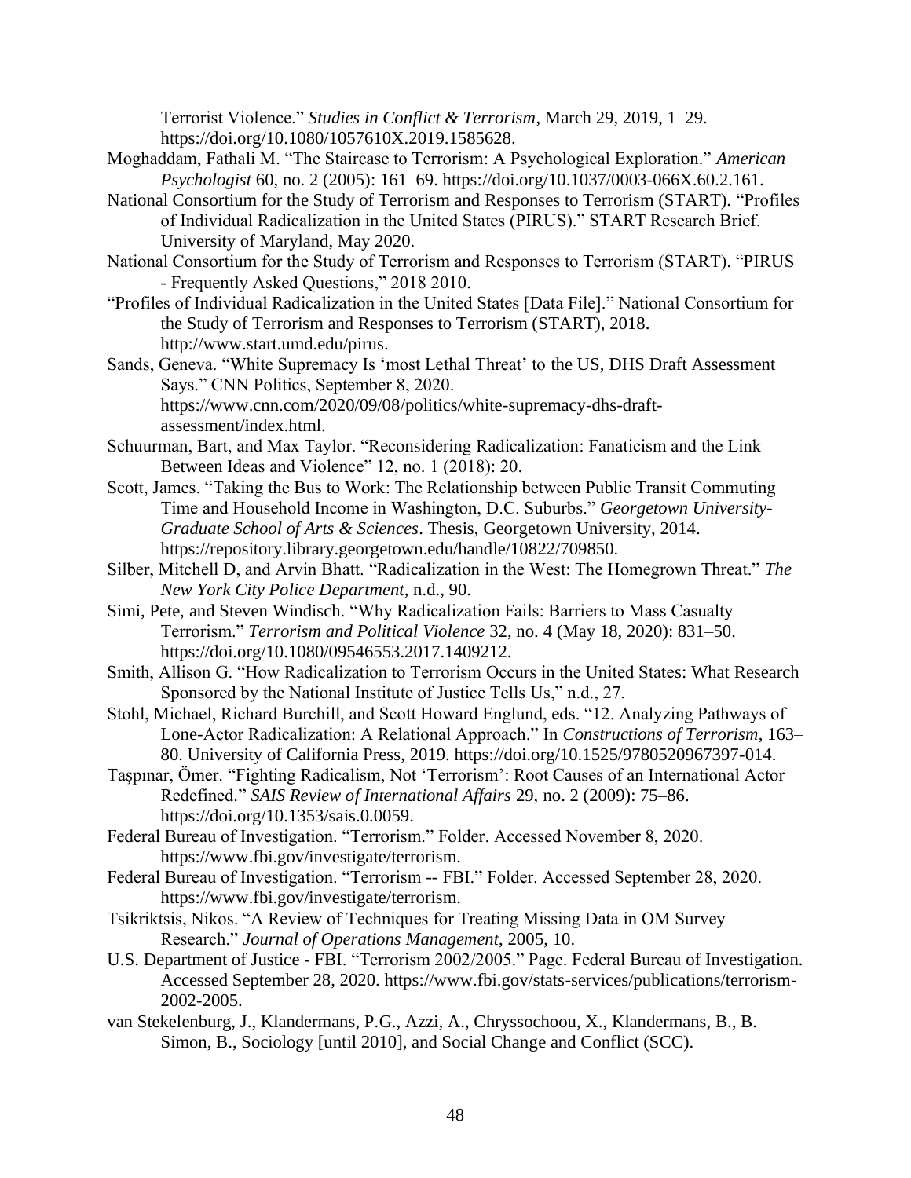Terrorist Violence." *Studies in Conflict & Terrorism*, March 29, 2019, 1–29. https://doi.org/10.1080/1057610X.2019.1585628.

Moghaddam, Fathali M. "The Staircase to Terrorism: A Psychological Exploration." *American Psychologist* 60, no. 2 (2005): 161–69. https://doi.org/10.1037/0003-066X.60.2.161.

National Consortium for the Study of Terrorism and Responses to Terrorism (START). "Profiles of Individual Radicalization in the United States (PIRUS)." START Research Brief. University of Maryland, May 2020.

National Consortium for the Study of Terrorism and Responses to Terrorism (START). "PIRUS - Frequently Asked Questions," 2018 2010.

"Profiles of Individual Radicalization in the United States [Data File]." National Consortium for the Study of Terrorism and Responses to Terrorism (START), 2018. http://www.start.umd.edu/pirus.

Sands, Geneva. "White Supremacy Is 'most Lethal Threat' to the US, DHS Draft Assessment Says." CNN Politics, September 8, 2020. https://www.cnn.com/2020/09/08/politics/white-supremacy-dhs-draft-assessment/index.html.

Schuurman, Bart, and Max Taylor. "Reconsidering Radicalization: Fanaticism and the Link Between Ideas and Violence" 12, no. 1 (2018): 20.

Scott, James. "Taking the Bus to Work: The Relationship between Public Transit Commuting Time and Household Income in Washington, D.C. Suburbs." *Georgetown University-Graduate School of Arts & Sciences*. Thesis, Georgetown University, 2014. https://repository.library.georgetown.edu/handle/10822/709850.

Silber, Mitchell D, and Arvin Bhatt. "Radicalization in the West: The Homegrown Threat." *The New York City Police Department*, n.d., 90.

Simi, Pete, and Steven Windisch. "Why Radicalization Fails: Barriers to Mass Casualty Terrorism." *Terrorism and Political Violence* 32, no. 4 (May 18, 2020): 831–50. https://doi.org/10.1080/09546553.2017.1409212.

Smith, Allison G. "How Radicalization to Terrorism Occurs in the United States: What Research Sponsored by the National Institute of Justice Tells Us," n.d., 27.

Stohl, Michael, Richard Burchill, and Scott Howard Englund, eds. "12. Analyzing Pathways of Lone-Actor Radicalization: A Relational Approach." In *Constructions of Terrorism*, 163–80. University of California Press, 2019. https://doi.org/10.1525/9780520967397-014.

Taşpınar, Ömer. "Fighting Radicalism, Not 'Terrorism': Root Causes of an International Actor Redefined." *SAIS Review of International Affairs* 29, no. 2 (2009): 75–86. https://doi.org/10.1353/sais.0.0059.

Federal Bureau of Investigation. "Terrorism." Folder. Accessed November 8, 2020. https://www.fbi.gov/investigate/terrorism.

Federal Bureau of Investigation. "Terrorism -- FBI." Folder. Accessed September 28, 2020. https://www.fbi.gov/investigate/terrorism.

Tsikriktsis, Nikos. "A Review of Techniques for Treating Missing Data in OM Survey Research." *Journal of Operations Management*, 2005, 10.

U.S. Department of Justice - FBI. "Terrorism 2002/2005." Page. Federal Bureau of Investigation. Accessed September 28, 2020. https://www.fbi.gov/stats-services/publications/terrorism-2002-2005.

van Stekelenburg, J., Klandermans, P.G., Azzi, A., Chryssochoou, X., Klandermans, B., B. Simon, B., Sociology [until 2010], and Social Change and Conflict (SCC).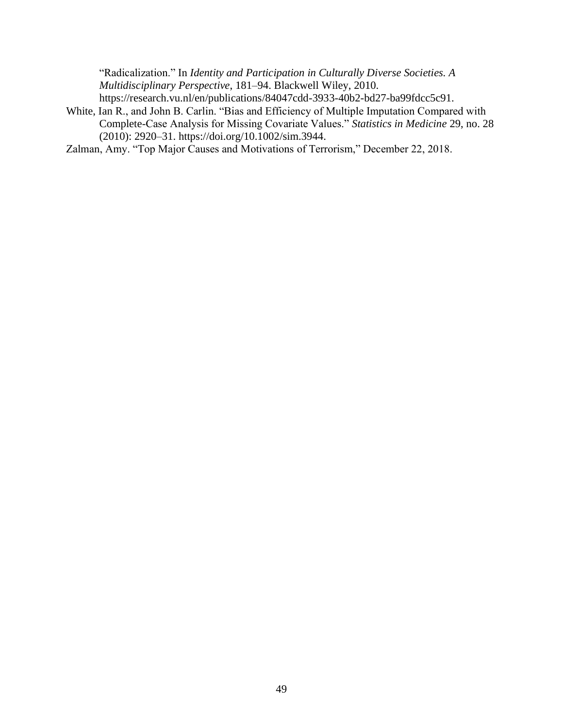"Radicalization." In *Identity and Participation in Culturally Diverse Societies. A Multidisciplinary Perspective*, 181–94. Blackwell Wiley, 2010. https://research.vu.nl/en/publications/84047cdd-3933-40b2-bd27-ba99fdcc5c91.

White, Ian R., and John B. Carlin. "Bias and Efficiency of Multiple Imputation Compared with Complete-Case Analysis for Missing Covariate Values." *Statistics in Medicine* 29, no. 28 (2010): 2920–31. https://doi.org/10.1002/sim.3944.

Zalman, Amy. "Top Major Causes and Motivations of Terrorism," December 22, 2018.